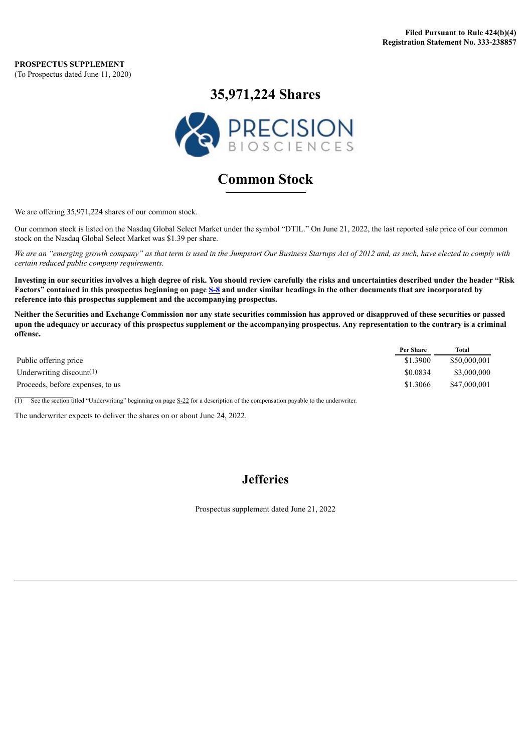**Filed Pursuant to Rule 424(b)(4)**
**Registration Statement No. 333-238857**

**PROSPECTUS SUPPLEMENT**
(To Prospectus dated June 11, 2020)

# 35,971,224 Shares

PRECISION BIOSCIENCES

# Common Stock

We are offering 35,971,224 shares of our common stock.

Our common stock is listed on the Nasdaq Global Select Market under the symbol "DTIL." On June 21, 2022, the last reported sale price of our common stock on the Nasdaq Global Select Market was $1.39 per share.

*We are an "emerging growth company" as that term is used in the Jumpstart Our Business Startups Act of 2012 and, as such, have elected to comply with certain reduced public company requirements.*

**Investing in our securities involves a high degree of risk. You should review carefully the risks and uncertainties described under the header "Risk Factors" contained in this prospectus beginning on page S-8 and under similar headings in the other documents that are incorporated by reference into this prospectus supplement and the accompanying prospectus.**

**Neither the Securities and Exchange Commission nor any state securities commission has approved or disapproved of these securities or passed upon the adequacy or accuracy of this prospectus supplement or the accompanying prospectus. Any representation to the contrary is a criminal offense.**

| | Per Share | Total |
|---|---|---|
| Public offering price | $1.3900 | $50,000,001 |
| Underwriting discount[(1)] | $0.0834 | $3,000,000 |
| Proceeds, before expenses, to us | $1.3066 | $47,000,001 |

(1) See the section titled "Underwriting" beginning on page S-22 for a description of the compensation payable to the underwriter.

The underwriter expects to deliver the shares on or about June 24, 2022.

## Jefferies

Prospectus supplement dated June 21, 2022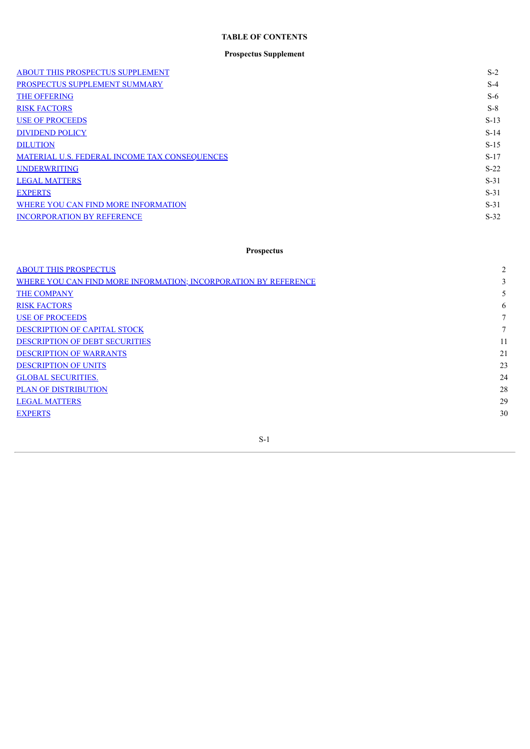**TABLE OF CONTENTS**

**Prospectus Supplement**

| | |
|---|---|
| ABOUT THIS PROSPECTUS SUPPLEMENT | S-2 |
| PROSPECTUS SUPPLEMENT SUMMARY | S-4 |
| THE OFFERING | S-6 |
| RISK FACTORS | S-8 |
| USE OF PROCEEDS | S-13 |
| DIVIDEND POLICY | S-14 |
| DILUTION | S-15 |
| MATERIAL U.S. FEDERAL INCOME TAX CONSEQUENCES | S-17 |
| UNDERWRITING | S-22 |
| LEGAL MATTERS | S-31 |
| EXPERTS | S-31 |
| WHERE YOU CAN FIND MORE INFORMATION | S-31 |
| INCORPORATION BY REFERENCE | S-32 |

**Prospectus**

| | |
|---|---|
| ABOUT THIS PROSPECTUS | 2 |
| WHERE YOU CAN FIND MORE INFORMATION; INCORPORATION BY REFERENCE | 3 |
| THE COMPANY | 5 |
| RISK FACTORS | 6 |
| USE OF PROCEEDS | 7 |
| DESCRIPTION OF CAPITAL STOCK | 7 |
| DESCRIPTION OF DEBT SECURITIES | 11 |
| DESCRIPTION OF WARRANTS | 21 |
| DESCRIPTION OF UNITS | 23 |
| GLOBAL SECURITIES. | 24 |
| PLAN OF DISTRIBUTION | 28 |
| LEGAL MATTERS | 29 |
| EXPERTS | 30 |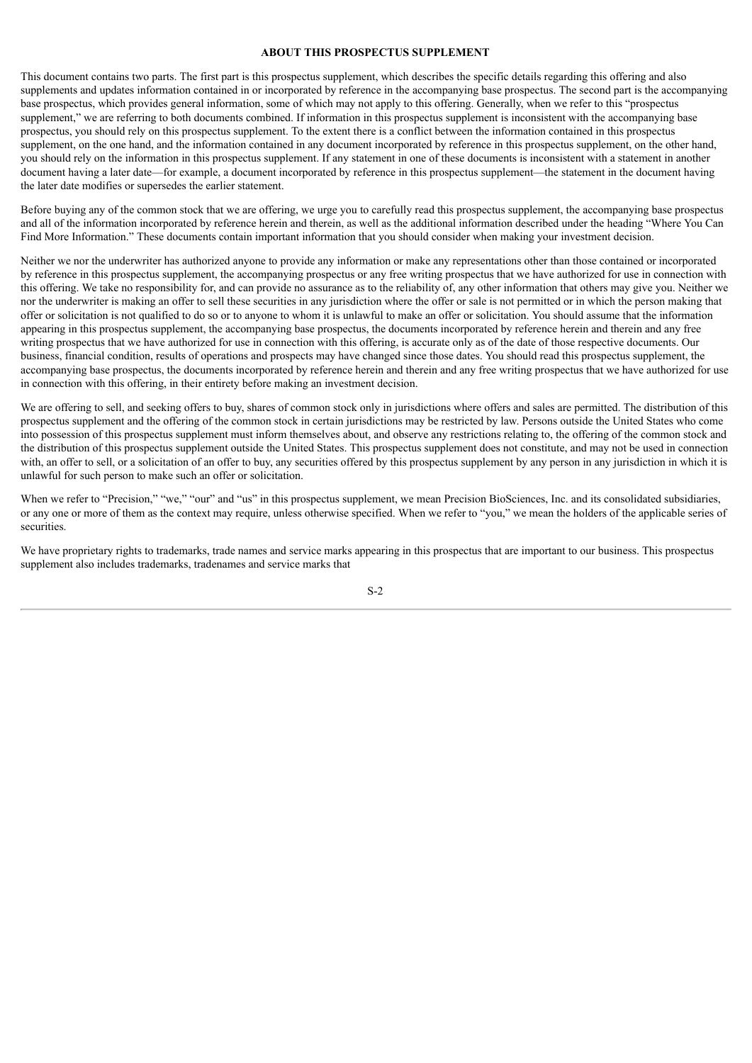## ABOUT THIS PROSPECTUS SUPPLEMENT

This document contains two parts. The first part is this prospectus supplement, which describes the specific details regarding this offering and also supplements and updates information contained in or incorporated by reference in the accompanying base prospectus. The second part is the accompanying base prospectus, which provides general information, some of which may not apply to this offering. Generally, when we refer to this "prospectus supplement," we are referring to both documents combined. If information in this prospectus supplement is inconsistent with the accompanying base prospectus, you should rely on this prospectus supplement. To the extent there is a conflict between the information contained in this prospectus supplement, on the one hand, and the information contained in any document incorporated by reference in this prospectus supplement, on the other hand, you should rely on the information in this prospectus supplement. If any statement in one of these documents is inconsistent with a statement in another document having a later date—for example, a document incorporated by reference in this prospectus supplement—the statement in the document having the later date modifies or supersedes the earlier statement.

Before buying any of the common stock that we are offering, we urge you to carefully read this prospectus supplement, the accompanying base prospectus and all of the information incorporated by reference herein and therein, as well as the additional information described under the heading "Where You Can Find More Information." These documents contain important information that you should consider when making your investment decision.

Neither we nor the underwriter has authorized anyone to provide any information or make any representations other than those contained or incorporated by reference in this prospectus supplement, the accompanying prospectus or any free writing prospectus that we have authorized for use in connection with this offering. We take no responsibility for, and can provide no assurance as to the reliability of, any other information that others may give you. Neither we nor the underwriter is making an offer to sell these securities in any jurisdiction where the offer or sale is not permitted or in which the person making that offer or solicitation is not qualified to do so or to anyone to whom it is unlawful to make an offer or solicitation. You should assume that the information appearing in this prospectus supplement, the accompanying base prospectus, the documents incorporated by reference herein and therein and any free writing prospectus that we have authorized for use in connection with this offering, is accurate only as of the date of those respective documents. Our business, financial condition, results of operations and prospects may have changed since those dates. You should read this prospectus supplement, the accompanying base prospectus, the documents incorporated by reference herein and therein and any free writing prospectus that we have authorized for use in connection with this offering, in their entirety before making an investment decision.

We are offering to sell, and seeking offers to buy, shares of common stock only in jurisdictions where offers and sales are permitted. The distribution of this prospectus supplement and the offering of the common stock in certain jurisdictions may be restricted by law. Persons outside the United States who come into possession of this prospectus supplement must inform themselves about, and observe any restrictions relating to, the offering of the common stock and the distribution of this prospectus supplement outside the United States. This prospectus supplement does not constitute, and may not be used in connection with, an offer to sell, or a solicitation of an offer to buy, any securities offered by this prospectus supplement by any person in any jurisdiction in which it is unlawful for such person to make such an offer or solicitation.

When we refer to "Precision," "we," "our" and "us" in this prospectus supplement, we mean Precision BioSciences, Inc. and its consolidated subsidiaries, or any one or more of them as the context may require, unless otherwise specified. When we refer to "you," we mean the holders of the applicable series of securities.

We have proprietary rights to trademarks, trade names and service marks appearing in this prospectus that are important to our business. This prospectus supplement also includes trademarks, tradenames and service marks that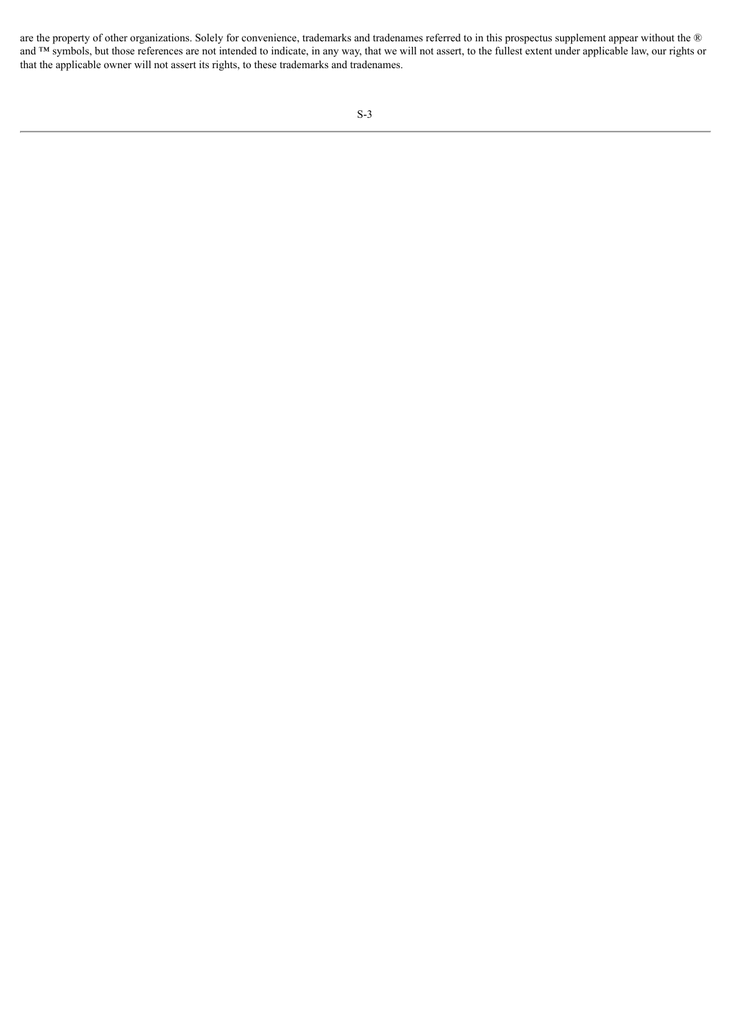are the property of other organizations. Solely for convenience, trademarks and tradenames referred to in this prospectus supplement appear without the ® and ™ symbols, but those references are not intended to indicate, in any way, that we will not assert, to the fullest extent under applicable law, our rights or that the applicable owner will not assert its rights, to these trademarks and tradenames.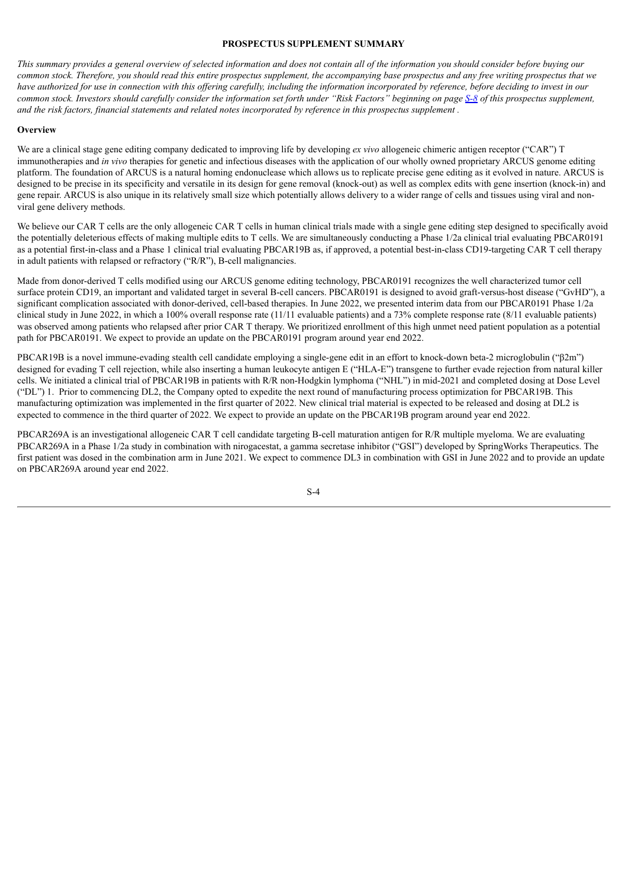## PROSPECTUS SUPPLEMENT SUMMARY

*This summary provides a general overview of selected information and does not contain all of the information you should consider before buying our common stock. Therefore, you should read this entire prospectus supplement, the accompanying base prospectus and any free writing prospectus that we have authorized for use in connection with this offering carefully, including the information incorporated by reference, before deciding to invest in our common stock. Investors should carefully consider the information set forth under "Risk Factors" beginning on page S-8 of this prospectus supplement, and the risk factors, financial statements and related notes incorporated by reference in this prospectus supplement .*

### Overview

We are a clinical stage gene editing company dedicated to improving life by developing *ex vivo* allogeneic chimeric antigen receptor ("CAR") T immunotherapies and *in vivo* therapies for genetic and infectious diseases with the application of our wholly owned proprietary ARCUS genome editing platform. The foundation of ARCUS is a natural homing endonuclease which allows us to replicate precise gene editing as it evolved in nature. ARCUS is designed to be precise in its specificity and versatile in its design for gene removal (knock-out) as well as complex edits with gene insertion (knock-in) and gene repair. ARCUS is also unique in its relatively small size which potentially allows delivery to a wider range of cells and tissues using viral and non-viral gene delivery methods.

We believe our CAR T cells are the only allogeneic CAR T cells in human clinical trials made with a single gene editing step designed to specifically avoid the potentially deleterious effects of making multiple edits to T cells. We are simultaneously conducting a Phase 1/2a clinical trial evaluating PBCAR0191 as a potential first-in-class and a Phase 1 clinical trial evaluating PBCAR19B as, if approved, a potential best-in-class CD19-targeting CAR T cell therapy in adult patients with relapsed or refractory ("R/R"), B-cell malignancies.

Made from donor-derived T cells modified using our ARCUS genome editing technology, PBCAR0191 recognizes the well characterized tumor cell surface protein CD19, an important and validated target in several B-cell cancers. PBCAR0191 is designed to avoid graft-versus-host disease ("GvHD"), a significant complication associated with donor-derived, cell-based therapies. In June 2022, we presented interim data from our PBCAR0191 Phase 1/2a clinical study in June 2022, in which a 100% overall response rate (11/11 evaluable patients) and a 73% complete response rate (8/11 evaluable patients) was observed among patients who relapsed after prior CAR T therapy. We prioritized enrollment of this high unmet need patient population as a potential path for PBCAR0191. We expect to provide an update on the PBCAR0191 program around year end 2022.

PBCAR19B is a novel immune-evading stealth cell candidate employing a single-gene edit in an effort to knock-down beta-2 microglobulin ("β2m") designed for evading T cell rejection, while also inserting a human leukocyte antigen E ("HLA-E") transgene to further evade rejection from natural killer cells. We initiated a clinical trial of PBCAR19B in patients with R/R non-Hodgkin lymphoma ("NHL") in mid-2021 and completed dosing at Dose Level ("DL") 1. Prior to commencing DL2, the Company opted to expedite the next round of manufacturing process optimization for PBCAR19B. This manufacturing optimization was implemented in the first quarter of 2022. New clinical trial material is expected to be released and dosing at DL2 is expected to commence in the third quarter of 2022. We expect to provide an update on the PBCAR19B program around year end 2022.

PBCAR269A is an investigational allogeneic CAR T cell candidate targeting B-cell maturation antigen for R/R multiple myeloma. We are evaluating PBCAR269A in a Phase 1/2a study in combination with nirogacestat, a gamma secretase inhibitor ("GSI") developed by SpringWorks Therapeutics. The first patient was dosed in the combination arm in June 2021. We expect to commence DL3 in combination with GSI in June 2022 and to provide an update on PBCAR269A around year end 2022.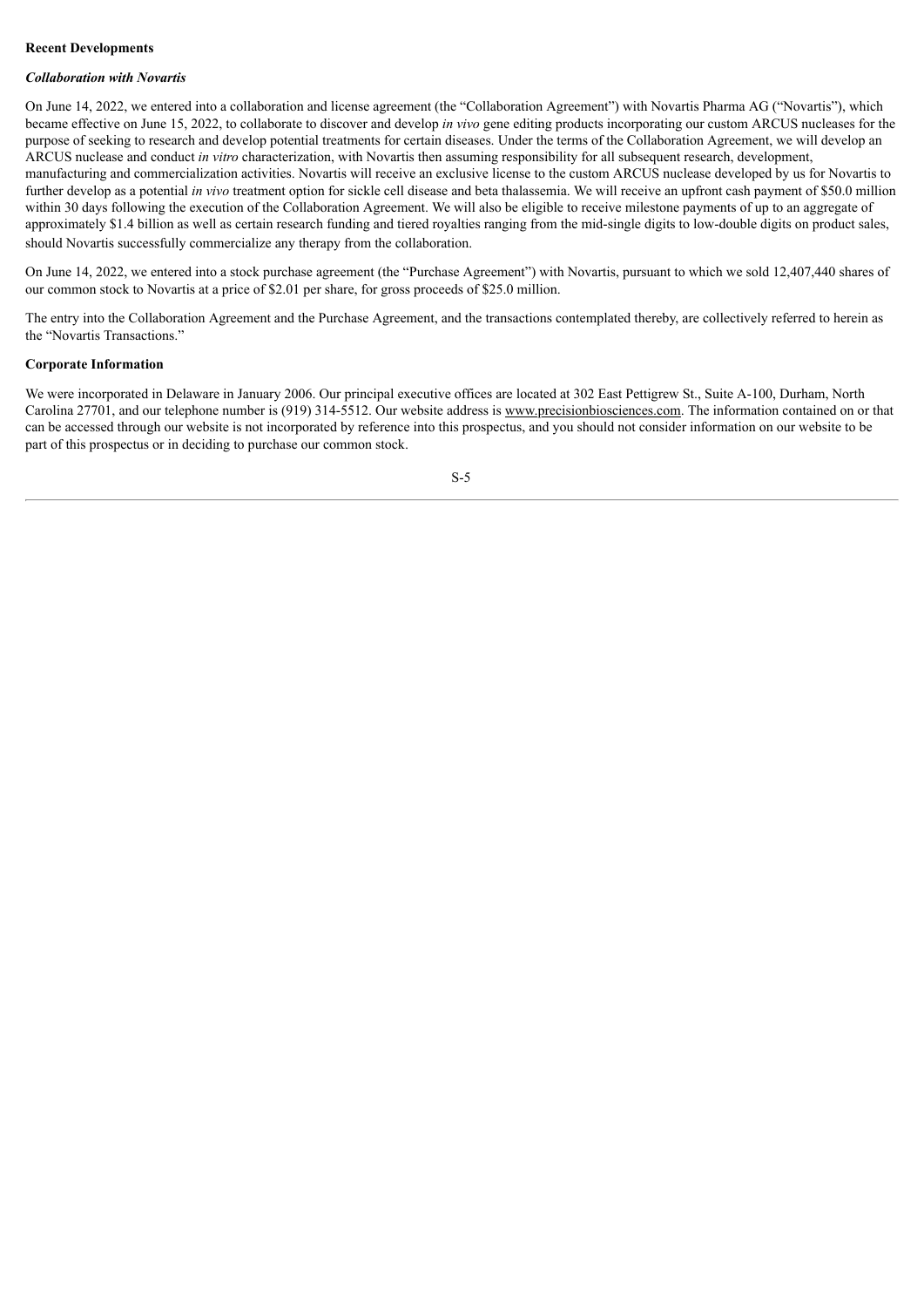## Recent Developments

### *Collaboration with Novartis*

On June 14, 2022, we entered into a collaboration and license agreement (the "Collaboration Agreement") with Novartis Pharma AG ("Novartis"), which became effective on June 15, 2022, to collaborate to discover and develop *in vivo* gene editing products incorporating our custom ARCUS nucleases for the purpose of seeking to research and develop potential treatments for certain diseases. Under the terms of the Collaboration Agreement, we will develop an ARCUS nuclease and conduct *in vitro* characterization, with Novartis then assuming responsibility for all subsequent research, development, manufacturing and commercialization activities. Novartis will receive an exclusive license to the custom ARCUS nuclease developed by us for Novartis to further develop as a potential *in vivo* treatment option for sickle cell disease and beta thalassemia. We will receive an upfront cash payment of $50.0 million within 30 days following the execution of the Collaboration Agreement. We will also be eligible to receive milestone payments of up to an aggregate of approximately $1.4 billion as well as certain research funding and tiered royalties ranging from the mid-single digits to low-double digits on product sales, should Novartis successfully commercialize any therapy from the collaboration.

On June 14, 2022, we entered into a stock purchase agreement (the "Purchase Agreement") with Novartis, pursuant to which we sold 12,407,440 shares of our common stock to Novartis at a price of $2.01 per share, for gross proceeds of $25.0 million.

The entry into the Collaboration Agreement and the Purchase Agreement, and the transactions contemplated thereby, are collectively referred to herein as the "Novartis Transactions."

## Corporate Information

We were incorporated in Delaware in January 2006. Our principal executive offices are located at 302 East Pettigrew St., Suite A-100, Durham, North Carolina 27701, and our telephone number is (919) 314-5512. Our website address is www.precisionbiosciences.com. The information contained on or that can be accessed through our website is not incorporated by reference into this prospectus, and you should not consider information on our website to be part of this prospectus or in deciding to purchase our common stock.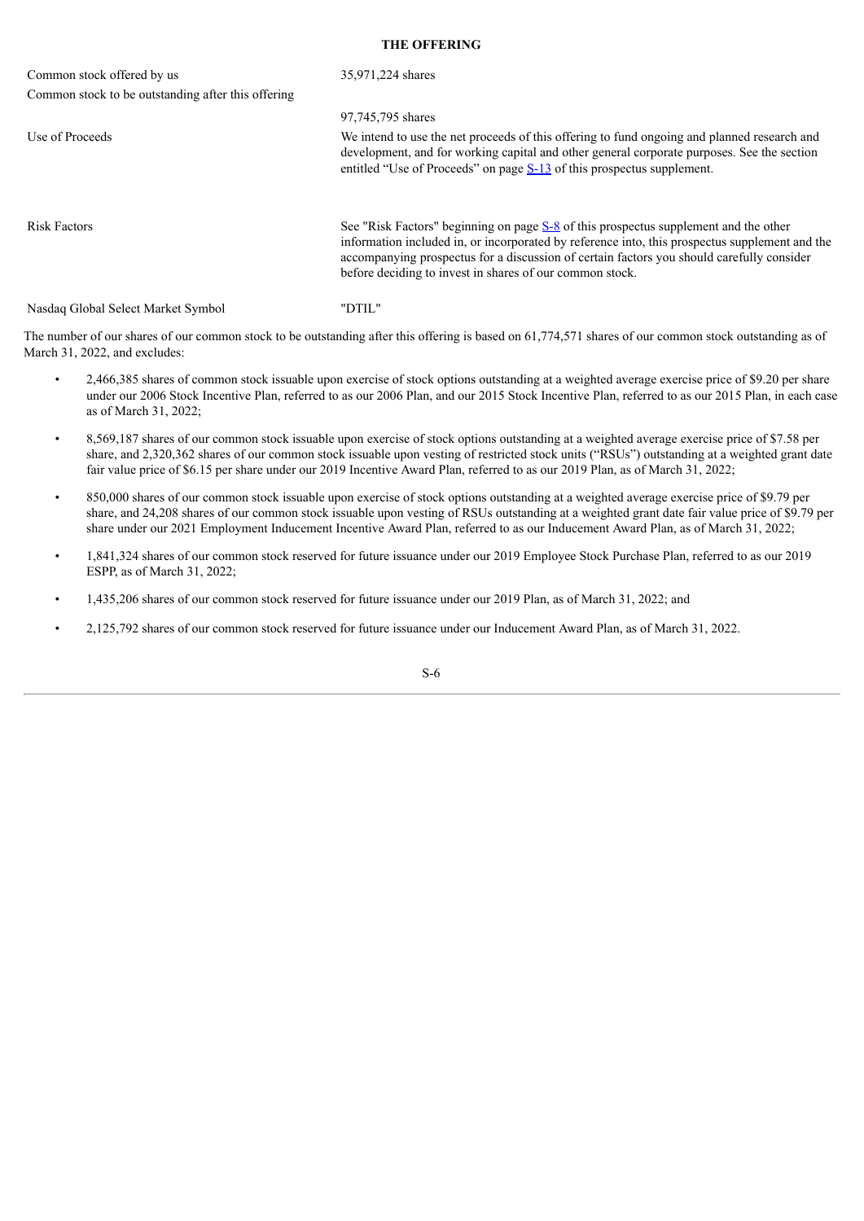## THE OFFERING

| | |
|---|---|
| Common stock offered by us | 35,971,224 shares |
| Common stock to be outstanding after this offering | 97,745,795 shares |
| Use of Proceeds | We intend to use the net proceeds of this offering to fund ongoing and planned research and development, and for working capital and other general corporate purposes. See the section entitled "Use of Proceeds" on page S-13 of this prospectus supplement. |
| Risk Factors | See "Risk Factors" beginning on page S-8 of this prospectus supplement and the other information included in, or incorporated by reference into, this prospectus supplement and the accompanying prospectus for a discussion of certain factors you should carefully consider before deciding to invest in shares of our common stock. |
| Nasdaq Global Select Market Symbol | "DTIL" |

The number of our shares of our common stock to be outstanding after this offering is based on 61,774,571 shares of our common stock outstanding as of March 31, 2022, and excludes:

- 2,466,385 shares of common stock issuable upon exercise of stock options outstanding at a weighted average exercise price of $9.20 per share under our 2006 Stock Incentive Plan, referred to as our 2006 Plan, and our 2015 Stock Incentive Plan, referred to as our 2015 Plan, in each case as of March 31, 2022;
- 8,569,187 shares of our common stock issuable upon exercise of stock options outstanding at a weighted average exercise price of $7.58 per share, and 2,320,362 shares of our common stock issuable upon vesting of restricted stock units ("RSUs") outstanding at a weighted grant date fair value price of $6.15 per share under our 2019 Incentive Award Plan, referred to as our 2019 Plan, as of March 31, 2022;
- 850,000 shares of our common stock issuable upon exercise of stock options outstanding at a weighted average exercise price of $9.79 per share, and 24,208 shares of our common stock issuable upon vesting of RSUs outstanding at a weighted grant date fair value price of $9.79 per share under our 2021 Employment Inducement Incentive Award Plan, referred to as our Inducement Award Plan, as of March 31, 2022;
- 1,841,324 shares of our common stock reserved for future issuance under our 2019 Employee Stock Purchase Plan, referred to as our 2019 ESPP, as of March 31, 2022;
- 1,435,206 shares of our common stock reserved for future issuance under our 2019 Plan, as of March 31, 2022; and
- 2,125,792 shares of our common stock reserved for future issuance under our Inducement Award Plan, as of March 31, 2022.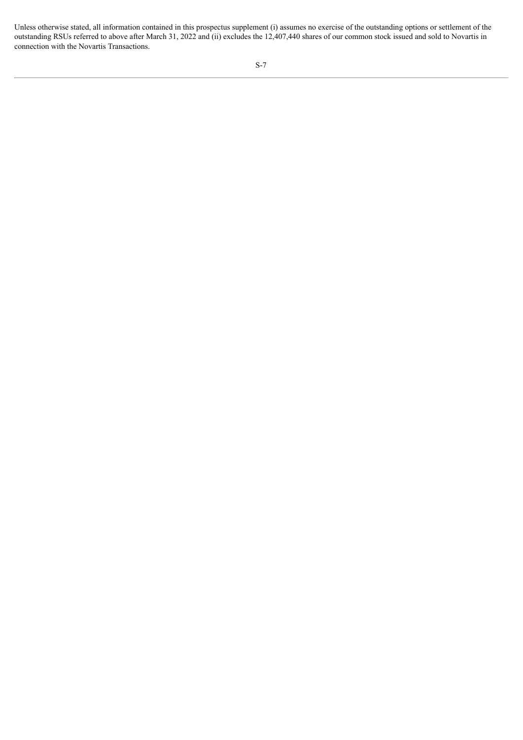Unless otherwise stated, all information contained in this prospectus supplement (i) assumes no exercise of the outstanding options or settlement of the outstanding RSUs referred to above after March 31, 2022 and (ii) excludes the 12,407,440 shares of our common stock issued and sold to Novartis in connection with the Novartis Transactions.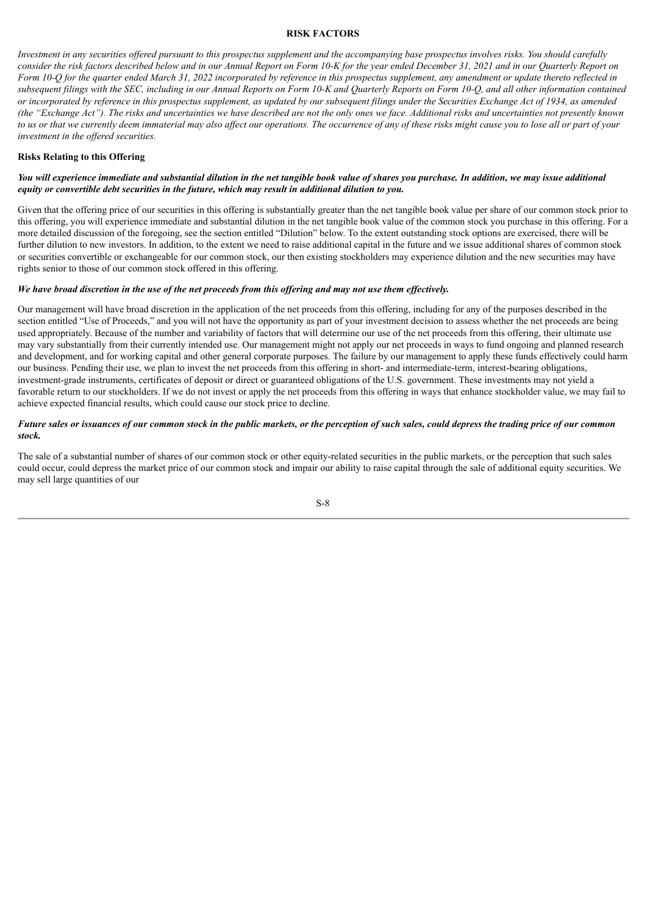## RISK FACTORS

*Investment in any securities offered pursuant to this prospectus supplement and the accompanying base prospectus involves risks. You should carefully consider the risk factors described below and in our Annual Report on Form 10-K for the year ended December 31, 2021 and in our Quarterly Report on Form 10-Q for the quarter ended March 31, 2022 incorporated by reference in this prospectus supplement, any amendment or update thereto reflected in subsequent filings with the SEC, including in our Annual Reports on Form 10-K and Quarterly Reports on Form 10-Q, and all other information contained or incorporated by reference in this prospectus supplement, as updated by our subsequent filings under the Securities Exchange Act of 1934, as amended (the "Exchange Act"). The risks and uncertainties we have described are not the only ones we face. Additional risks and uncertainties not presently known to us or that we currently deem immaterial may also affect our operations. The occurrence of any of these risks might cause you to lose all or part of your investment in the offered securities.*

### Risks Relating to this Offering

***You will experience immediate and substantial dilution in the net tangible book value of shares you purchase. In addition, we may issue additional equity or convertible debt securities in the future, which may result in additional dilution to you.***

Given that the offering price of our securities in this offering is substantially greater than the net tangible book value per share of our common stock prior to this offering, you will experience immediate and substantial dilution in the net tangible book value of the common stock you purchase in this offering. For a more detailed discussion of the foregoing, see the section entitled "Dilution" below. To the extent outstanding stock options are exercised, there will be further dilution to new investors. In addition, to the extent we need to raise additional capital in the future and we issue additional shares of common stock or securities convertible or exchangeable for our common stock, our then existing stockholders may experience dilution and the new securities may have rights senior to those of our common stock offered in this offering.

***We have broad discretion in the use of the net proceeds from this offering and may not use them effectively.***

Our management will have broad discretion in the application of the net proceeds from this offering, including for any of the purposes described in the section entitled "Use of Proceeds," and you will not have the opportunity as part of your investment decision to assess whether the net proceeds are being used appropriately. Because of the number and variability of factors that will determine our use of the net proceeds from this offering, their ultimate use may vary substantially from their currently intended use. Our management might not apply our net proceeds in ways to fund ongoing and planned research and development, and for working capital and other general corporate purposes. The failure by our management to apply these funds effectively could harm our business. Pending their use, we plan to invest the net proceeds from this offering in short- and intermediate-term, interest-bearing obligations, investment-grade instruments, certificates of deposit or direct or guaranteed obligations of the U.S. government. These investments may not yield a favorable return to our stockholders. If we do not invest or apply the net proceeds from this offering in ways that enhance stockholder value, we may fail to achieve expected financial results, which could cause our stock price to decline.

***Future sales or issuances of our common stock in the public markets, or the perception of such sales, could depress the trading price of our common stock.***

The sale of a substantial number of shares of our common stock or other equity-related securities in the public markets, or the perception that such sales could occur, could depress the market price of our common stock and impair our ability to raise capital through the sale of additional equity securities. We may sell large quantities of our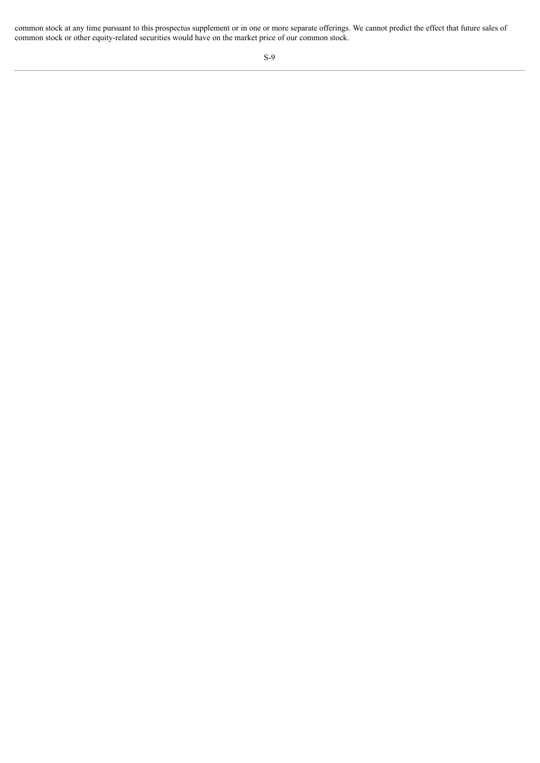common stock at any time pursuant to this prospectus supplement or in one or more separate offerings. We cannot predict the effect that future sales of common stock or other equity-related securities would have on the market price of our common stock.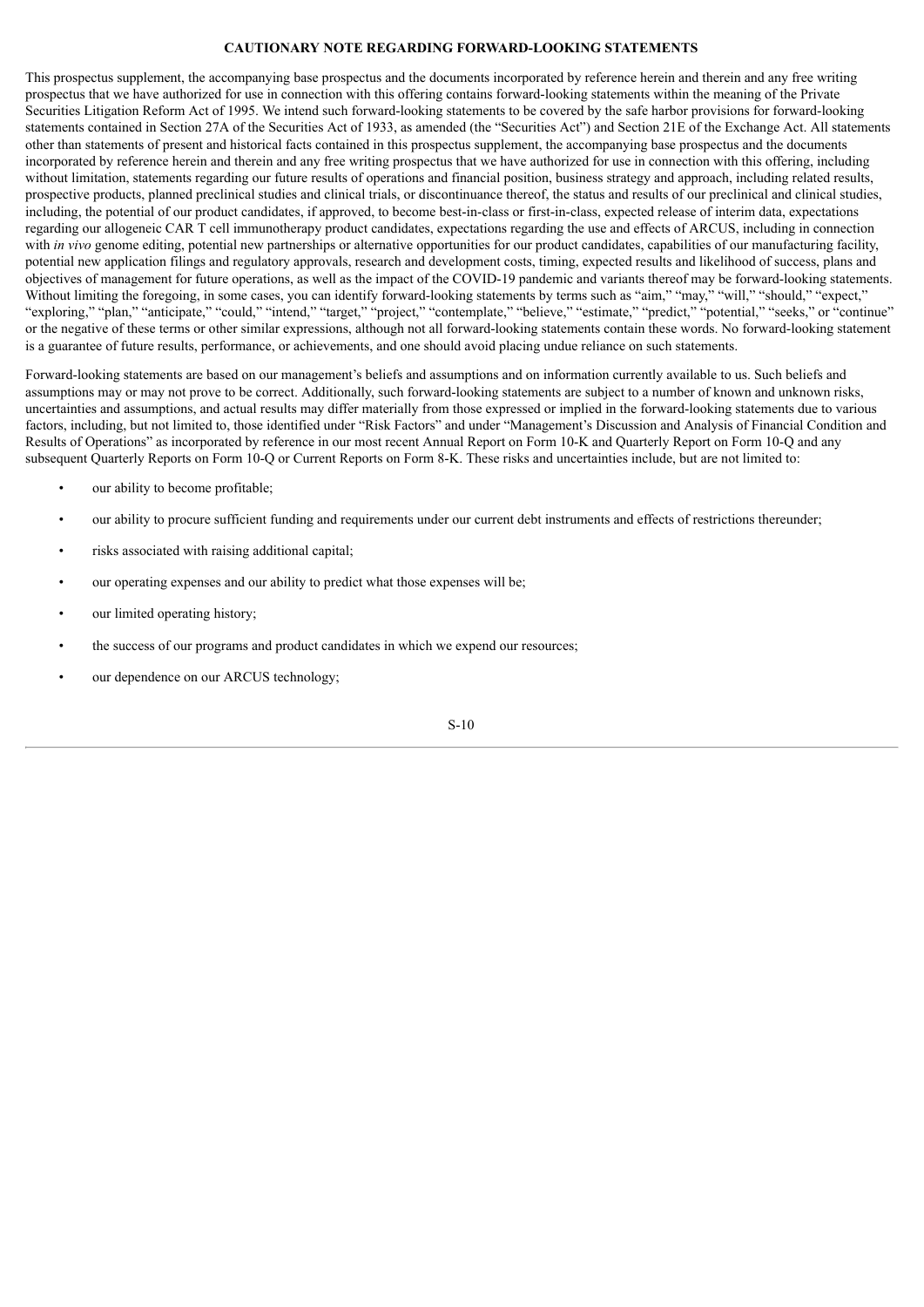## CAUTIONARY NOTE REGARDING FORWARD-LOOKING STATEMENTS

This prospectus supplement, the accompanying base prospectus and the documents incorporated by reference herein and therein and any free writing prospectus that we have authorized for use in connection with this offering contains forward-looking statements within the meaning of the Private Securities Litigation Reform Act of 1995. We intend such forward-looking statements to be covered by the safe harbor provisions for forward-looking statements contained in Section 27A of the Securities Act of 1933, as amended (the "Securities Act") and Section 21E of the Exchange Act. All statements other than statements of present and historical facts contained in this prospectus supplement, the accompanying base prospectus and the documents incorporated by reference herein and therein and any free writing prospectus that we have authorized for use in connection with this offering, including without limitation, statements regarding our future results of operations and financial position, business strategy and approach, including related results, prospective products, planned preclinical studies and clinical trials, or discontinuance thereof, the status and results of our preclinical and clinical studies, including, the potential of our product candidates, if approved, to become best-in-class or first-in-class, expected release of interim data, expectations regarding our allogeneic CAR T cell immunotherapy product candidates, expectations regarding the use and effects of ARCUS, including in connection with *in vivo* genome editing, potential new partnerships or alternative opportunities for our product candidates, capabilities of our manufacturing facility, potential new application filings and regulatory approvals, research and development costs, timing, expected results and likelihood of success, plans and objectives of management for future operations, as well as the impact of the COVID-19 pandemic and variants thereof may be forward-looking statements. Without limiting the foregoing, in some cases, you can identify forward-looking statements by terms such as "aim," "may," "will," "should," "expect," "exploring," "plan," "anticipate," "could," "intend," "target," "project," "contemplate," "believe," "estimate," "predict," "potential," "seeks," or "continue" or the negative of these terms or other similar expressions, although not all forward-looking statements contain these words. No forward-looking statement is a guarantee of future results, performance, or achievements, and one should avoid placing undue reliance on such statements.

Forward-looking statements are based on our management's beliefs and assumptions and on information currently available to us. Such beliefs and assumptions may or may not prove to be correct. Additionally, such forward-looking statements are subject to a number of known and unknown risks, uncertainties and assumptions, and actual results may differ materially from those expressed or implied in the forward-looking statements due to various factors, including, but not limited to, those identified under "Risk Factors" and under "Management's Discussion and Analysis of Financial Condition and Results of Operations" as incorporated by reference in our most recent Annual Report on Form 10-K and Quarterly Report on Form 10-Q and any subsequent Quarterly Reports on Form 10-Q or Current Reports on Form 8-K. These risks and uncertainties include, but are not limited to:

- our ability to become profitable;
- our ability to procure sufficient funding and requirements under our current debt instruments and effects of restrictions thereunder;
- risks associated with raising additional capital;
- our operating expenses and our ability to predict what those expenses will be;
- our limited operating history;
- the success of our programs and product candidates in which we expend our resources;
- our dependence on our ARCUS technology;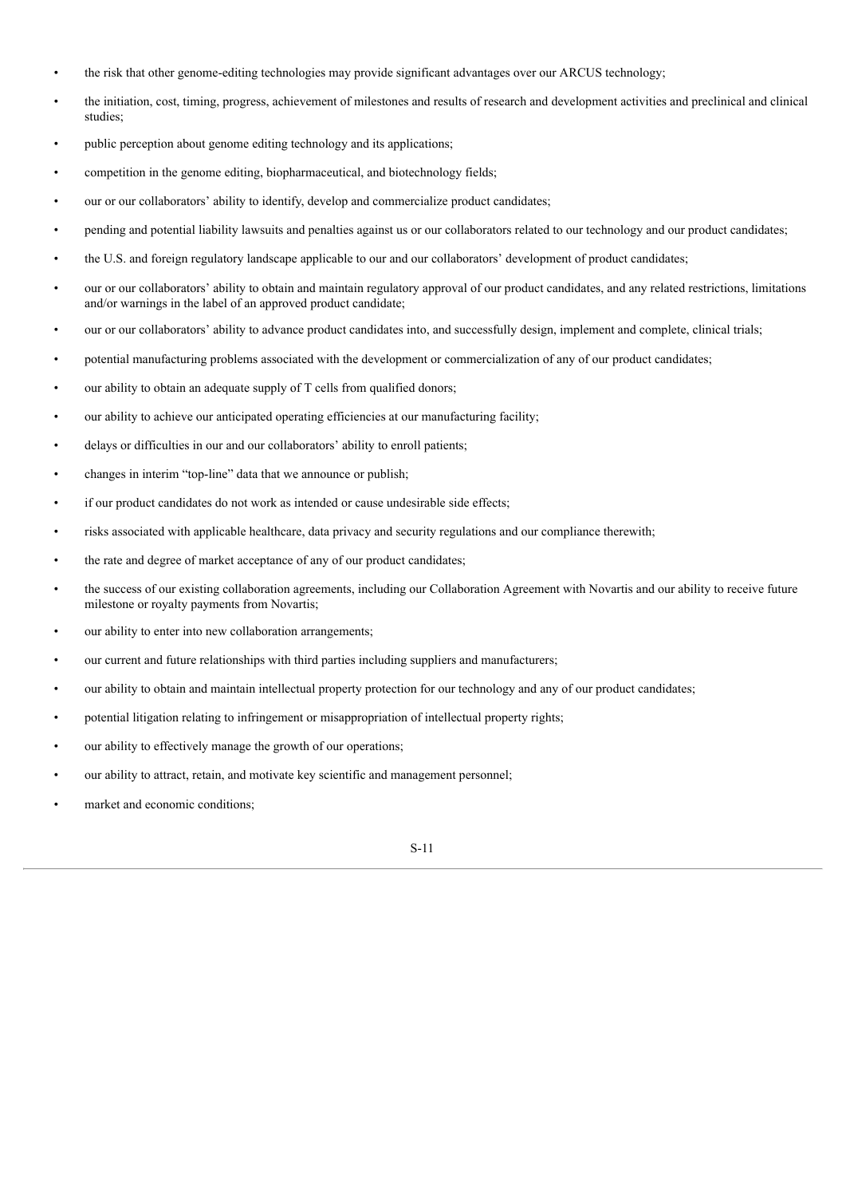- the risk that other genome-editing technologies may provide significant advantages over our ARCUS technology;
- the initiation, cost, timing, progress, achievement of milestones and results of research and development activities and preclinical and clinical studies;
- public perception about genome editing technology and its applications;
- competition in the genome editing, biopharmaceutical, and biotechnology fields;
- our or our collaborators' ability to identify, develop and commercialize product candidates;
- pending and potential liability lawsuits and penalties against us or our collaborators related to our technology and our product candidates;
- the U.S. and foreign regulatory landscape applicable to our and our collaborators' development of product candidates;
- our or our collaborators' ability to obtain and maintain regulatory approval of our product candidates, and any related restrictions, limitations and/or warnings in the label of an approved product candidate;
- our or our collaborators' ability to advance product candidates into, and successfully design, implement and complete, clinical trials;
- potential manufacturing problems associated with the development or commercialization of any of our product candidates;
- our ability to obtain an adequate supply of T cells from qualified donors;
- our ability to achieve our anticipated operating efficiencies at our manufacturing facility;
- delays or difficulties in our and our collaborators' ability to enroll patients;
- changes in interim "top-line" data that we announce or publish;
- if our product candidates do not work as intended or cause undesirable side effects;
- risks associated with applicable healthcare, data privacy and security regulations and our compliance therewith;
- the rate and degree of market acceptance of any of our product candidates;
- the success of our existing collaboration agreements, including our Collaboration Agreement with Novartis and our ability to receive future milestone or royalty payments from Novartis;
- our ability to enter into new collaboration arrangements;
- our current and future relationships with third parties including suppliers and manufacturers;
- our ability to obtain and maintain intellectual property protection for our technology and any of our product candidates;
- potential litigation relating to infringement or misappropriation of intellectual property rights;
- our ability to effectively manage the growth of our operations;
- our ability to attract, retain, and motivate key scientific and management personnel;
- market and economic conditions;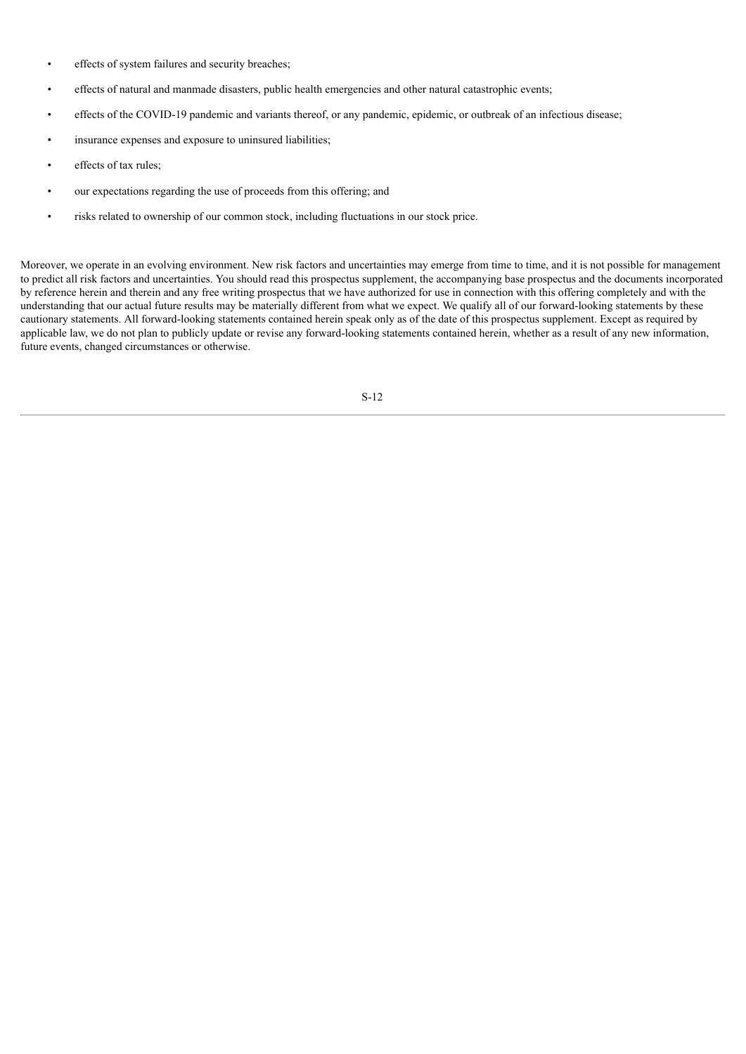- effects of system failures and security breaches;
- effects of natural and manmade disasters, public health emergencies and other natural catastrophic events;
- effects of the COVID-19 pandemic and variants thereof, or any pandemic, epidemic, or outbreak of an infectious disease;
- insurance expenses and exposure to uninsured liabilities;
- effects of tax rules;
- our expectations regarding the use of proceeds from this offering; and
- risks related to ownership of our common stock, including fluctuations in our stock price.

Moreover, we operate in an evolving environment. New risk factors and uncertainties may emerge from time to time, and it is not possible for management to predict all risk factors and uncertainties. You should read this prospectus supplement, the accompanying base prospectus and the documents incorporated by reference herein and therein and any free writing prospectus that we have authorized for use in connection with this offering completely and with the understanding that our actual future results may be materially different from what we expect. We qualify all of our forward-looking statements by these cautionary statements. All forward-looking statements contained herein speak only as of the date of this prospectus supplement. Except as required by applicable law, we do not plan to publicly update or revise any forward-looking statements contained herein, whether as a result of any new information, future events, changed circumstances or otherwise.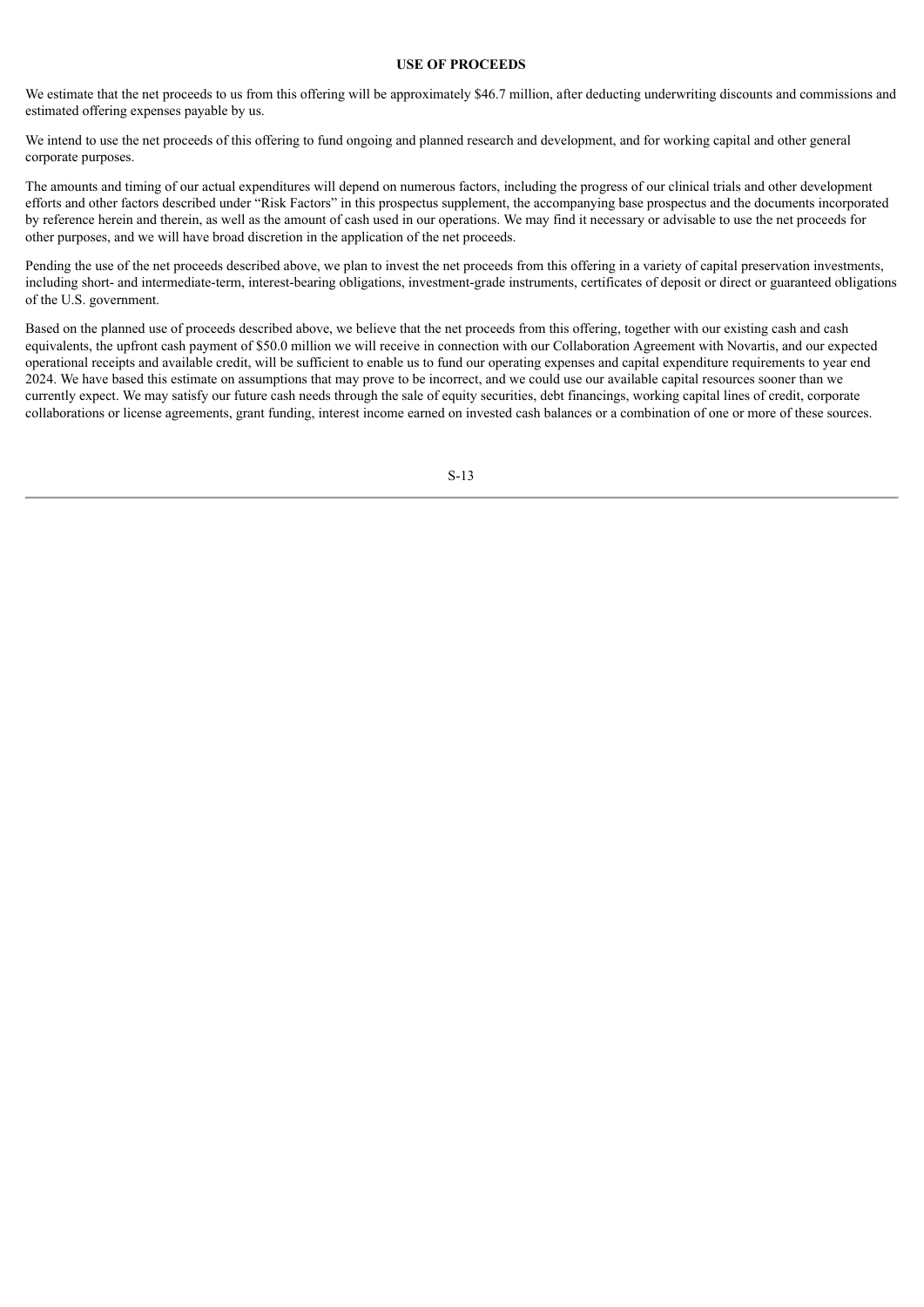## USE OF PROCEEDS

We estimate that the net proceeds to us from this offering will be approximately $46.7 million, after deducting underwriting discounts and commissions and estimated offering expenses payable by us.

We intend to use the net proceeds of this offering to fund ongoing and planned research and development, and for working capital and other general corporate purposes.

The amounts and timing of our actual expenditures will depend on numerous factors, including the progress of our clinical trials and other development efforts and other factors described under "Risk Factors" in this prospectus supplement, the accompanying base prospectus and the documents incorporated by reference herein and therein, as well as the amount of cash used in our operations. We may find it necessary or advisable to use the net proceeds for other purposes, and we will have broad discretion in the application of the net proceeds.

Pending the use of the net proceeds described above, we plan to invest the net proceeds from this offering in a variety of capital preservation investments, including short- and intermediate-term, interest-bearing obligations, investment-grade instruments, certificates of deposit or direct or guaranteed obligations of the U.S. government.

Based on the planned use of proceeds described above, we believe that the net proceeds from this offering, together with our existing cash and cash equivalents, the upfront cash payment of $50.0 million we will receive in connection with our Collaboration Agreement with Novartis, and our expected operational receipts and available credit, will be sufficient to enable us to fund our operating expenses and capital expenditure requirements to year end 2024. We have based this estimate on assumptions that may prove to be incorrect, and we could use our available capital resources sooner than we currently expect. We may satisfy our future cash needs through the sale of equity securities, debt financings, working capital lines of credit, corporate collaborations or license agreements, grant funding, interest income earned on invested cash balances or a combination of one or more of these sources.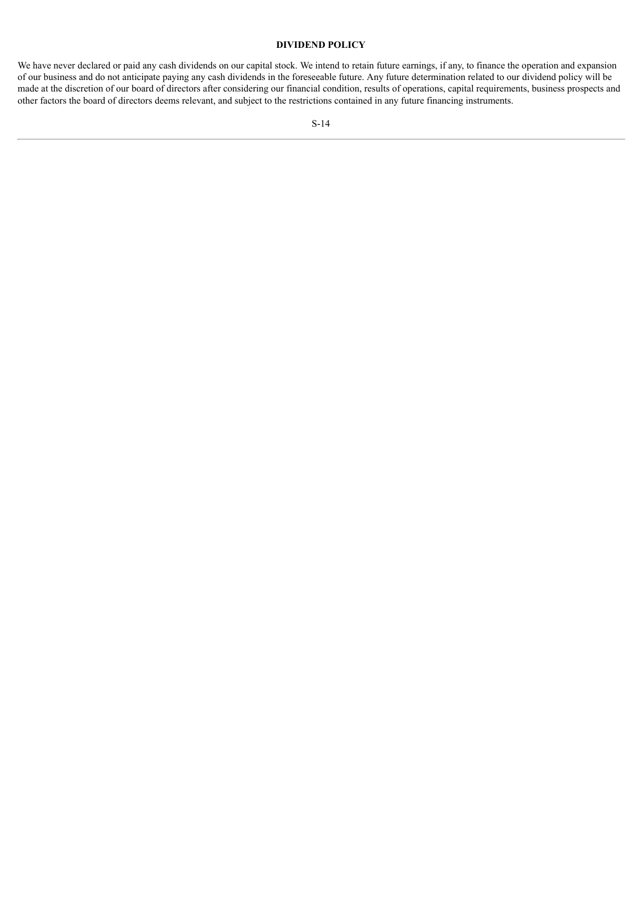## DIVIDEND POLICY

We have never declared or paid any cash dividends on our capital stock. We intend to retain future earnings, if any, to finance the operation and expansion of our business and do not anticipate paying any cash dividends in the foreseeable future. Any future determination related to our dividend policy will be made at the discretion of our board of directors after considering our financial condition, results of operations, capital requirements, business prospects and other factors the board of directors deems relevant, and subject to the restrictions contained in any future financing instruments.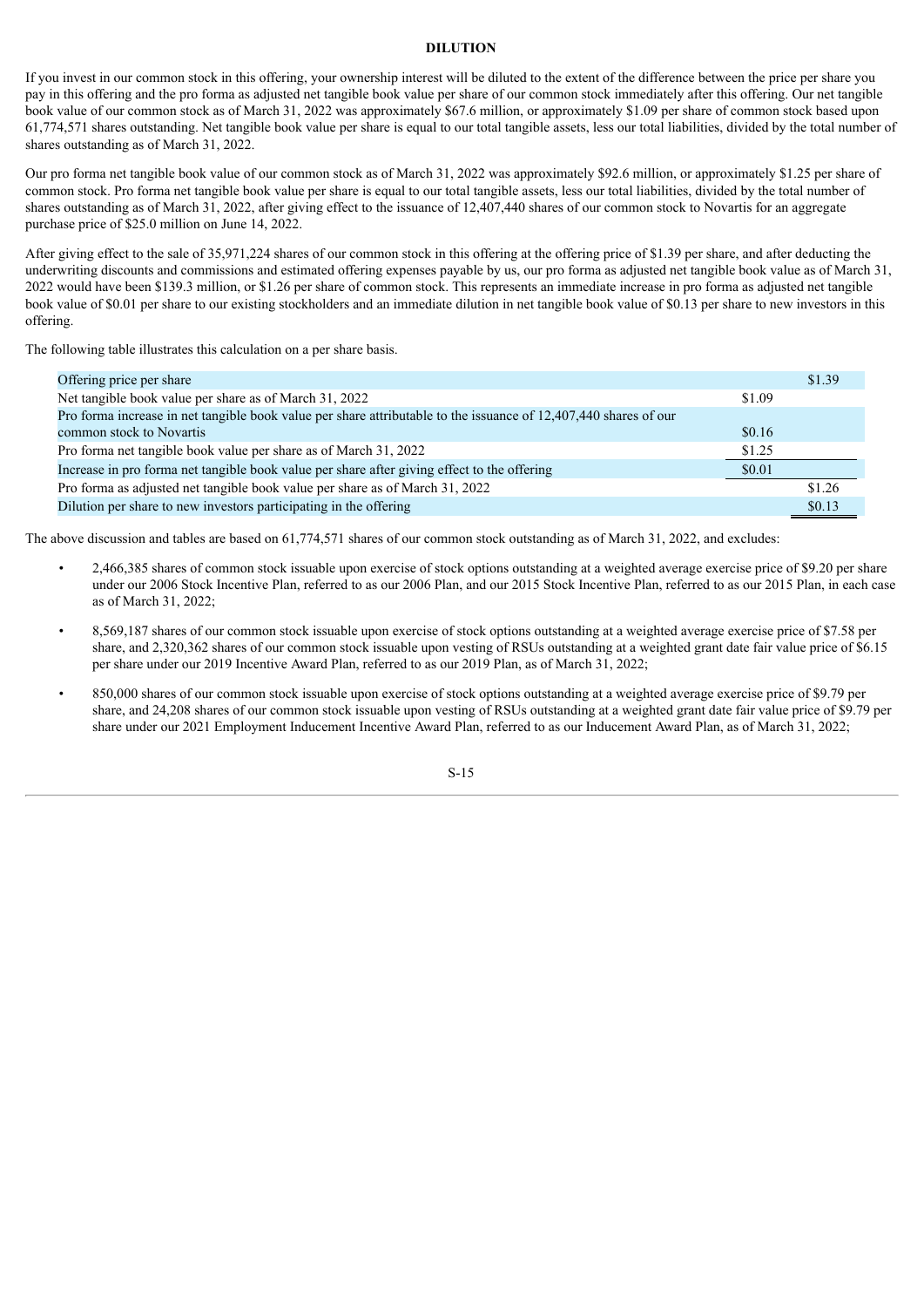# DILUTION

If you invest in our common stock in this offering, your ownership interest will be diluted to the extent of the difference between the price per share you pay in this offering and the pro forma as adjusted net tangible book value per share of our common stock immediately after this offering. Our net tangible book value of our common stock as of March 31, 2022 was approximately $67.6 million, or approximately $1.09 per share of common stock based upon 61,774,571 shares outstanding. Net tangible book value per share is equal to our total tangible assets, less our total liabilities, divided by the total number of shares outstanding as of March 31, 2022.

Our pro forma net tangible book value of our common stock as of March 31, 2022 was approximately $92.6 million, or approximately $1.25 per share of common stock. Pro forma net tangible book value per share is equal to our total tangible assets, less our total liabilities, divided by the total number of shares outstanding as of March 31, 2022, after giving effect to the issuance of 12,407,440 shares of our common stock to Novartis for an aggregate purchase price of $25.0 million on June 14, 2022.

After giving effect to the sale of 35,971,224 shares of our common stock in this offering at the offering price of $1.39 per share, and after deducting the underwriting discounts and commissions and estimated offering expenses payable by us, our pro forma as adjusted net tangible book value as of March 31, 2022 would have been $139.3 million, or $1.26 per share of common stock. This represents an immediate increase in pro forma as adjusted net tangible book value of $0.01 per share to our existing stockholders and an immediate dilution in net tangible book value of $0.13 per share to new investors in this offering.

The following table illustrates this calculation on a per share basis.

| | | |
|---|---|---|
| Offering price per share | | $1.39 |
| Net tangible book value per share as of March 31, 2022 | $1.09 | |
| Pro forma increase in net tangible book value per share attributable to the issuance of 12,407,440 shares of our common stock to Novartis | $0.16 | |
| Pro forma net tangible book value per share as of March 31, 2022 | $1.25 | |
| Increase in pro forma net tangible book value per share after giving effect to the offering | $0.01 | |
| Pro forma as adjusted net tangible book value per share as of March 31, 2022 | | $1.26 |
| Dilution per share to new investors participating in the offering | | $0.13 |

The above discussion and tables are based on 61,774,571 shares of our common stock outstanding as of March 31, 2022, and excludes:

- 2,466,385 shares of common stock issuable upon exercise of stock options outstanding at a weighted average exercise price of $9.20 per share under our 2006 Stock Incentive Plan, referred to as our 2006 Plan, and our 2015 Stock Incentive Plan, referred to as our 2015 Plan, in each case as of March 31, 2022;
- 8,569,187 shares of our common stock issuable upon exercise of stock options outstanding at a weighted average exercise price of $7.58 per share, and 2,320,362 shares of our common stock issuable upon vesting of RSUs outstanding at a weighted grant date fair value price of $6.15 per share under our 2019 Incentive Award Plan, referred to as our 2019 Plan, as of March 31, 2022;
- 850,000 shares of our common stock issuable upon exercise of stock options outstanding at a weighted average exercise price of $9.79 per share, and 24,208 shares of our common stock issuable upon vesting of RSUs outstanding at a weighted grant date fair value price of $9.79 per share under our 2021 Employment Inducement Incentive Award Plan, referred to as our Inducement Award Plan, as of March 31, 2022;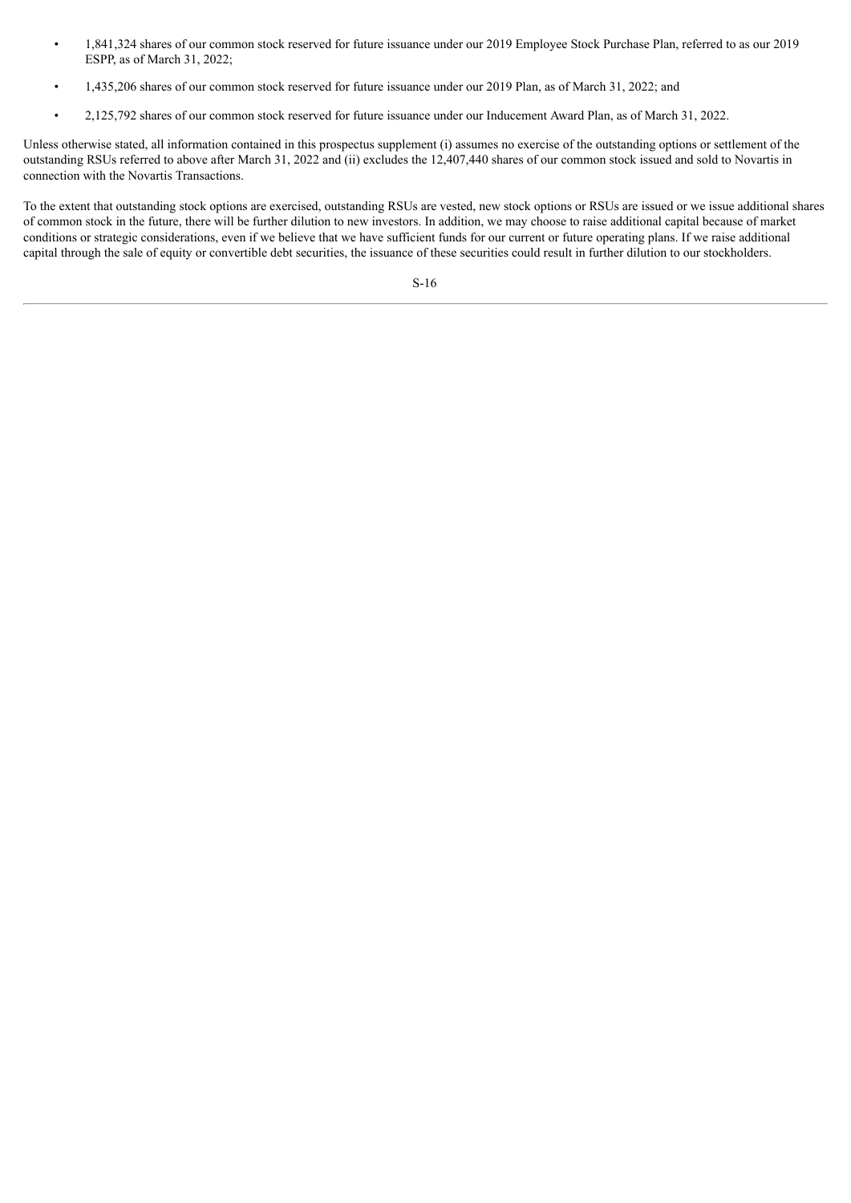- 1,841,324 shares of our common stock reserved for future issuance under our 2019 Employee Stock Purchase Plan, referred to as our 2019 ESPP, as of March 31, 2022;
- 1,435,206 shares of our common stock reserved for future issuance under our 2019 Plan, as of March 31, 2022; and
- 2,125,792 shares of our common stock reserved for future issuance under our Inducement Award Plan, as of March 31, 2022.

Unless otherwise stated, all information contained in this prospectus supplement (i) assumes no exercise of the outstanding options or settlement of the outstanding RSUs referred to above after March 31, 2022 and (ii) excludes the 12,407,440 shares of our common stock issued and sold to Novartis in connection with the Novartis Transactions.

To the extent that outstanding stock options are exercised, outstanding RSUs are vested, new stock options or RSUs are issued or we issue additional shares of common stock in the future, there will be further dilution to new investors. In addition, we may choose to raise additional capital because of market conditions or strategic considerations, even if we believe that we have sufficient funds for our current or future operating plans. If we raise additional capital through the sale of equity or convertible debt securities, the issuance of these securities could result in further dilution to our stockholders.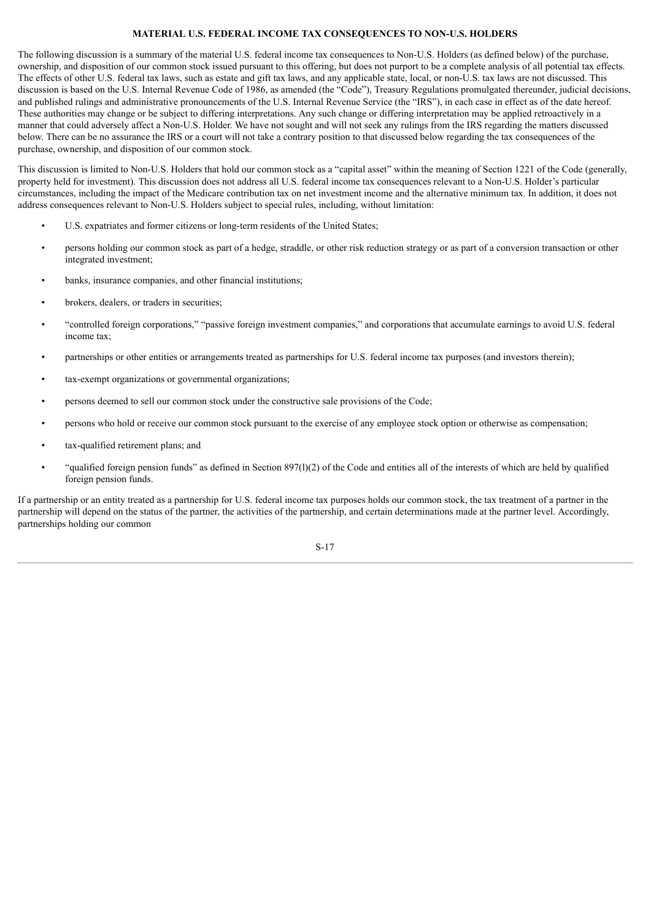## MATERIAL U.S. FEDERAL INCOME TAX CONSEQUENCES TO NON-U.S. HOLDERS

The following discussion is a summary of the material U.S. federal income tax consequences to Non-U.S. Holders (as defined below) of the purchase, ownership, and disposition of our common stock issued pursuant to this offering, but does not purport to be a complete analysis of all potential tax effects. The effects of other U.S. federal tax laws, such as estate and gift tax laws, and any applicable state, local, or non-U.S. tax laws are not discussed. This discussion is based on the U.S. Internal Revenue Code of 1986, as amended (the "Code"), Treasury Regulations promulgated thereunder, judicial decisions, and published rulings and administrative pronouncements of the U.S. Internal Revenue Service (the "IRS"), in each case in effect as of the date hereof. These authorities may change or be subject to differing interpretations. Any such change or differing interpretation may be applied retroactively in a manner that could adversely affect a Non-U.S. Holder. We have not sought and will not seek any rulings from the IRS regarding the matters discussed below. There can be no assurance the IRS or a court will not take a contrary position to that discussed below regarding the tax consequences of the purchase, ownership, and disposition of our common stock.

This discussion is limited to Non-U.S. Holders that hold our common stock as a "capital asset" within the meaning of Section 1221 of the Code (generally, property held for investment). This discussion does not address all U.S. federal income tax consequences relevant to a Non-U.S. Holder's particular circumstances, including the impact of the Medicare contribution tax on net investment income and the alternative minimum tax. In addition, it does not address consequences relevant to Non-U.S. Holders subject to special rules, including, without limitation:

- U.S. expatriates and former citizens or long-term residents of the United States;
- persons holding our common stock as part of a hedge, straddle, or other risk reduction strategy or as part of a conversion transaction or other integrated investment;
- banks, insurance companies, and other financial institutions;
- brokers, dealers, or traders in securities;
- "controlled foreign corporations," "passive foreign investment companies," and corporations that accumulate earnings to avoid U.S. federal income tax;
- partnerships or other entities or arrangements treated as partnerships for U.S. federal income tax purposes (and investors therein);
- tax-exempt organizations or governmental organizations;
- persons deemed to sell our common stock under the constructive sale provisions of the Code;
- persons who hold or receive our common stock pursuant to the exercise of any employee stock option or otherwise as compensation;
- tax-qualified retirement plans; and
- "qualified foreign pension funds" as defined in Section 897(l)(2) of the Code and entities all of the interests of which are held by qualified foreign pension funds.

If a partnership or an entity treated as a partnership for U.S. federal income tax purposes holds our common stock, the tax treatment of a partner in the partnership will depend on the status of the partner, the activities of the partnership, and certain determinations made at the partner level. Accordingly, partnerships holding our common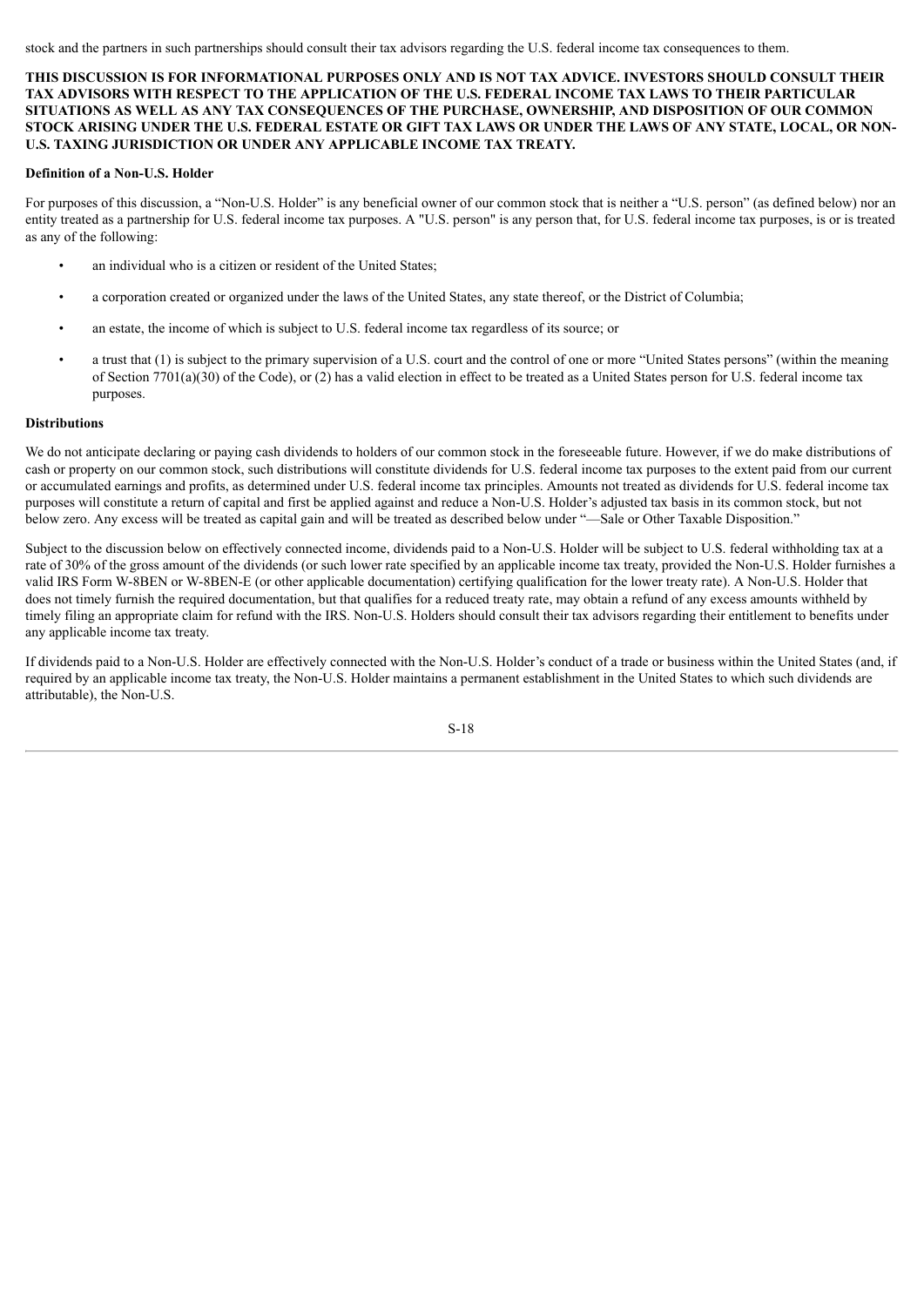stock and the partners in such partnerships should consult their tax advisors regarding the U.S. federal income tax consequences to them.

**THIS DISCUSSION IS FOR INFORMATIONAL PURPOSES ONLY AND IS NOT TAX ADVICE. INVESTORS SHOULD CONSULT THEIR TAX ADVISORS WITH RESPECT TO THE APPLICATION OF THE U.S. FEDERAL INCOME TAX LAWS TO THEIR PARTICULAR SITUATIONS AS WELL AS ANY TAX CONSEQUENCES OF THE PURCHASE, OWNERSHIP, AND DISPOSITION OF OUR COMMON STOCK ARISING UNDER THE U.S. FEDERAL ESTATE OR GIFT TAX LAWS OR UNDER THE LAWS OF ANY STATE, LOCAL, OR NON-U.S. TAXING JURISDICTION OR UNDER ANY APPLICABLE INCOME TAX TREATY.**

**Definition of a Non-U.S. Holder**

For purposes of this discussion, a "Non-U.S. Holder" is any beneficial owner of our common stock that is neither a "U.S. person" (as defined below) nor an entity treated as a partnership for U.S. federal income tax purposes. A "U.S. person" is any person that, for U.S. federal income tax purposes, is or is treated as any of the following:

- an individual who is a citizen or resident of the United States;
- a corporation created or organized under the laws of the United States, any state thereof, or the District of Columbia;
- an estate, the income of which is subject to U.S. federal income tax regardless of its source; or
- a trust that (1) is subject to the primary supervision of a U.S. court and the control of one or more "United States persons" (within the meaning of Section 7701(a)(30) of the Code), or (2) has a valid election in effect to be treated as a United States person for U.S. federal income tax purposes.

**Distributions**

We do not anticipate declaring or paying cash dividends to holders of our common stock in the foreseeable future. However, if we do make distributions of cash or property on our common stock, such distributions will constitute dividends for U.S. federal income tax purposes to the extent paid from our current or accumulated earnings and profits, as determined under U.S. federal income tax principles. Amounts not treated as dividends for U.S. federal income tax purposes will constitute a return of capital and first be applied against and reduce a Non-U.S. Holder's adjusted tax basis in its common stock, but not below zero. Any excess will be treated as capital gain and will be treated as described below under "—Sale or Other Taxable Disposition."

Subject to the discussion below on effectively connected income, dividends paid to a Non-U.S. Holder will be subject to U.S. federal withholding tax at a rate of 30% of the gross amount of the dividends (or such lower rate specified by an applicable income tax treaty, provided the Non-U.S. Holder furnishes a valid IRS Form W-8BEN or W-8BEN-E (or other applicable documentation) certifying qualification for the lower treaty rate). A Non-U.S. Holder that does not timely furnish the required documentation, but that qualifies for a reduced treaty rate, may obtain a refund of any excess amounts withheld by timely filing an appropriate claim for refund with the IRS. Non-U.S. Holders should consult their tax advisors regarding their entitlement to benefits under any applicable income tax treaty.

If dividends paid to a Non-U.S. Holder are effectively connected with the Non-U.S. Holder's conduct of a trade or business within the United States (and, if required by an applicable income tax treaty, the Non-U.S. Holder maintains a permanent establishment in the United States to which such dividends are attributable), the Non-U.S.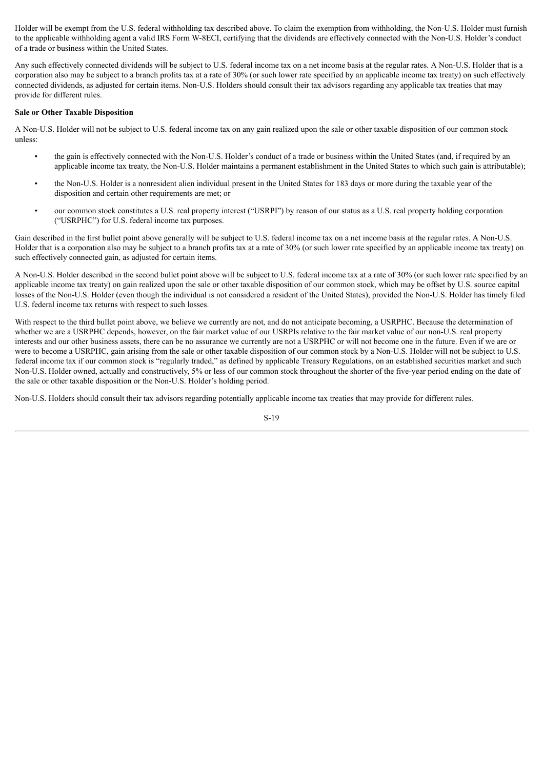Holder will be exempt from the U.S. federal withholding tax described above. To claim the exemption from withholding, the Non-U.S. Holder must furnish to the applicable withholding agent a valid IRS Form W-8ECI, certifying that the dividends are effectively connected with the Non-U.S. Holder's conduct of a trade or business within the United States.

Any such effectively connected dividends will be subject to U.S. federal income tax on a net income basis at the regular rates. A Non-U.S. Holder that is a corporation also may be subject to a branch profits tax at a rate of 30% (or such lower rate specified by an applicable income tax treaty) on such effectively connected dividends, as adjusted for certain items. Non-U.S. Holders should consult their tax advisors regarding any applicable tax treaties that may provide for different rules.

**Sale or Other Taxable Disposition**

A Non-U.S. Holder will not be subject to U.S. federal income tax on any gain realized upon the sale or other taxable disposition of our common stock unless:

- the gain is effectively connected with the Non-U.S. Holder's conduct of a trade or business within the United States (and, if required by an applicable income tax treaty, the Non-U.S. Holder maintains a permanent establishment in the United States to which such gain is attributable);
- the Non-U.S. Holder is a nonresident alien individual present in the United States for 183 days or more during the taxable year of the disposition and certain other requirements are met; or
- our common stock constitutes a U.S. real property interest ("USRPI") by reason of our status as a U.S. real property holding corporation ("USRPHC") for U.S. federal income tax purposes.

Gain described in the first bullet point above generally will be subject to U.S. federal income tax on a net income basis at the regular rates. A Non-U.S. Holder that is a corporation also may be subject to a branch profits tax at a rate of 30% (or such lower rate specified by an applicable income tax treaty) on such effectively connected gain, as adjusted for certain items.

A Non-U.S. Holder described in the second bullet point above will be subject to U.S. federal income tax at a rate of 30% (or such lower rate specified by an applicable income tax treaty) on gain realized upon the sale or other taxable disposition of our common stock, which may be offset by U.S. source capital losses of the Non-U.S. Holder (even though the individual is not considered a resident of the United States), provided the Non-U.S. Holder has timely filed U.S. federal income tax returns with respect to such losses.

With respect to the third bullet point above, we believe we currently are not, and do not anticipate becoming, a USRPHC. Because the determination of whether we are a USRPHC depends, however, on the fair market value of our USRPIs relative to the fair market value of our non-U.S. real property interests and our other business assets, there can be no assurance we currently are not a USRPHC or will not become one in the future. Even if we are or were to become a USRPHC, gain arising from the sale or other taxable disposition of our common stock by a Non-U.S. Holder will not be subject to U.S. federal income tax if our common stock is "regularly traded," as defined by applicable Treasury Regulations, on an established securities market and such Non-U.S. Holder owned, actually and constructively, 5% or less of our common stock throughout the shorter of the five-year period ending on the date of the sale or other taxable disposition or the Non-U.S. Holder's holding period.

Non-U.S. Holders should consult their tax advisors regarding potentially applicable income tax treaties that may provide for different rules.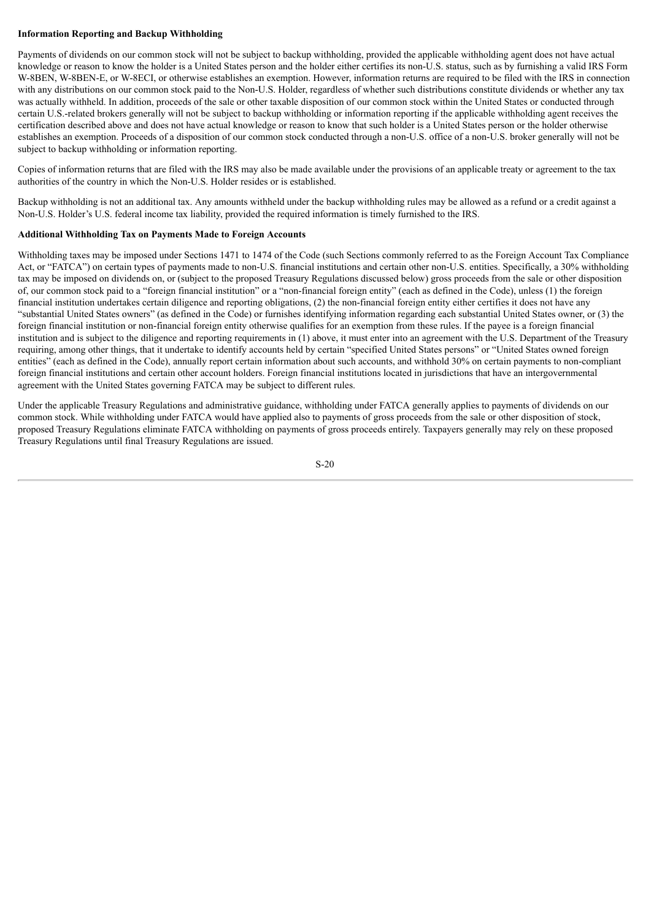**Information Reporting and Backup Withholding**

Payments of dividends on our common stock will not be subject to backup withholding, provided the applicable withholding agent does not have actual knowledge or reason to know the holder is a United States person and the holder either certifies its non-U.S. status, such as by furnishing a valid IRS Form W-8BEN, W-8BEN-E, or W-8ECI, or otherwise establishes an exemption. However, information returns are required to be filed with the IRS in connection with any distributions on our common stock paid to the Non-U.S. Holder, regardless of whether such distributions constitute dividends or whether any tax was actually withheld. In addition, proceeds of the sale or other taxable disposition of our common stock within the United States or conducted through certain U.S.-related brokers generally will not be subject to backup withholding or information reporting if the applicable withholding agent receives the certification described above and does not have actual knowledge or reason to know that such holder is a United States person or the holder otherwise establishes an exemption. Proceeds of a disposition of our common stock conducted through a non-U.S. office of a non-U.S. broker generally will not be subject to backup withholding or information reporting.

Copies of information returns that are filed with the IRS may also be made available under the provisions of an applicable treaty or agreement to the tax authorities of the country in which the Non-U.S. Holder resides or is established.

Backup withholding is not an additional tax. Any amounts withheld under the backup withholding rules may be allowed as a refund or a credit against a Non-U.S. Holder's U.S. federal income tax liability, provided the required information is timely furnished to the IRS.

**Additional Withholding Tax on Payments Made to Foreign Accounts**

Withholding taxes may be imposed under Sections 1471 to 1474 of the Code (such Sections commonly referred to as the Foreign Account Tax Compliance Act, or "FATCA") on certain types of payments made to non-U.S. financial institutions and certain other non-U.S. entities. Specifically, a 30% withholding tax may be imposed on dividends on, or (subject to the proposed Treasury Regulations discussed below) gross proceeds from the sale or other disposition of, our common stock paid to a "foreign financial institution" or a "non-financial foreign entity" (each as defined in the Code), unless (1) the foreign financial institution undertakes certain diligence and reporting obligations, (2) the non-financial foreign entity either certifies it does not have any "substantial United States owners" (as defined in the Code) or furnishes identifying information regarding each substantial United States owner, or (3) the foreign financial institution or non-financial foreign entity otherwise qualifies for an exemption from these rules. If the payee is a foreign financial institution and is subject to the diligence and reporting requirements in (1) above, it must enter into an agreement with the U.S. Department of the Treasury requiring, among other things, that it undertake to identify accounts held by certain "specified United States persons" or "United States owned foreign entities" (each as defined in the Code), annually report certain information about such accounts, and withhold 30% on certain payments to non-compliant foreign financial institutions and certain other account holders. Foreign financial institutions located in jurisdictions that have an intergovernmental agreement with the United States governing FATCA may be subject to different rules.

Under the applicable Treasury Regulations and administrative guidance, withholding under FATCA generally applies to payments of dividends on our common stock. While withholding under FATCA would have applied also to payments of gross proceeds from the sale or other disposition of stock, proposed Treasury Regulations eliminate FATCA withholding on payments of gross proceeds entirely. Taxpayers generally may rely on these proposed Treasury Regulations until final Treasury Regulations are issued.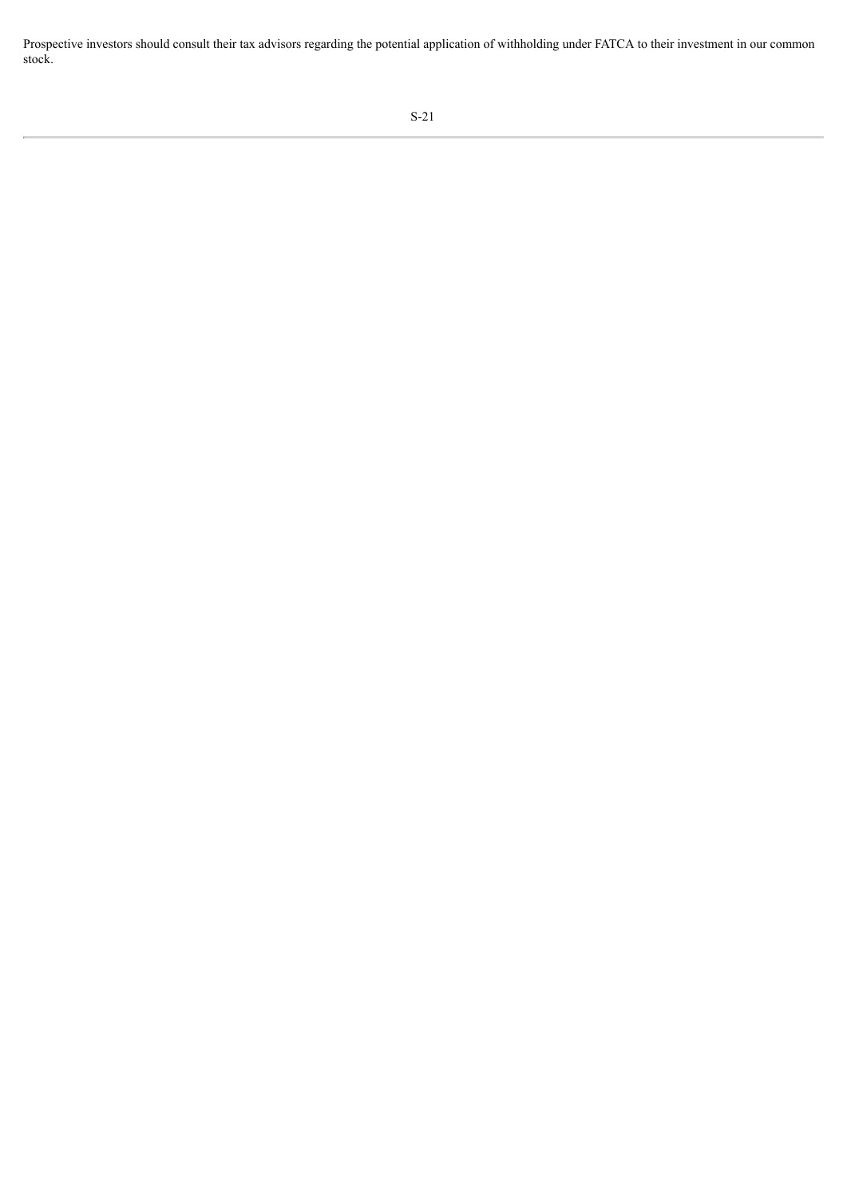Prospective investors should consult their tax advisors regarding the potential application of withholding under FATCA to their investment in our common stock.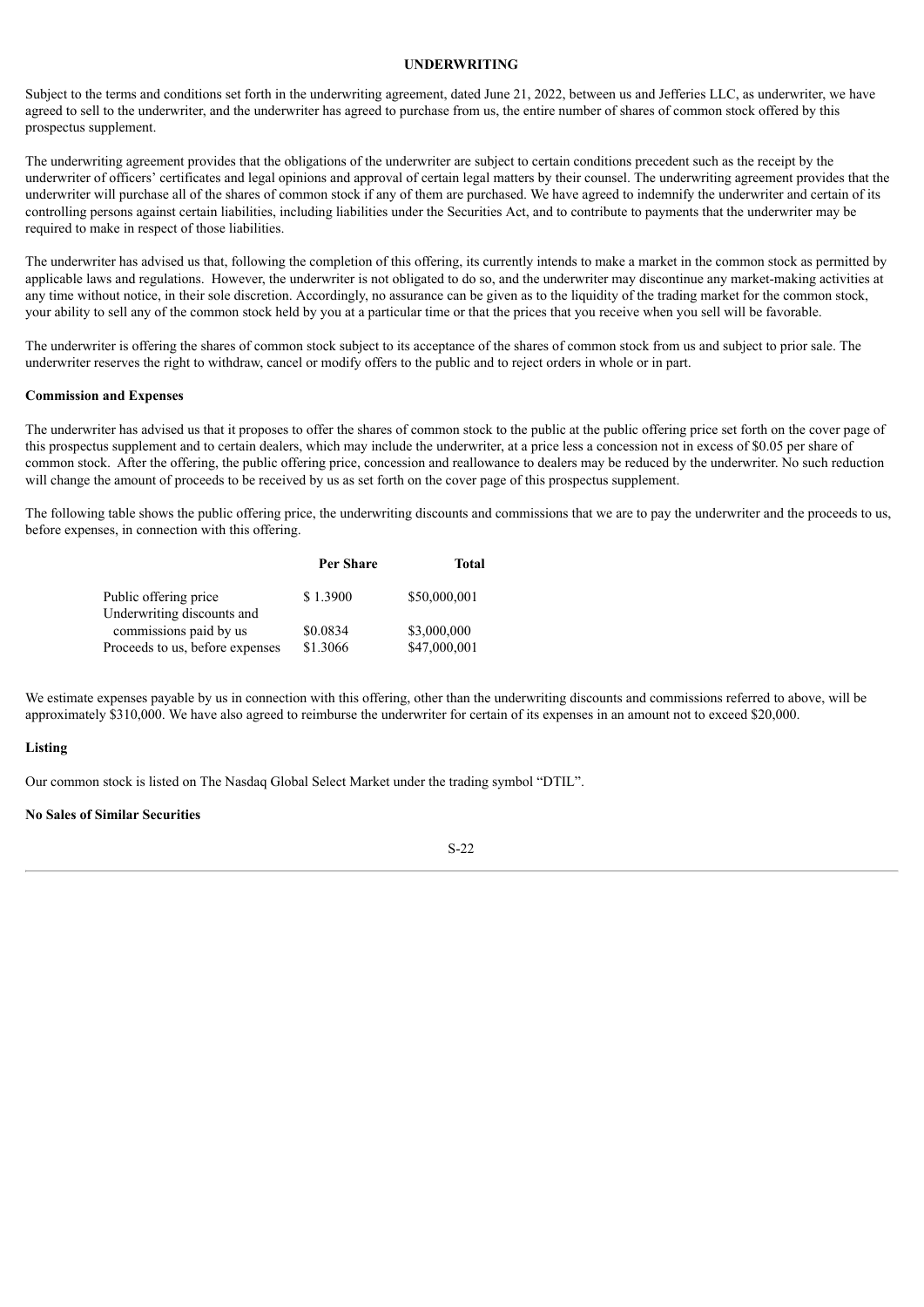## UNDERWRITING

Subject to the terms and conditions set forth in the underwriting agreement, dated June 21, 2022, between us and Jefferies LLC, as underwriter, we have agreed to sell to the underwriter, and the underwriter has agreed to purchase from us, the entire number of shares of common stock offered by this prospectus supplement.

The underwriting agreement provides that the obligations of the underwriter are subject to certain conditions precedent such as the receipt by the underwriter of officers' certificates and legal opinions and approval of certain legal matters by their counsel. The underwriting agreement provides that the underwriter will purchase all of the shares of common stock if any of them are purchased. We have agreed to indemnify the underwriter and certain of its controlling persons against certain liabilities, including liabilities under the Securities Act, and to contribute to payments that the underwriter may be required to make in respect of those liabilities.

The underwriter has advised us that, following the completion of this offering, its currently intends to make a market in the common stock as permitted by applicable laws and regulations. However, the underwriter is not obligated to do so, and the underwriter may discontinue any market-making activities at any time without notice, in their sole discretion. Accordingly, no assurance can be given as to the liquidity of the trading market for the common stock, your ability to sell any of the common stock held by you at a particular time or that the prices that you receive when you sell will be favorable.

The underwriter is offering the shares of common stock subject to its acceptance of the shares of common stock from us and subject to prior sale. The underwriter reserves the right to withdraw, cancel or modify offers to the public and to reject orders in whole or in part.

**Commission and Expenses**

The underwriter has advised us that it proposes to offer the shares of common stock to the public at the public offering price set forth on the cover page of this prospectus supplement and to certain dealers, which may include the underwriter, at a price less a concession not in excess of $0.05 per share of common stock. After the offering, the public offering price, concession and reallowance to dealers may be reduced by the underwriter. No such reduction will change the amount of proceeds to be received by us as set forth on the cover page of this prospectus supplement.

The following table shows the public offering price, the underwriting discounts and commissions that we are to pay the underwriter and the proceeds to us, before expenses, in connection with this offering.

| | Per Share | Total |
|---|---|---|
| Public offering price | $ 1.3900 | $50,000,001 |
| Underwriting discounts and commissions paid by us | $0.0834 | $3,000,000 |
| Proceeds to us, before expenses | $1.3066 | $47,000,001 |

We estimate expenses payable by us in connection with this offering, other than the underwriting discounts and commissions referred to above, will be approximately $310,000. We have also agreed to reimburse the underwriter for certain of its expenses in an amount not to exceed $20,000.

**Listing**

Our common stock is listed on The Nasdaq Global Select Market under the trading symbol "DTIL".

**No Sales of Similar Securities**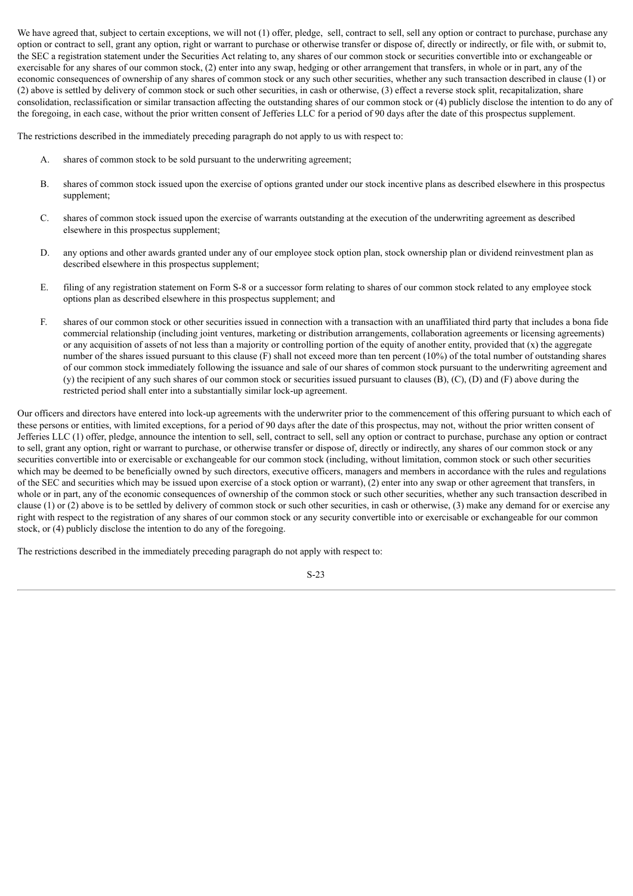We have agreed that, subject to certain exceptions, we will not (1) offer, pledge, sell, contract to sell, sell any option or contract to purchase, purchase any option or contract to sell, grant any option, right or warrant to purchase or otherwise transfer or dispose of, directly or indirectly, or file with, or submit to, the SEC a registration statement under the Securities Act relating to, any shares of our common stock or securities convertible into or exchangeable or exercisable for any shares of our common stock, (2) enter into any swap, hedging or other arrangement that transfers, in whole or in part, any of the economic consequences of ownership of any shares of common stock or any such other securities, whether any such transaction described in clause (1) or (2) above is settled by delivery of common stock or such other securities, in cash or otherwise, (3) effect a reverse stock split, recapitalization, share consolidation, reclassification or similar transaction affecting the outstanding shares of our common stock or (4) publicly disclose the intention to do any of the foregoing, in each case, without the prior written consent of Jefferies LLC for a period of 90 days after the date of this prospectus supplement.

The restrictions described in the immediately preceding paragraph do not apply to us with respect to:

A. shares of common stock to be sold pursuant to the underwriting agreement;

B. shares of common stock issued upon the exercise of options granted under our stock incentive plans as described elsewhere in this prospectus supplement;

C. shares of common stock issued upon the exercise of warrants outstanding at the execution of the underwriting agreement as described elsewhere in this prospectus supplement;

D. any options and other awards granted under any of our employee stock option plan, stock ownership plan or dividend reinvestment plan as described elsewhere in this prospectus supplement;

E. filing of any registration statement on Form S-8 or a successor form relating to shares of our common stock related to any employee stock options plan as described elsewhere in this prospectus supplement; and

F. shares of our common stock or other securities issued in connection with a transaction with an unaffiliated third party that includes a bona fide commercial relationship (including joint ventures, marketing or distribution arrangements, collaboration agreements or licensing agreements) or any acquisition of assets of not less than a majority or controlling portion of the equity of another entity, provided that (x) the aggregate number of the shares issued pursuant to this clause (F) shall not exceed more than ten percent (10%) of the total number of outstanding shares of our common stock immediately following the issuance and sale of our shares of common stock pursuant to the underwriting agreement and (y) the recipient of any such shares of our common stock or securities issued pursuant to clauses (B), (C), (D) and (F) above during the restricted period shall enter into a substantially similar lock-up agreement.

Our officers and directors have entered into lock-up agreements with the underwriter prior to the commencement of this offering pursuant to which each of these persons or entities, with limited exceptions, for a period of 90 days after the date of this prospectus, may not, without the prior written consent of Jefferies LLC (1) offer, pledge, announce the intention to sell, sell, contract to sell, sell any option or contract to purchase, purchase any option or contract to sell, grant any option, right or warrant to purchase, or otherwise transfer or dispose of, directly or indirectly, any shares of our common stock or any securities convertible into or exercisable or exchangeable for our common stock (including, without limitation, common stock or such other securities which may be deemed to be beneficially owned by such directors, executive officers, managers and members in accordance with the rules and regulations of the SEC and securities which may be issued upon exercise of a stock option or warrant), (2) enter into any swap or other agreement that transfers, in whole or in part, any of the economic consequences of ownership of the common stock or such other securities, whether any such transaction described in clause (1) or (2) above is to be settled by delivery of common stock or such other securities, in cash or otherwise, (3) make any demand for or exercise any right with respect to the registration of any shares of our common stock or any security convertible into or exercisable or exchangeable for our common stock, or (4) publicly disclose the intention to do any of the foregoing.

The restrictions described in the immediately preceding paragraph do not apply with respect to: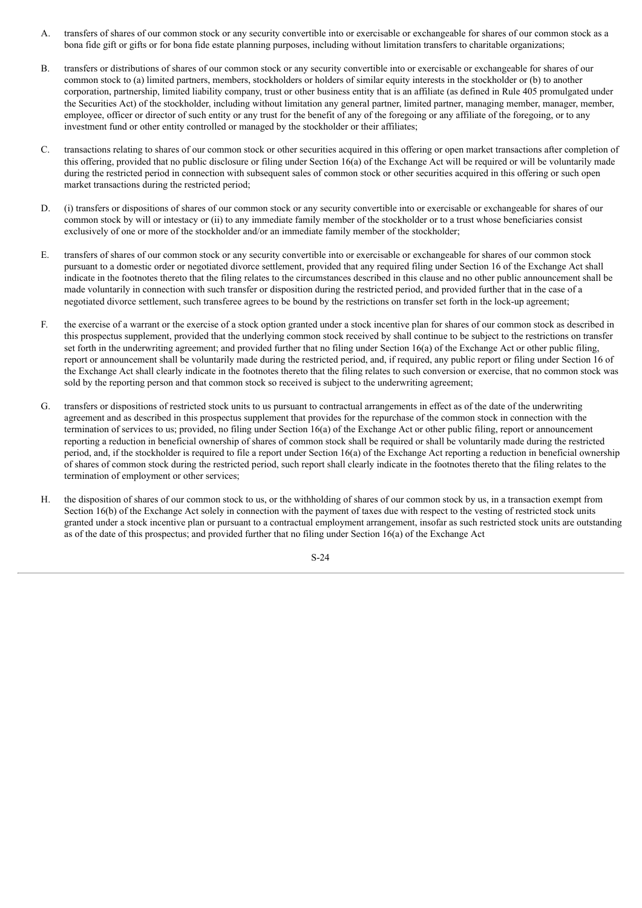A. transfers of shares of our common stock or any security convertible into or exercisable or exchangeable for shares of our common stock as a bona fide gift or gifts or for bona fide estate planning purposes, including without limitation transfers to charitable organizations;

B. transfers or distributions of shares of our common stock or any security convertible into or exercisable or exchangeable for shares of our common stock to (a) limited partners, members, stockholders or holders of similar equity interests in the stockholder or (b) to another corporation, partnership, limited liability company, trust or other business entity that is an affiliate (as defined in Rule 405 promulgated under the Securities Act) of the stockholder, including without limitation any general partner, limited partner, managing member, manager, member, employee, officer or director of such entity or any trust for the benefit of any of the foregoing or any affiliate of the foregoing, or to any investment fund or other entity controlled or managed by the stockholder or their affiliates;

C. transactions relating to shares of our common stock or other securities acquired in this offering or open market transactions after completion of this offering, provided that no public disclosure or filing under Section 16(a) of the Exchange Act will be required or will be voluntarily made during the restricted period in connection with subsequent sales of common stock or other securities acquired in this offering or such open market transactions during the restricted period;

D. (i) transfers or dispositions of shares of our common stock or any security convertible into or exercisable or exchangeable for shares of our common stock by will or intestacy or (ii) to any immediate family member of the stockholder or to a trust whose beneficiaries consist exclusively of one or more of the stockholder and/or an immediate family member of the stockholder;

E. transfers of shares of our common stock or any security convertible into or exercisable or exchangeable for shares of our common stock pursuant to a domestic order or negotiated divorce settlement, provided that any required filing under Section 16 of the Exchange Act shall indicate in the footnotes thereto that the filing relates to the circumstances described in this clause and no other public announcement shall be made voluntarily in connection with such transfer or disposition during the restricted period, and provided further that in the case of a negotiated divorce settlement, such transferee agrees to be bound by the restrictions on transfer set forth in the lock-up agreement;

F. the exercise of a warrant or the exercise of a stock option granted under a stock incentive plan for shares of our common stock as described in this prospectus supplement, provided that the underlying common stock received by shall continue to be subject to the restrictions on transfer set forth in the underwriting agreement; and provided further that no filing under Section 16(a) of the Exchange Act or other public filing, report or announcement shall be voluntarily made during the restricted period, and, if required, any public report or filing under Section 16 of the Exchange Act shall clearly indicate in the footnotes thereto that the filing relates to such conversion or exercise, that no common stock was sold by the reporting person and that common stock so received is subject to the underwriting agreement;

G. transfers or dispositions of restricted stock units to us pursuant to contractual arrangements in effect as of the date of the underwriting agreement and as described in this prospectus supplement that provides for the repurchase of the common stock in connection with the termination of services to us; provided, no filing under Section 16(a) of the Exchange Act or other public filing, report or announcement reporting a reduction in beneficial ownership of shares of common stock shall be required or shall be voluntarily made during the restricted period, and, if the stockholder is required to file a report under Section 16(a) of the Exchange Act reporting a reduction in beneficial ownership of shares of common stock during the restricted period, such report shall clearly indicate in the footnotes thereto that the filing relates to the termination of employment or other services;

H. the disposition of shares of our common stock to us, or the withholding of shares of our common stock by us, in a transaction exempt from Section 16(b) of the Exchange Act solely in connection with the payment of taxes due with respect to the vesting of restricted stock units granted under a stock incentive plan or pursuant to a contractual employment arrangement, insofar as such restricted stock units are outstanding as of the date of this prospectus; and provided further that no filing under Section 16(a) of the Exchange Act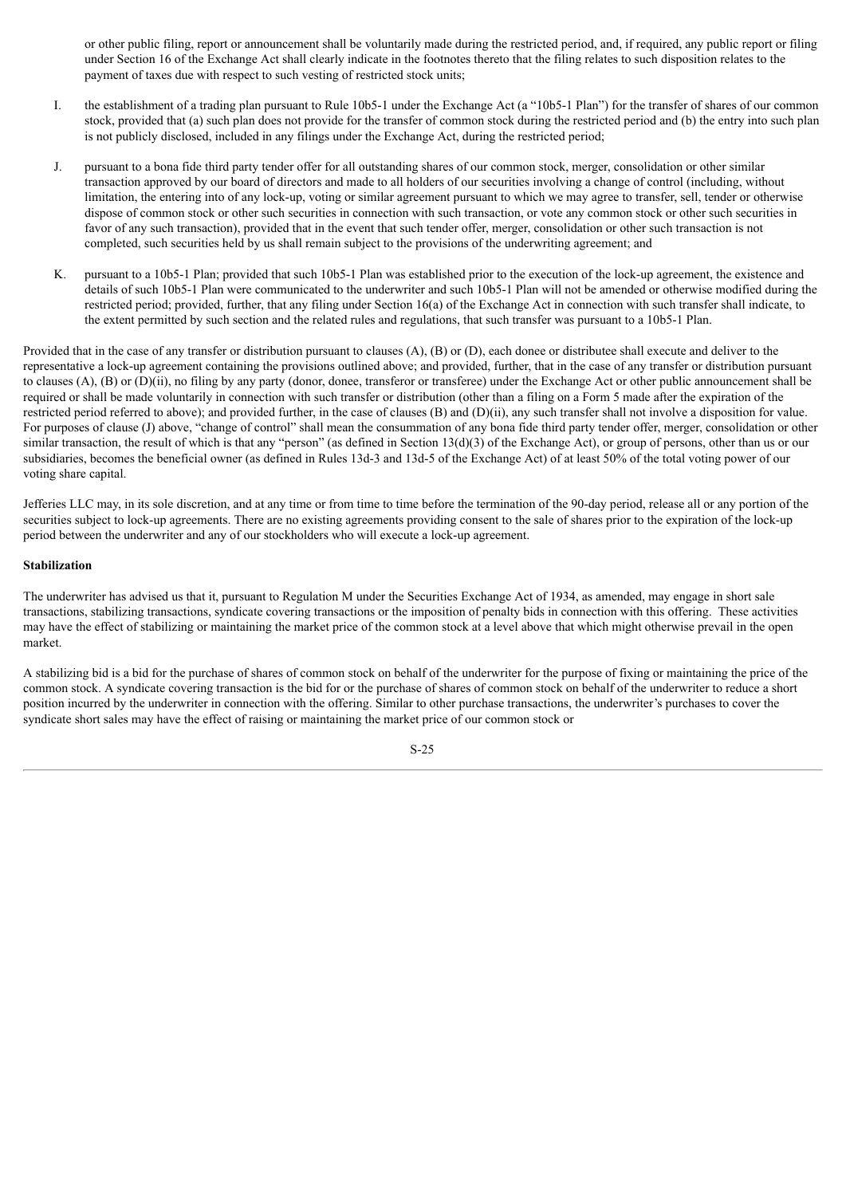or other public filing, report or announcement shall be voluntarily made during the restricted period, and, if required, any public report or filing under Section 16 of the Exchange Act shall clearly indicate in the footnotes thereto that the filing relates to such disposition relates to the payment of taxes due with respect to such vesting of restricted stock units;

I. the establishment of a trading plan pursuant to Rule 10b5-1 under the Exchange Act (a "10b5-1 Plan") for the transfer of shares of our common stock, provided that (a) such plan does not provide for the transfer of common stock during the restricted period and (b) the entry into such plan is not publicly disclosed, included in any filings under the Exchange Act, during the restricted period;

J. pursuant to a bona fide third party tender offer for all outstanding shares of our common stock, merger, consolidation or other similar transaction approved by our board of directors and made to all holders of our securities involving a change of control (including, without limitation, the entering into of any lock-up, voting or similar agreement pursuant to which we may agree to transfer, sell, tender or otherwise dispose of common stock or other such securities in connection with such transaction, or vote any common stock or other such securities in favor of any such transaction), provided that in the event that such tender offer, merger, consolidation or other such transaction is not completed, such securities held by us shall remain subject to the provisions of the underwriting agreement; and

K. pursuant to a 10b5-1 Plan; provided that such 10b5-1 Plan was established prior to the execution of the lock-up agreement, the existence and details of such 10b5-1 Plan were communicated to the underwriter and such 10b5-1 Plan will not be amended or otherwise modified during the restricted period; provided, further, that any filing under Section 16(a) of the Exchange Act in connection with such transfer shall indicate, to the extent permitted by such section and the related rules and regulations, that such transfer was pursuant to a 10b5-1 Plan.

Provided that in the case of any transfer or distribution pursuant to clauses (A), (B) or (D), each donee or distributee shall execute and deliver to the representative a lock-up agreement containing the provisions outlined above; and provided, further, that in the case of any transfer or distribution pursuant to clauses (A), (B) or (D)(ii), no filing by any party (donor, donee, transferor or transferee) under the Exchange Act or other public announcement shall be required or shall be made voluntarily in connection with such transfer or distribution (other than a filing on a Form 5 made after the expiration of the restricted period referred to above); and provided further, in the case of clauses (B) and (D)(ii), any such transfer shall not involve a disposition for value. For purposes of clause (J) above, "change of control" shall mean the consummation of any bona fide third party tender offer, merger, consolidation or other similar transaction, the result of which is that any "person" (as defined in Section 13(d)(3) of the Exchange Act), or group of persons, other than us or our subsidiaries, becomes the beneficial owner (as defined in Rules 13d-3 and 13d-5 of the Exchange Act) of at least 50% of the total voting power of our voting share capital.

Jefferies LLC may, in its sole discretion, and at any time or from time to time before the termination of the 90-day period, release all or any portion of the securities subject to lock-up agreements. There are no existing agreements providing consent to the sale of shares prior to the expiration of the lock-up period between the underwriter and any of our stockholders who will execute a lock-up agreement.

**Stabilization**

The underwriter has advised us that it, pursuant to Regulation M under the Securities Exchange Act of 1934, as amended, may engage in short sale transactions, stabilizing transactions, syndicate covering transactions or the imposition of penalty bids in connection with this offering. These activities may have the effect of stabilizing or maintaining the market price of the common stock at a level above that which might otherwise prevail in the open market.

A stabilizing bid is a bid for the purchase of shares of common stock on behalf of the underwriter for the purpose of fixing or maintaining the price of the common stock. A syndicate covering transaction is the bid for or the purchase of shares of common stock on behalf of the underwriter to reduce a short position incurred by the underwriter in connection with the offering. Similar to other purchase transactions, the underwriter's purchases to cover the syndicate short sales may have the effect of raising or maintaining the market price of our common stock or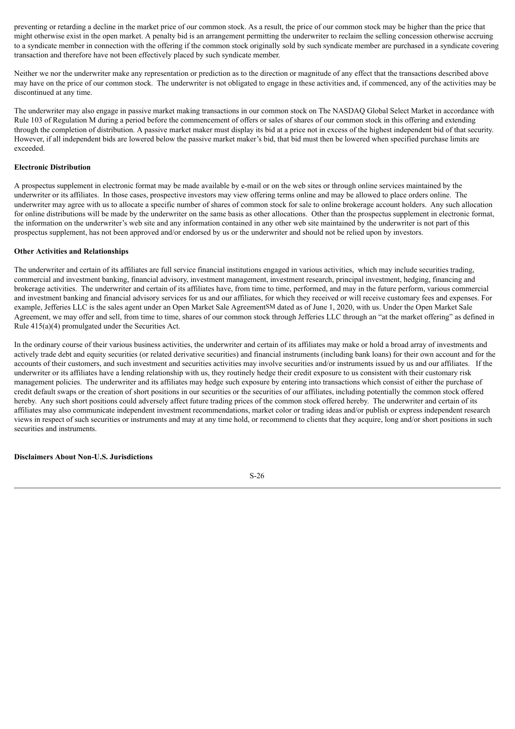preventing or retarding a decline in the market price of our common stock. As a result, the price of our common stock may be higher than the price that might otherwise exist in the open market. A penalty bid is an arrangement permitting the underwriter to reclaim the selling concession otherwise accruing to a syndicate member in connection with the offering if the common stock originally sold by such syndicate member are purchased in a syndicate covering transaction and therefore have not been effectively placed by such syndicate member.

Neither we nor the underwriter make any representation or prediction as to the direction or magnitude of any effect that the transactions described above may have on the price of our common stock. The underwriter is not obligated to engage in these activities and, if commenced, any of the activities may be discontinued at any time.

The underwriter may also engage in passive market making transactions in our common stock on The NASDAQ Global Select Market in accordance with Rule 103 of Regulation M during a period before the commencement of offers or sales of shares of our common stock in this offering and extending through the completion of distribution. A passive market maker must display its bid at a price not in excess of the highest independent bid of that security. However, if all independent bids are lowered below the passive market maker's bid, that bid must then be lowered when specified purchase limits are exceeded.

**Electronic Distribution**

A prospectus supplement in electronic format may be made available by e-mail or on the web sites or through online services maintained by the underwriter or its affiliates. In those cases, prospective investors may view offering terms online and may be allowed to place orders online. The underwriter may agree with us to allocate a specific number of shares of common stock for sale to online brokerage account holders. Any such allocation for online distributions will be made by the underwriter on the same basis as other allocations. Other than the prospectus supplement in electronic format, the information on the underwriter's web site and any information contained in any other web site maintained by the underwriter is not part of this prospectus supplement, has not been approved and/or endorsed by us or the underwriter and should not be relied upon by investors.

**Other Activities and Relationships**

The underwriter and certain of its affiliates are full service financial institutions engaged in various activities, which may include securities trading, commercial and investment banking, financial advisory, investment management, investment research, principal investment, hedging, financing and brokerage activities. The underwriter and certain of its affiliates have, from time to time, performed, and may in the future perform, various commercial and investment banking and financial advisory services for us and our affiliates, for which they received or will receive customary fees and expenses. For example, Jefferies LLC is the sales agent under an Open Market Sale Agreement[SM] dated as of June 1, 2020, with us. Under the Open Market Sale Agreement, we may offer and sell, from time to time, shares of our common stock through Jefferies LLC through an "at the market offering" as defined in Rule 415(a)(4) promulgated under the Securities Act.

In the ordinary course of their various business activities, the underwriter and certain of its affiliates may make or hold a broad array of investments and actively trade debt and equity securities (or related derivative securities) and financial instruments (including bank loans) for their own account and for the accounts of their customers, and such investment and securities activities may involve securities and/or instruments issued by us and our affiliates. If the underwriter or its affiliates have a lending relationship with us, they routinely hedge their credit exposure to us consistent with their customary risk management policies. The underwriter and its affiliates may hedge such exposure by entering into transactions which consist of either the purchase of credit default swaps or the creation of short positions in our securities or the securities of our affiliates, including potentially the common stock offered hereby. Any such short positions could adversely affect future trading prices of the common stock offered hereby. The underwriter and certain of its affiliates may also communicate independent investment recommendations, market color or trading ideas and/or publish or express independent research views in respect of such securities or instruments and may at any time hold, or recommend to clients that they acquire, long and/or short positions in such securities and instruments.

**Disclaimers About Non-U.S. Jurisdictions**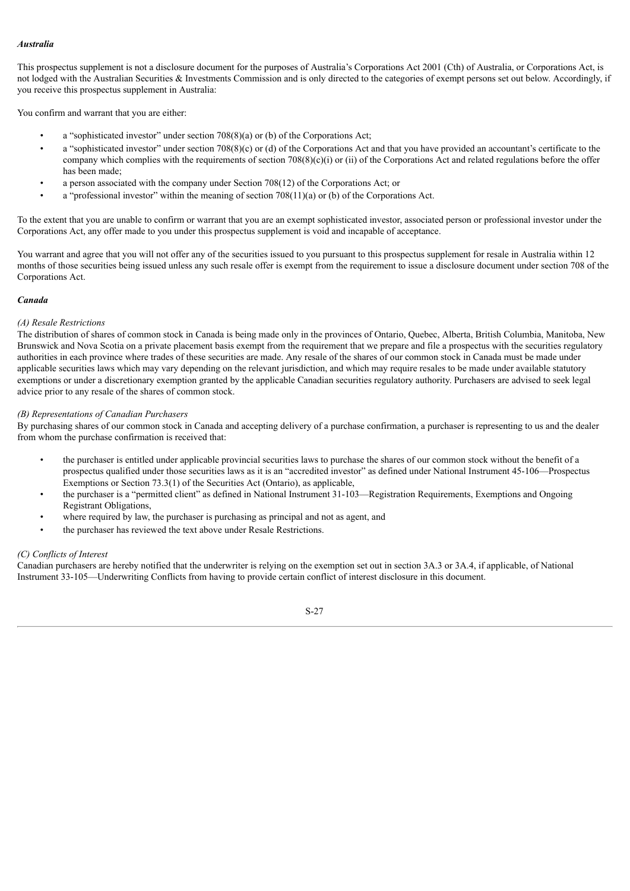***Australia***

This prospectus supplement is not a disclosure document for the purposes of Australia's Corporations Act 2001 (Cth) of Australia, or Corporations Act, is not lodged with the Australian Securities & Investments Commission and is only directed to the categories of exempt persons set out below. Accordingly, if you receive this prospectus supplement in Australia:

You confirm and warrant that you are either:

- a "sophisticated investor" under section 708(8)(a) or (b) of the Corporations Act;
- a "sophisticated investor" under section 708(8)(c) or (d) of the Corporations Act and that you have provided an accountant's certificate to the company which complies with the requirements of section 708(8)(c)(i) or (ii) of the Corporations Act and related regulations before the offer has been made;
- a person associated with the company under Section 708(12) of the Corporations Act; or
- a "professional investor" within the meaning of section 708(11)(a) or (b) of the Corporations Act.

To the extent that you are unable to confirm or warrant that you are an exempt sophisticated investor, associated person or professional investor under the Corporations Act, any offer made to you under this prospectus supplement is void and incapable of acceptance.

You warrant and agree that you will not offer any of the securities issued to you pursuant to this prospectus supplement for resale in Australia within 12 months of those securities being issued unless any such resale offer is exempt from the requirement to issue a disclosure document under section 708 of the Corporations Act.

***Canada***

*(A) Resale Restrictions*

The distribution of shares of common stock in Canada is being made only in the provinces of Ontario, Quebec, Alberta, British Columbia, Manitoba, New Brunswick and Nova Scotia on a private placement basis exempt from the requirement that we prepare and file a prospectus with the securities regulatory authorities in each province where trades of these securities are made. Any resale of the shares of our common stock in Canada must be made under applicable securities laws which may vary depending on the relevant jurisdiction, and which may require resales to be made under available statutory exemptions or under a discretionary exemption granted by the applicable Canadian securities regulatory authority. Purchasers are advised to seek legal advice prior to any resale of the shares of common stock.

*(B) Representations of Canadian Purchasers*

By purchasing shares of our common stock in Canada and accepting delivery of a purchase confirmation, a purchaser is representing to us and the dealer from whom the purchase confirmation is received that:

- the purchaser is entitled under applicable provincial securities laws to purchase the shares of our common stock without the benefit of a prospectus qualified under those securities laws as it is an "accredited investor" as defined under National Instrument 45-106—Prospectus Exemptions or Section 73.3(1) of the Securities Act (Ontario), as applicable,
- the purchaser is a "permitted client" as defined in National Instrument 31-103—Registration Requirements, Exemptions and Ongoing Registrant Obligations,
- where required by law, the purchaser is purchasing as principal and not as agent, and
- the purchaser has reviewed the text above under Resale Restrictions.

*(C) Conflicts of Interest*

Canadian purchasers are hereby notified that the underwriter is relying on the exemption set out in section 3A.3 or 3A.4, if applicable, of National Instrument 33-105—Underwriting Conflicts from having to provide certain conflict of interest disclosure in this document.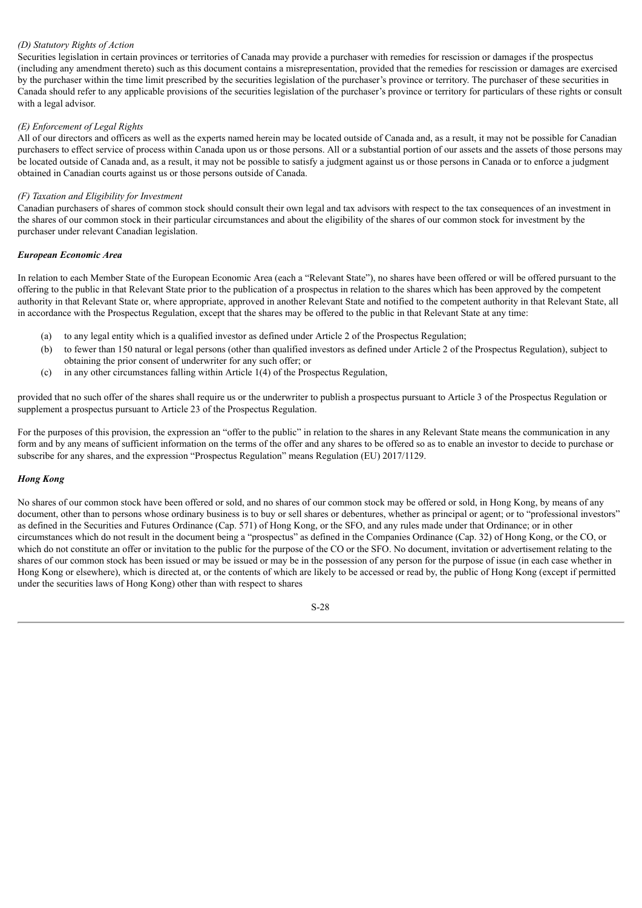*(D) Statutory Rights of Action*

Securities legislation in certain provinces or territories of Canada may provide a purchaser with remedies for rescission or damages if the prospectus (including any amendment thereto) such as this document contains a misrepresentation, provided that the remedies for rescission or damages are exercised by the purchaser within the time limit prescribed by the securities legislation of the purchaser's province or territory. The purchaser of these securities in Canada should refer to any applicable provisions of the securities legislation of the purchaser's province or territory for particulars of these rights or consult with a legal advisor.

*(E) Enforcement of Legal Rights*

All of our directors and officers as well as the experts named herein may be located outside of Canada and, as a result, it may not be possible for Canadian purchasers to effect service of process within Canada upon us or those persons. All or a substantial portion of our assets and the assets of those persons may be located outside of Canada and, as a result, it may not be possible to satisfy a judgment against us or those persons in Canada or to enforce a judgment obtained in Canadian courts against us or those persons outside of Canada.

*(F) Taxation and Eligibility for Investment*

Canadian purchasers of shares of common stock should consult their own legal and tax advisors with respect to the tax consequences of an investment in the shares of our common stock in their particular circumstances and about the eligibility of the shares of our common stock for investment by the purchaser under relevant Canadian legislation.

***European Economic Area***

In relation to each Member State of the European Economic Area (each a "Relevant State"), no shares have been offered or will be offered pursuant to the offering to the public in that Relevant State prior to the publication of a prospectus in relation to the shares which has been approved by the competent authority in that Relevant State or, where appropriate, approved in another Relevant State and notified to the competent authority in that Relevant State, all in accordance with the Prospectus Regulation, except that the shares may be offered to the public in that Relevant State at any time:

(a) to any legal entity which is a qualified investor as defined under Article 2 of the Prospectus Regulation;

(b) to fewer than 150 natural or legal persons (other than qualified investors as defined under Article 2 of the Prospectus Regulation), subject to obtaining the prior consent of underwriter for any such offer; or

(c) in any other circumstances falling within Article 1(4) of the Prospectus Regulation,

provided that no such offer of the shares shall require us or the underwriter to publish a prospectus pursuant to Article 3 of the Prospectus Regulation or supplement a prospectus pursuant to Article 23 of the Prospectus Regulation.

For the purposes of this provision, the expression an "offer to the public" in relation to the shares in any Relevant State means the communication in any form and by any means of sufficient information on the terms of the offer and any shares to be offered so as to enable an investor to decide to purchase or subscribe for any shares, and the expression "Prospectus Regulation" means Regulation (EU) 2017/1129.

***Hong Kong***

No shares of our common stock have been offered or sold, and no shares of our common stock may be offered or sold, in Hong Kong, by means of any document, other than to persons whose ordinary business is to buy or sell shares or debentures, whether as principal or agent; or to "professional investors" as defined in the Securities and Futures Ordinance (Cap. 571) of Hong Kong, or the SFO, and any rules made under that Ordinance; or in other circumstances which do not result in the document being a "prospectus" as defined in the Companies Ordinance (Cap. 32) of Hong Kong, or the CO, or which do not constitute an offer or invitation to the public for the purpose of the CO or the SFO. No document, invitation or advertisement relating to the shares of our common stock has been issued or may be issued or may be in the possession of any person for the purpose of issue (in each case whether in Hong Kong or elsewhere), which is directed at, or the contents of which are likely to be accessed or read by, the public of Hong Kong (except if permitted under the securities laws of Hong Kong) other than with respect to shares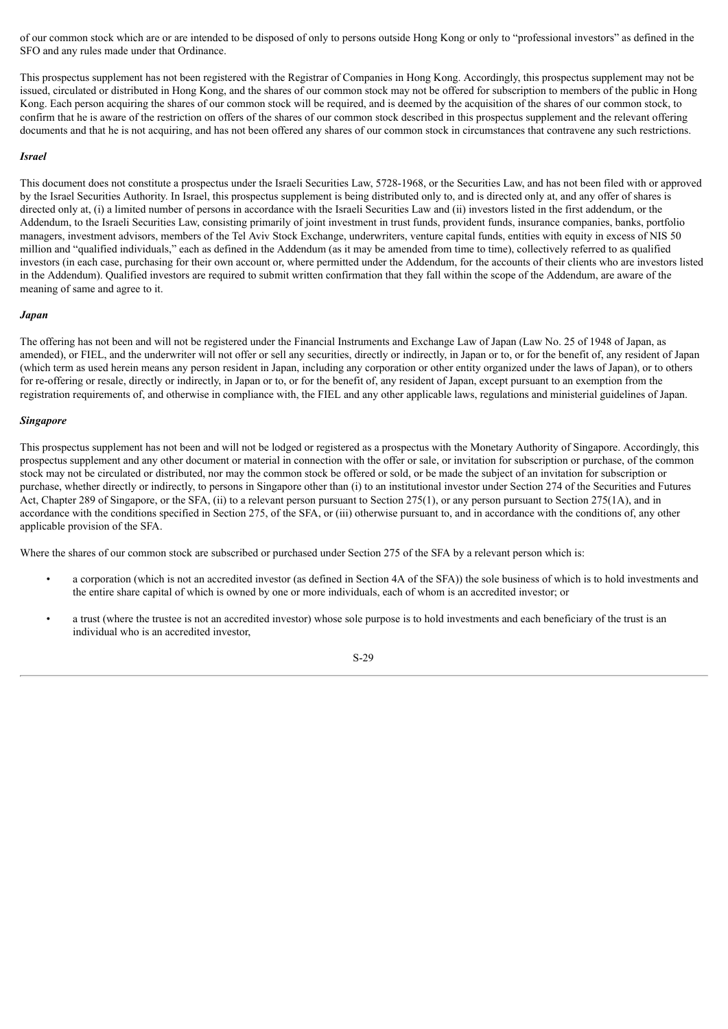of our common stock which are or are intended to be disposed of only to persons outside Hong Kong or only to "professional investors" as defined in the SFO and any rules made under that Ordinance.

This prospectus supplement has not been registered with the Registrar of Companies in Hong Kong. Accordingly, this prospectus supplement may not be issued, circulated or distributed in Hong Kong, and the shares of our common stock may not be offered for subscription to members of the public in Hong Kong. Each person acquiring the shares of our common stock will be required, and is deemed by the acquisition of the shares of our common stock, to confirm that he is aware of the restriction on offers of the shares of our common stock described in this prospectus supplement and the relevant offering documents and that he is not acquiring, and has not been offered any shares of our common stock in circumstances that contravene any such restrictions.

***Israel***

This document does not constitute a prospectus under the Israeli Securities Law, 5728-1968, or the Securities Law, and has not been filed with or approved by the Israel Securities Authority. In Israel, this prospectus supplement is being distributed only to, and is directed only at, and any offer of shares is directed only at, (i) a limited number of persons in accordance with the Israeli Securities Law and (ii) investors listed in the first addendum, or the Addendum, to the Israeli Securities Law, consisting primarily of joint investment in trust funds, provident funds, insurance companies, banks, portfolio managers, investment advisors, members of the Tel Aviv Stock Exchange, underwriters, venture capital funds, entities with equity in excess of NIS 50 million and "qualified individuals," each as defined in the Addendum (as it may be amended from time to time), collectively referred to as qualified investors (in each case, purchasing for their own account or, where permitted under the Addendum, for the accounts of their clients who are investors listed in the Addendum). Qualified investors are required to submit written confirmation that they fall within the scope of the Addendum, are aware of the meaning of same and agree to it.

***Japan***

The offering has not been and will not be registered under the Financial Instruments and Exchange Law of Japan (Law No. 25 of 1948 of Japan, as amended), or FIEL, and the underwriter will not offer or sell any securities, directly or indirectly, in Japan or to, or for the benefit of, any resident of Japan (which term as used herein means any person resident in Japan, including any corporation or other entity organized under the laws of Japan), or to others for re-offering or resale, directly or indirectly, in Japan or to, or for the benefit of, any resident of Japan, except pursuant to an exemption from the registration requirements of, and otherwise in compliance with, the FIEL and any other applicable laws, regulations and ministerial guidelines of Japan.

***Singapore***

This prospectus supplement has not been and will not be lodged or registered as a prospectus with the Monetary Authority of Singapore. Accordingly, this prospectus supplement and any other document or material in connection with the offer or sale, or invitation for subscription or purchase, of the common stock may not be circulated or distributed, nor may the common stock be offered or sold, or be made the subject of an invitation for subscription or purchase, whether directly or indirectly, to persons in Singapore other than (i) to an institutional investor under Section 274 of the Securities and Futures Act, Chapter 289 of Singapore, or the SFA, (ii) to a relevant person pursuant to Section 275(1), or any person pursuant to Section 275(1A), and in accordance with the conditions specified in Section 275, of the SFA, or (iii) otherwise pursuant to, and in accordance with the conditions of, any other applicable provision of the SFA.

Where the shares of our common stock are subscribed or purchased under Section 275 of the SFA by a relevant person which is:

- a corporation (which is not an accredited investor (as defined in Section 4A of the SFA)) the sole business of which is to hold investments and the entire share capital of which is owned by one or more individuals, each of whom is an accredited investor; or
- a trust (where the trustee is not an accredited investor) whose sole purpose is to hold investments and each beneficiary of the trust is an individual who is an accredited investor,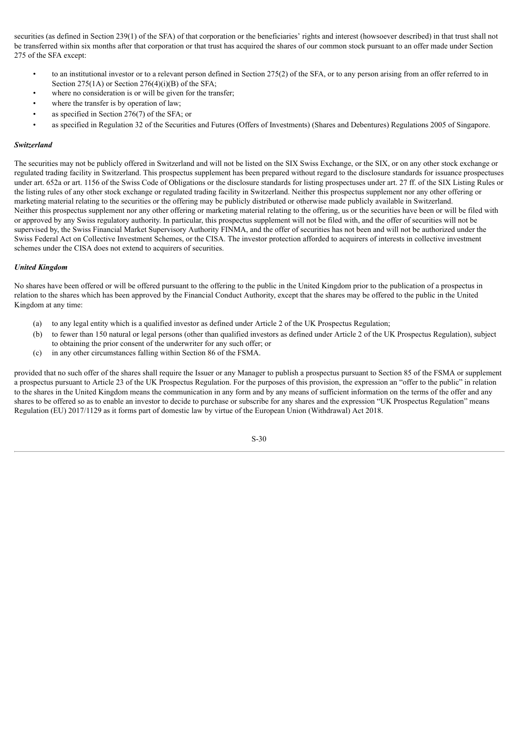securities (as defined in Section 239(1) of the SFA) of that corporation or the beneficiaries' rights and interest (howsoever described) in that trust shall not be transferred within six months after that corporation or that trust has acquired the shares of our common stock pursuant to an offer made under Section 275 of the SFA except:

- to an institutional investor or to a relevant person defined in Section 275(2) of the SFA, or to any person arising from an offer referred to in Section 275(1A) or Section 276(4)(i)(B) of the SFA;
- where no consideration is or will be given for the transfer;
- where the transfer is by operation of law;
- as specified in Section 276(7) of the SFA; or
- as specified in Regulation 32 of the Securities and Futures (Offers of Investments) (Shares and Debentures) Regulations 2005 of Singapore.

***Switzerland***

The securities may not be publicly offered in Switzerland and will not be listed on the SIX Swiss Exchange, or the SIX, or on any other stock exchange or regulated trading facility in Switzerland. This prospectus supplement has been prepared without regard to the disclosure standards for issuance prospectuses under art. 652a or art. 1156 of the Swiss Code of Obligations or the disclosure standards for listing prospectuses under art. 27 ff. of the SIX Listing Rules or the listing rules of any other stock exchange or regulated trading facility in Switzerland. Neither this prospectus supplement nor any other offering or marketing material relating to the securities or the offering may be publicly distributed or otherwise made publicly available in Switzerland. Neither this prospectus supplement nor any other offering or marketing material relating to the offering, us or the securities have been or will be filed with or approved by any Swiss regulatory authority. In particular, this prospectus supplement will not be filed with, and the offer of securities will not be supervised by, the Swiss Financial Market Supervisory Authority FINMA, and the offer of securities has not been and will not be authorized under the Swiss Federal Act on Collective Investment Schemes, or the CISA. The investor protection afforded to acquirers of interests in collective investment schemes under the CISA does not extend to acquirers of securities.

***United Kingdom***

No shares have been offered or will be offered pursuant to the offering to the public in the United Kingdom prior to the publication of a prospectus in relation to the shares which has been approved by the Financial Conduct Authority, except that the shares may be offered to the public in the United Kingdom at any time:

(a) to any legal entity which is a qualified investor as defined under Article 2 of the UK Prospectus Regulation;

(b) to fewer than 150 natural or legal persons (other than qualified investors as defined under Article 2 of the UK Prospectus Regulation), subject to obtaining the prior consent of the underwriter for any such offer; or

(c) in any other circumstances falling within Section 86 of the FSMA.

provided that no such offer of the shares shall require the Issuer or any Manager to publish a prospectus pursuant to Section 85 of the FSMA or supplement a prospectus pursuant to Article 23 of the UK Prospectus Regulation. For the purposes of this provision, the expression an "offer to the public" in relation to the shares in the United Kingdom means the communication in any form and by any means of sufficient information on the terms of the offer and any shares to be offered so as to enable an investor to decide to purchase or subscribe for any shares and the expression "UK Prospectus Regulation" means Regulation (EU) 2017/1129 as it forms part of domestic law by virtue of the European Union (Withdrawal) Act 2018.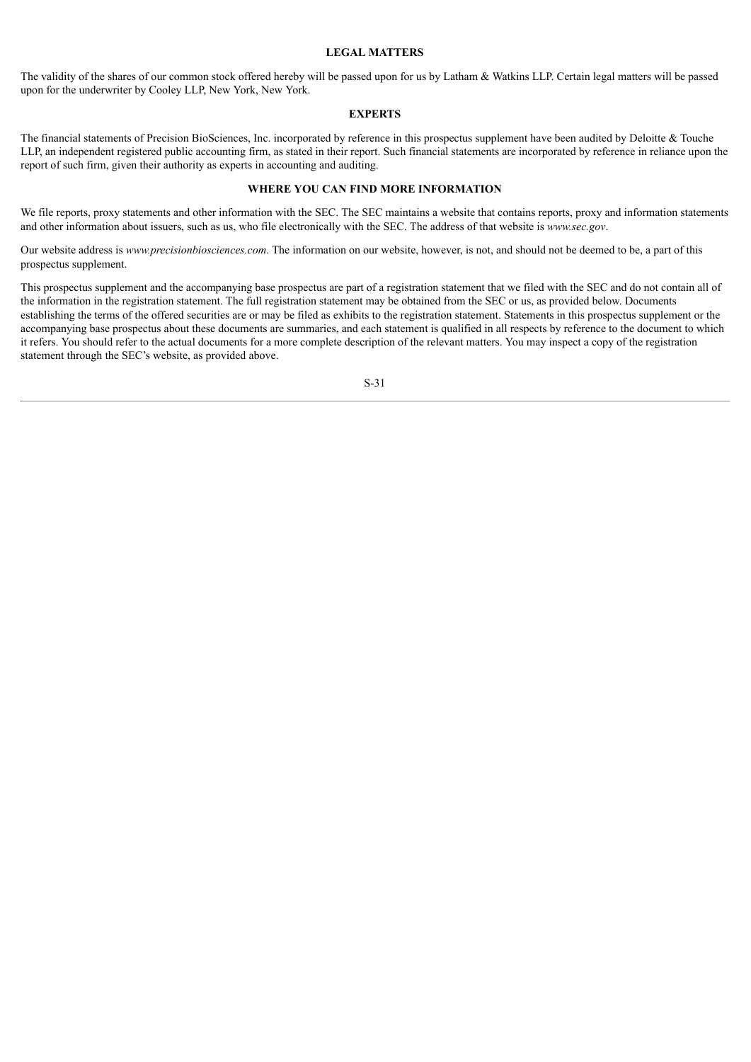## LEGAL MATTERS

The validity of the shares of our common stock offered hereby will be passed upon for us by Latham & Watkins LLP. Certain legal matters will be passed upon for the underwriter by Cooley LLP, New York, New York.

## EXPERTS

The financial statements of Precision BioSciences, Inc. incorporated by reference in this prospectus supplement have been audited by Deloitte & Touche LLP, an independent registered public accounting firm, as stated in their report. Such financial statements are incorporated by reference in reliance upon the report of such firm, given their authority as experts in accounting and auditing.

## WHERE YOU CAN FIND MORE INFORMATION

We file reports, proxy statements and other information with the SEC. The SEC maintains a website that contains reports, proxy and information statements and other information about issuers, such as us, who file electronically with the SEC. The address of that website is *www.sec.gov*.

Our website address is *www.precisionbiosciences.com*. The information on our website, however, is not, and should not be deemed to be, a part of this prospectus supplement.

This prospectus supplement and the accompanying base prospectus are part of a registration statement that we filed with the SEC and do not contain all of the information in the registration statement. The full registration statement may be obtained from the SEC or us, as provided below. Documents establishing the terms of the offered securities are or may be filed as exhibits to the registration statement. Statements in this prospectus supplement or the accompanying base prospectus about these documents are summaries, and each statement is qualified in all respects by reference to the document to which it refers. You should refer to the actual documents for a more complete description of the relevant matters. You may inspect a copy of the registration statement through the SEC's website, as provided above.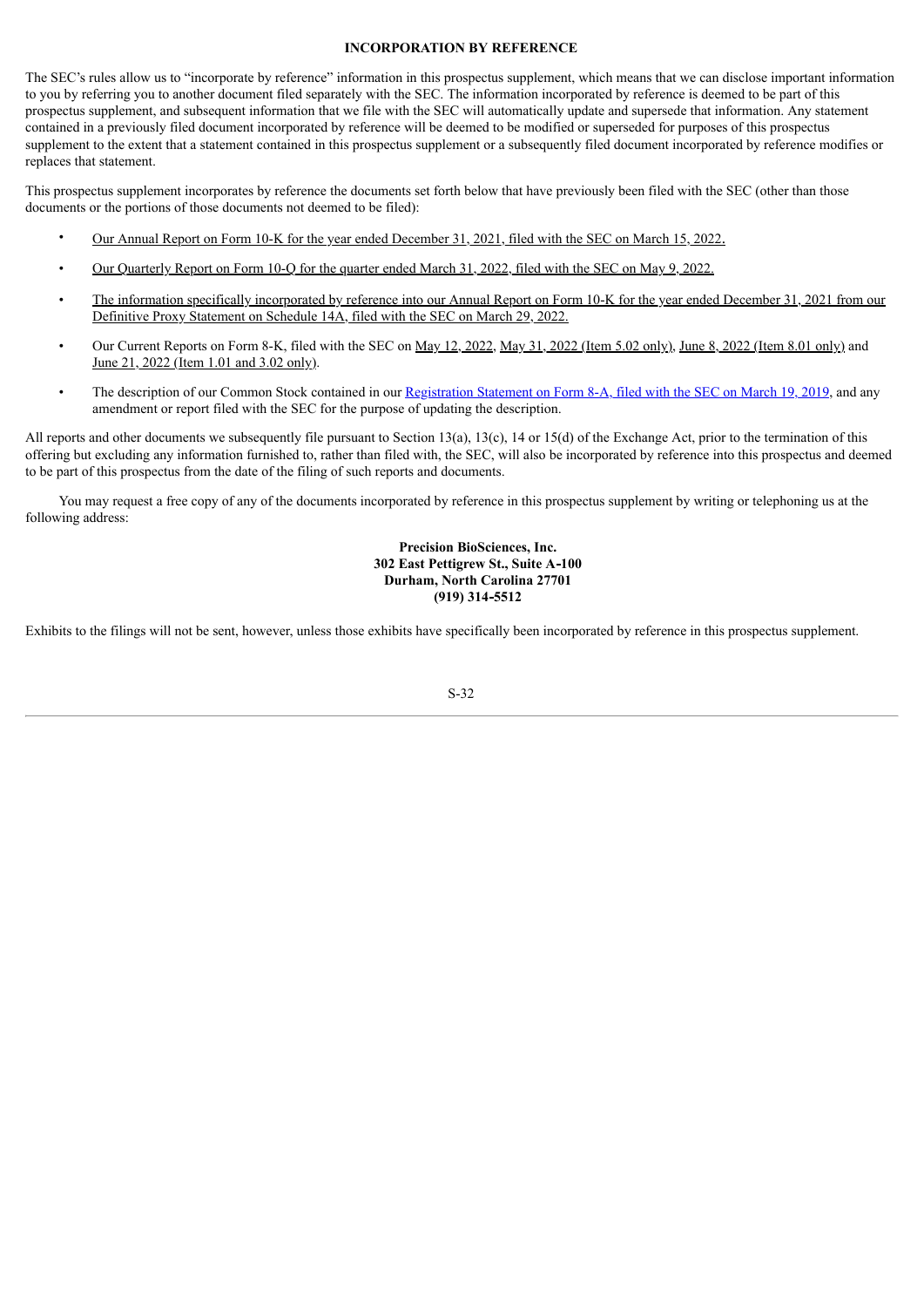## INCORPORATION BY REFERENCE

The SEC's rules allow us to "incorporate by reference" information in this prospectus supplement, which means that we can disclose important information to you by referring you to another document filed separately with the SEC. The information incorporated by reference is deemed to be part of this prospectus supplement, and subsequent information that we file with the SEC will automatically update and supersede that information. Any statement contained in a previously filed document incorporated by reference will be deemed to be modified or superseded for purposes of this prospectus supplement to the extent that a statement contained in this prospectus supplement or a subsequently filed document incorporated by reference modifies or replaces that statement.

This prospectus supplement incorporates by reference the documents set forth below that have previously been filed with the SEC (other than those documents or the portions of those documents not deemed to be filed):

- Our Annual Report on Form 10-K for the year ended December 31, 2021, filed with the SEC on March 15, 2022.
- Our Quarterly Report on Form 10-Q for the quarter ended March 31, 2022, filed with the SEC on May 9, 2022.
- The information specifically incorporated by reference into our Annual Report on Form 10-K for the year ended December 31, 2021 from our Definitive Proxy Statement on Schedule 14A, filed with the SEC on March 29, 2022.
- Our Current Reports on Form 8-K, filed with the SEC on May 12, 2022, May 31, 2022 (Item 5.02 only), June 8, 2022 (Item 8.01 only) and June 21, 2022 (Item 1.01 and 3.02 only).
- The description of our Common Stock contained in our Registration Statement on Form 8-A, filed with the SEC on March 19, 2019, and any amendment or report filed with the SEC for the purpose of updating the description.

All reports and other documents we subsequently file pursuant to Section 13(a), 13(c), 14 or 15(d) of the Exchange Act, prior to the termination of this offering but excluding any information furnished to, rather than filed with, the SEC, will also be incorporated by reference into this prospectus and deemed to be part of this prospectus from the date of the filing of such reports and documents.

You may request a free copy of any of the documents incorporated by reference in this prospectus supplement by writing or telephoning us at the following address:

**Precision BioSciences, Inc.**
**302 East Pettigrew St., Suite A-100**
**Durham, North Carolina 27701**
**(919) 314-5512**

Exhibits to the filings will not be sent, however, unless those exhibits have specifically been incorporated by reference in this prospectus supplement.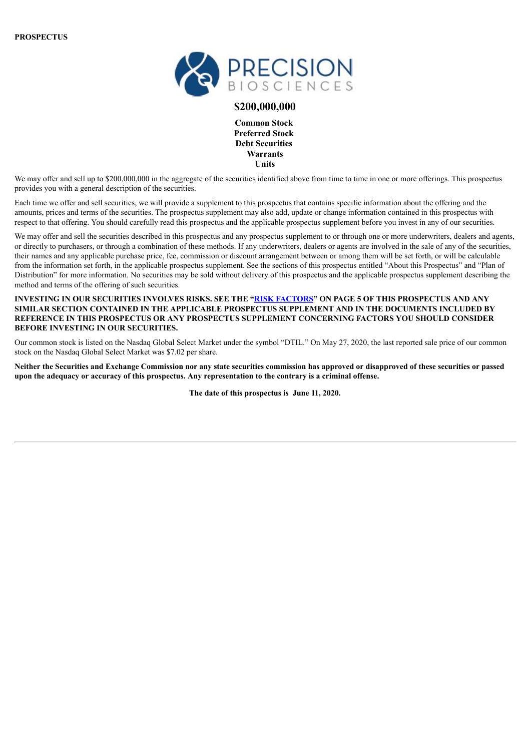**PROSPECTUS**

PRECISION BIOSCIENCES

**$200,000,000**

**Common Stock**
**Preferred Stock**
**Debt Securities**
**Warrants**
**Units**

We may offer and sell up to $200,000,000 in the aggregate of the securities identified above from time to time in one or more offerings. This prospectus provides you with a general description of the securities.

Each time we offer and sell securities, we will provide a supplement to this prospectus that contains specific information about the offering and the amounts, prices and terms of the securities. The prospectus supplement may also add, update or change information contained in this prospectus with respect to that offering. You should carefully read this prospectus and the applicable prospectus supplement before you invest in any of our securities.

We may offer and sell the securities described in this prospectus and any prospectus supplement to or through one or more underwriters, dealers and agents, or directly to purchasers, or through a combination of these methods. If any underwriters, dealers or agents are involved in the sale of any of the securities, their names and any applicable purchase price, fee, commission or discount arrangement between or among them will be set forth, or will be calculable from the information set forth, in the applicable prospectus supplement. See the sections of this prospectus entitled "About this Prospectus" and "Plan of Distribution" for more information. No securities may be sold without delivery of this prospectus and the applicable prospectus supplement describing the method and terms of the offering of such securities.

**INVESTING IN OUR SECURITIES INVOLVES RISKS. SEE THE "RISK FACTORS" ON PAGE 5 OF THIS PROSPECTUS AND ANY SIMILAR SECTION CONTAINED IN THE APPLICABLE PROSPECTUS SUPPLEMENT AND IN THE DOCUMENTS INCLUDED BY REFERENCE IN THIS PROSPECTUS OR ANY PROSPECTUS SUPPLEMENT CONCERNING FACTORS YOU SHOULD CONSIDER BEFORE INVESTING IN OUR SECURITIES.**

Our common stock is listed on the Nasdaq Global Select Market under the symbol "DTIL." On May 27, 2020, the last reported sale price of our common stock on the Nasdaq Global Select Market was $7.02 per share.

**Neither the Securities and Exchange Commission nor any state securities commission has approved or disapproved of these securities or passed upon the adequacy or accuracy of this prospectus. Any representation to the contrary is a criminal offense.**

**The date of this prospectus is June 11, 2020.**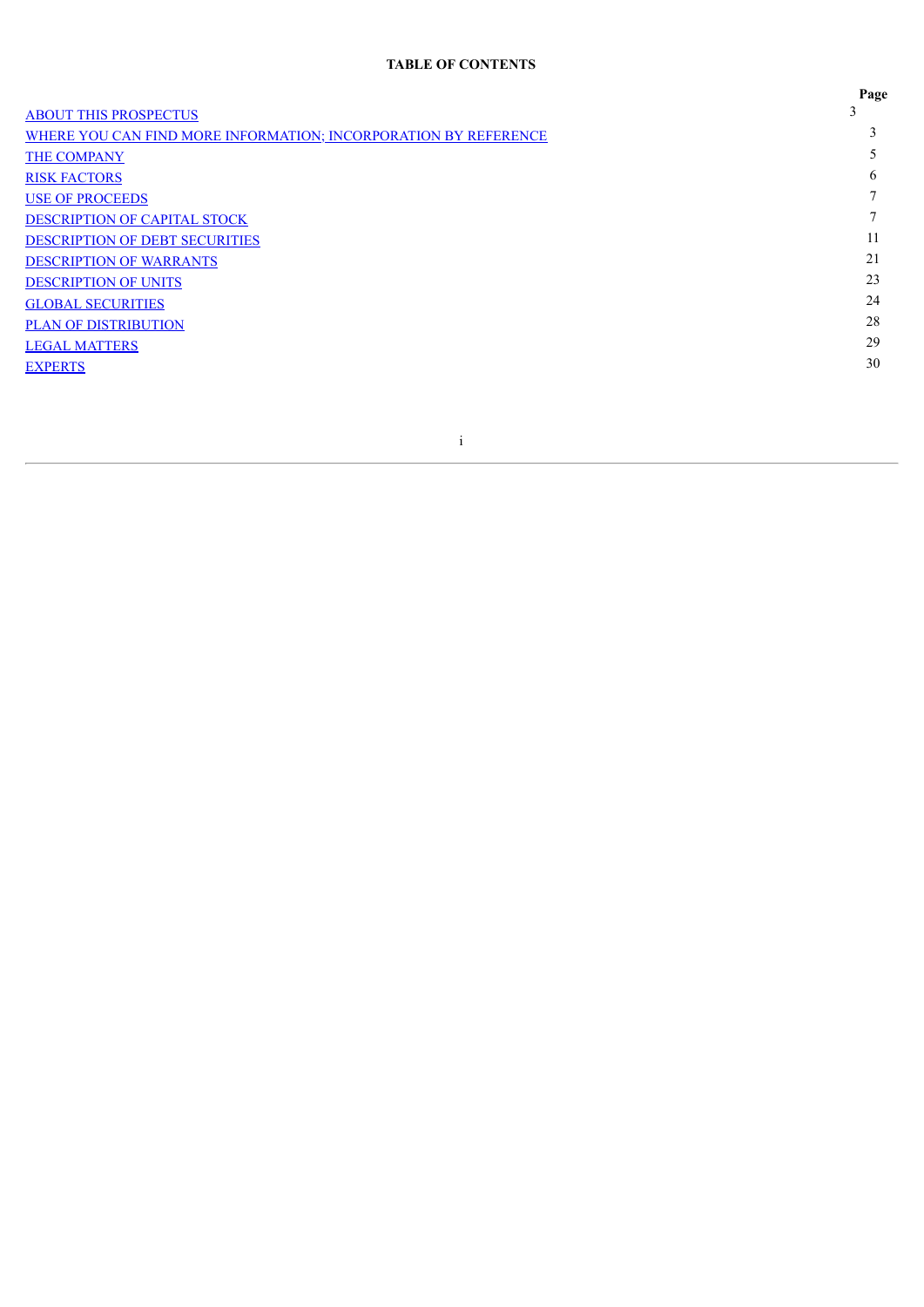**TABLE OF CONTENTS**

| | Page |
|---|---|
| ABOUT THIS PROSPECTUS | 3 |
| WHERE YOU CAN FIND MORE INFORMATION; INCORPORATION BY REFERENCE | 3 |
| THE COMPANY | 5 |
| RISK FACTORS | 6 |
| USE OF PROCEEDS | 7 |
| DESCRIPTION OF CAPITAL STOCK | 7 |
| DESCRIPTION OF DEBT SECURITIES | 11 |
| DESCRIPTION OF WARRANTS | 21 |
| DESCRIPTION OF UNITS | 23 |
| GLOBAL SECURITIES | 24 |
| PLAN OF DISTRIBUTION | 28 |
| LEGAL MATTERS | 29 |
| EXPERTS | 30 |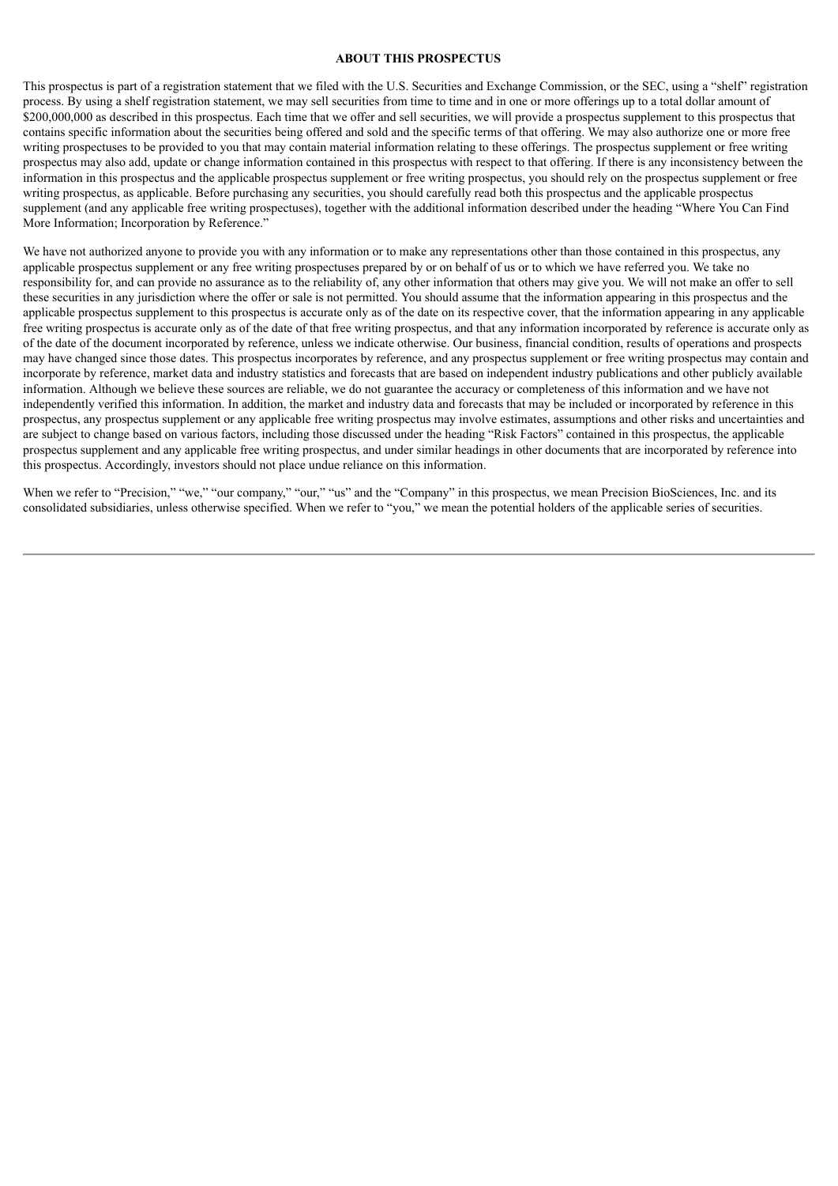## ABOUT THIS PROSPECTUS

This prospectus is part of a registration statement that we filed with the U.S. Securities and Exchange Commission, or the SEC, using a "shelf" registration process. By using a shelf registration statement, we may sell securities from time to time and in one or more offerings up to a total dollar amount of $200,000,000 as described in this prospectus. Each time that we offer and sell securities, we will provide a prospectus supplement to this prospectus that contains specific information about the securities being offered and sold and the specific terms of that offering. We may also authorize one or more free writing prospectuses to be provided to you that may contain material information relating to these offerings. The prospectus supplement or free writing prospectus may also add, update or change information contained in this prospectus with respect to that offering. If there is any inconsistency between the information in this prospectus and the applicable prospectus supplement or free writing prospectus, you should rely on the prospectus supplement or free writing prospectus, as applicable. Before purchasing any securities, you should carefully read both this prospectus and the applicable prospectus supplement (and any applicable free writing prospectuses), together with the additional information described under the heading "Where You Can Find More Information; Incorporation by Reference."

We have not authorized anyone to provide you with any information or to make any representations other than those contained in this prospectus, any applicable prospectus supplement or any free writing prospectuses prepared by or on behalf of us or to which we have referred you. We take no responsibility for, and can provide no assurance as to the reliability of, any other information that others may give you. We will not make an offer to sell these securities in any jurisdiction where the offer or sale is not permitted. You should assume that the information appearing in this prospectus and the applicable prospectus supplement to this prospectus is accurate only as of the date on its respective cover, that the information appearing in any applicable free writing prospectus is accurate only as of the date of that free writing prospectus, and that any information incorporated by reference is accurate only as of the date of the document incorporated by reference, unless we indicate otherwise. Our business, financial condition, results of operations and prospects may have changed since those dates. This prospectus incorporates by reference, and any prospectus supplement or free writing prospectus may contain and incorporate by reference, market data and industry statistics and forecasts that are based on independent industry publications and other publicly available information. Although we believe these sources are reliable, we do not guarantee the accuracy or completeness of this information and we have not independently verified this information. In addition, the market and industry data and forecasts that may be included or incorporated by reference in this prospectus, any prospectus supplement or any applicable free writing prospectus may involve estimates, assumptions and other risks and uncertainties and are subject to change based on various factors, including those discussed under the heading "Risk Factors" contained in this prospectus, the applicable prospectus supplement and any applicable free writing prospectus, and under similar headings in other documents that are incorporated by reference into this prospectus. Accordingly, investors should not place undue reliance on this information.

When we refer to "Precision," "we," "our company," "our," "us" and the "Company" in this prospectus, we mean Precision BioSciences, Inc. and its consolidated subsidiaries, unless otherwise specified. When we refer to "you," we mean the potential holders of the applicable series of securities.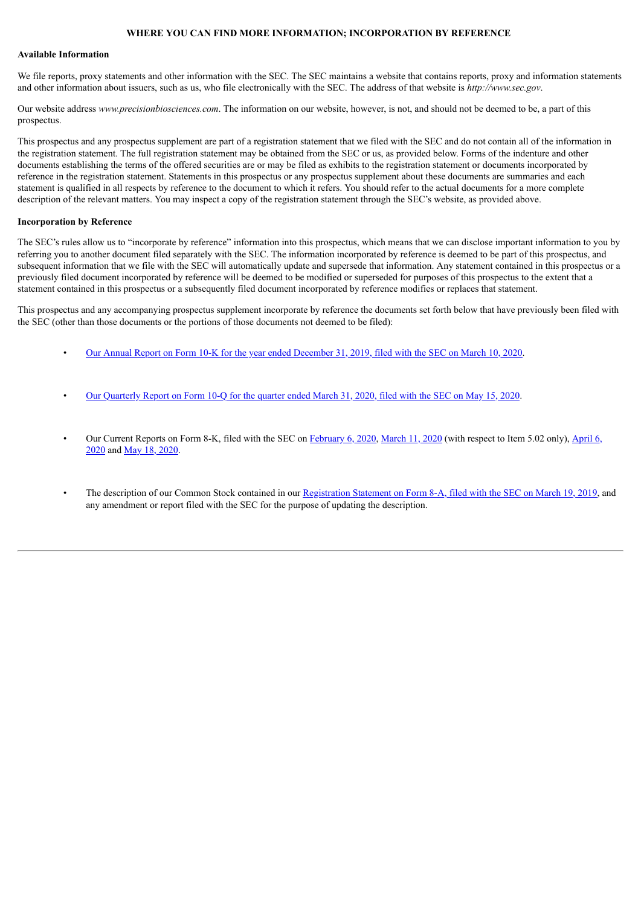## WHERE YOU CAN FIND MORE INFORMATION; INCORPORATION BY REFERENCE

### Available Information

We file reports, proxy statements and other information with the SEC. The SEC maintains a website that contains reports, proxy and information statements and other information about issuers, such as us, who file electronically with the SEC. The address of that website is *http://www.sec.gov*.

Our website address *www.precisionbiosciences.com*. The information on our website, however, is not, and should not be deemed to be, a part of this prospectus.

This prospectus and any prospectus supplement are part of a registration statement that we filed with the SEC and do not contain all of the information in the registration statement. The full registration statement may be obtained from the SEC or us, as provided below. Forms of the indenture and other documents establishing the terms of the offered securities are or may be filed as exhibits to the registration statement or documents incorporated by reference in the registration statement. Statements in this prospectus or any prospectus supplement about these documents are summaries and each statement is qualified in all respects by reference to the document to which it refers. You should refer to the actual documents for a more complete description of the relevant matters. You may inspect a copy of the registration statement through the SEC's website, as provided above.

### Incorporation by Reference

The SEC's rules allow us to "incorporate by reference" information into this prospectus, which means that we can disclose important information to you by referring you to another document filed separately with the SEC. The information incorporated by reference is deemed to be part of this prospectus, and subsequent information that we file with the SEC will automatically update and supersede that information. Any statement contained in this prospectus or a previously filed document incorporated by reference will be deemed to be modified or superseded for purposes of this prospectus to the extent that a statement contained in this prospectus or a subsequently filed document incorporated by reference modifies or replaces that statement.

This prospectus and any accompanying prospectus supplement incorporate by reference the documents set forth below that have previously been filed with the SEC (other than those documents or the portions of those documents not deemed to be filed):

- Our Annual Report on Form 10-K for the year ended December 31, 2019, filed with the SEC on March 10, 2020.
- Our Quarterly Report on Form 10-Q for the quarter ended March 31, 2020, filed with the SEC on May 15, 2020.
- Our Current Reports on Form 8-K, filed with the SEC on February 6, 2020, March 11, 2020 (with respect to Item 5.02 only), April 6, 2020 and May 18, 2020.
- The description of our Common Stock contained in our Registration Statement on Form 8-A, filed with the SEC on March 19, 2019, and any amendment or report filed with the SEC for the purpose of updating the description.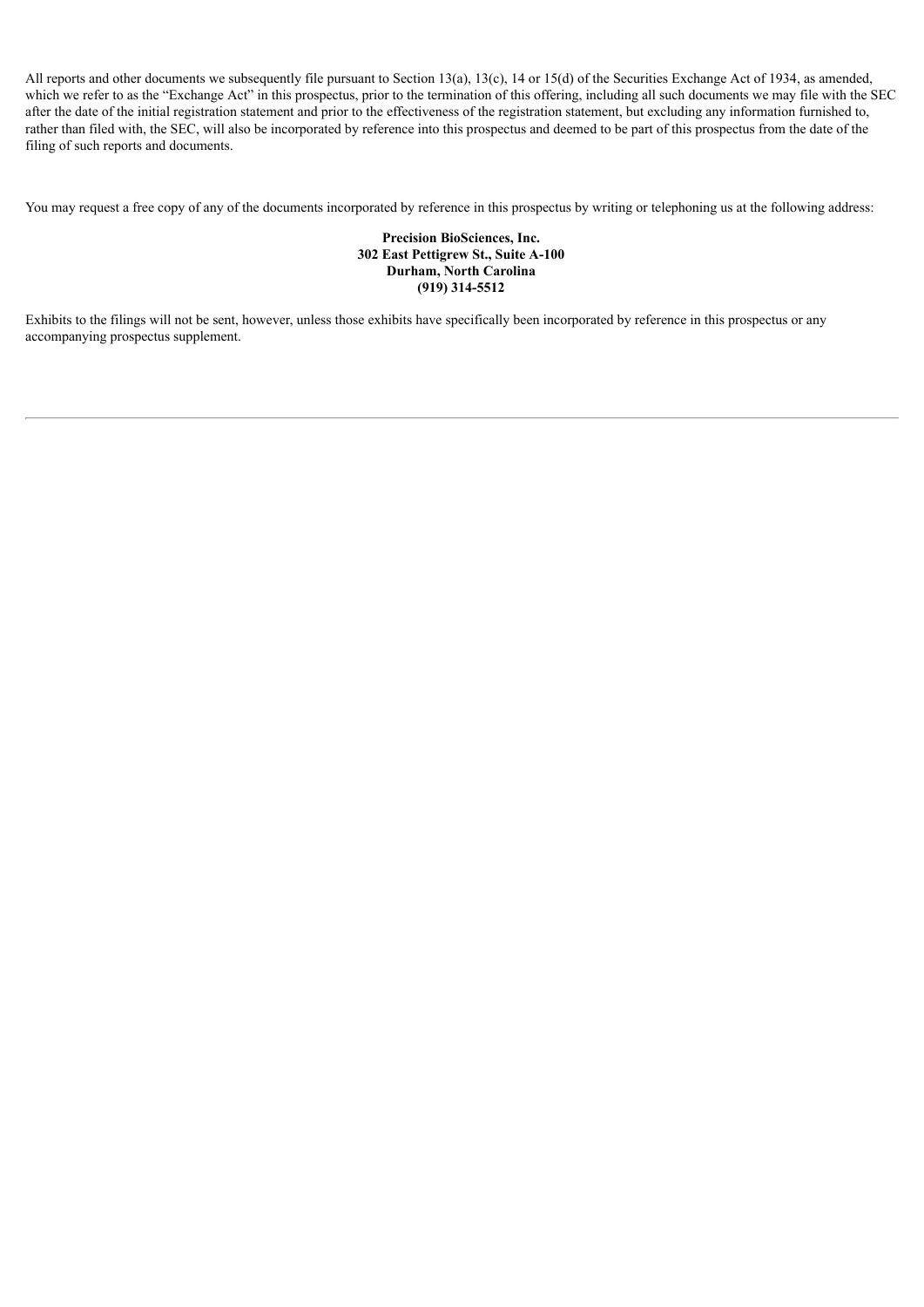All reports and other documents we subsequently file pursuant to Section 13(a), 13(c), 14 or 15(d) of the Securities Exchange Act of 1934, as amended, which we refer to as the "Exchange Act" in this prospectus, prior to the termination of this offering, including all such documents we may file with the SEC after the date of the initial registration statement and prior to the effectiveness of the registration statement, but excluding any information furnished to, rather than filed with, the SEC, will also be incorporated by reference into this prospectus and deemed to be part of this prospectus from the date of the filing of such reports and documents.

You may request a free copy of any of the documents incorporated by reference in this prospectus by writing or telephoning us at the following address:

**Precision BioSciences, Inc.**
**302 East Pettigrew St., Suite A-100**
**Durham, North Carolina**
**(919) 314-5512**

Exhibits to the filings will not be sent, however, unless those exhibits have specifically been incorporated by reference in this prospectus or any accompanying prospectus supplement.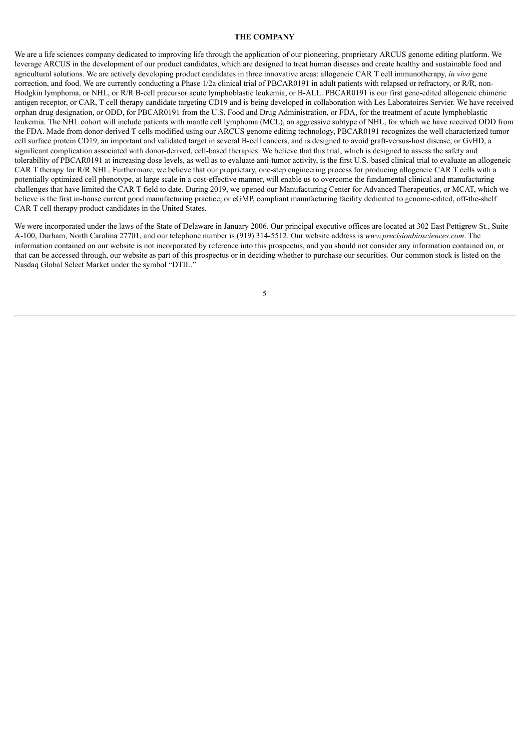## THE COMPANY

We are a life sciences company dedicated to improving life through the application of our pioneering, proprietary ARCUS genome editing platform. We leverage ARCUS in the development of our product candidates, which are designed to treat human diseases and create healthy and sustainable food and agricultural solutions. We are actively developing product candidates in three innovative areas: allogeneic CAR T cell immunotherapy, *in vivo* gene correction, and food. We are currently conducting a Phase 1/2a clinical trial of PBCAR0191 in adult patients with relapsed or refractory, or R/R, non-Hodgkin lymphoma, or NHL, or R/R B-cell precursor acute lymphoblastic leukemia, or B-ALL. PBCAR0191 is our first gene-edited allogeneic chimeric antigen receptor, or CAR, T cell therapy candidate targeting CD19 and is being developed in collaboration with Les Laboratoires Servier. We have received orphan drug designation, or ODD, for PBCAR0191 from the U.S. Food and Drug Administration, or FDA, for the treatment of acute lymphoblastic leukemia. The NHL cohort will include patients with mantle cell lymphoma (MCL), an aggressive subtype of NHL, for which we have received ODD from the FDA. Made from donor-derived T cells modified using our ARCUS genome editing technology, PBCAR0191 recognizes the well characterized tumor cell surface protein CD19, an important and validated target in several B-cell cancers, and is designed to avoid graft-versus-host disease, or GvHD, a significant complication associated with donor-derived, cell-based therapies. We believe that this trial, which is designed to assess the safety and tolerability of PBCAR0191 at increasing dose levels, as well as to evaluate anti-tumor activity, is the first U.S.-based clinical trial to evaluate an allogeneic CAR T therapy for R/R NHL. Furthermore, we believe that our proprietary, one-step engineering process for producing allogeneic CAR T cells with a potentially optimized cell phenotype, at large scale in a cost-effective manner, will enable us to overcome the fundamental clinical and manufacturing challenges that have limited the CAR T field to date. During 2019, we opened our Manufacturing Center for Advanced Therapeutics, or MCAT, which we believe is the first in-house current good manufacturing practice, or cGMP, compliant manufacturing facility dedicated to genome-edited, off-the-shelf CAR T cell therapy product candidates in the United States.

We were incorporated under the laws of the State of Delaware in January 2006. Our principal executive offices are located at 302 East Pettigrew St., Suite A-100, Durham, North Carolina 27701, and our telephone number is (919) 314-5512. Our website address is *www.precisionbiosciences.com*. The information contained on our website is not incorporated by reference into this prospectus, and you should not consider any information contained on, or that can be accessed through, our website as part of this prospectus or in deciding whether to purchase our securities. Our common stock is listed on the Nasdaq Global Select Market under the symbol "DTIL."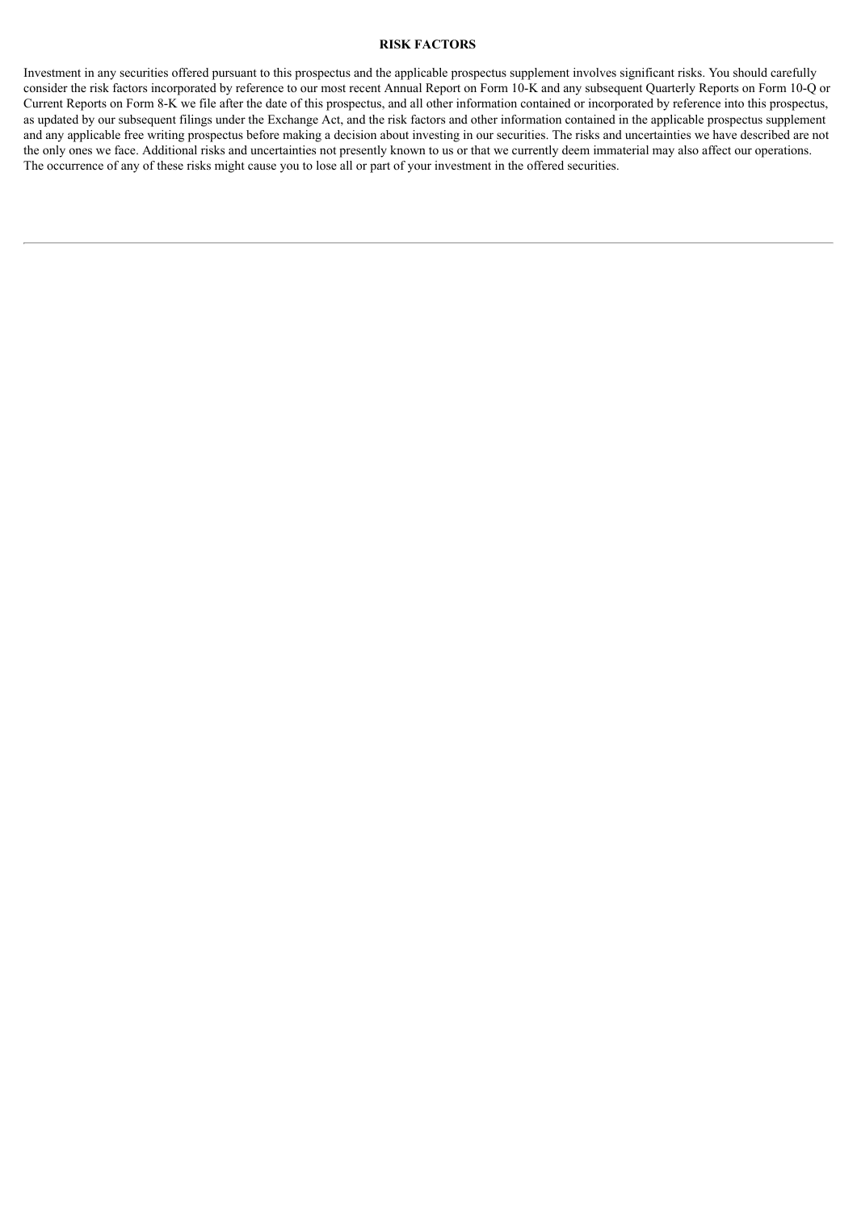## RISK FACTORS

Investment in any securities offered pursuant to this prospectus and the applicable prospectus supplement involves significant risks. You should carefully consider the risk factors incorporated by reference to our most recent Annual Report on Form 10-K and any subsequent Quarterly Reports on Form 10-Q or Current Reports on Form 8-K we file after the date of this prospectus, and all other information contained or incorporated by reference into this prospectus, as updated by our subsequent filings under the Exchange Act, and the risk factors and other information contained in the applicable prospectus supplement and any applicable free writing prospectus before making a decision about investing in our securities. The risks and uncertainties we have described are not the only ones we face. Additional risks and uncertainties not presently known to us or that we currently deem immaterial may also affect our operations. The occurrence of any of these risks might cause you to lose all or part of your investment in the offered securities.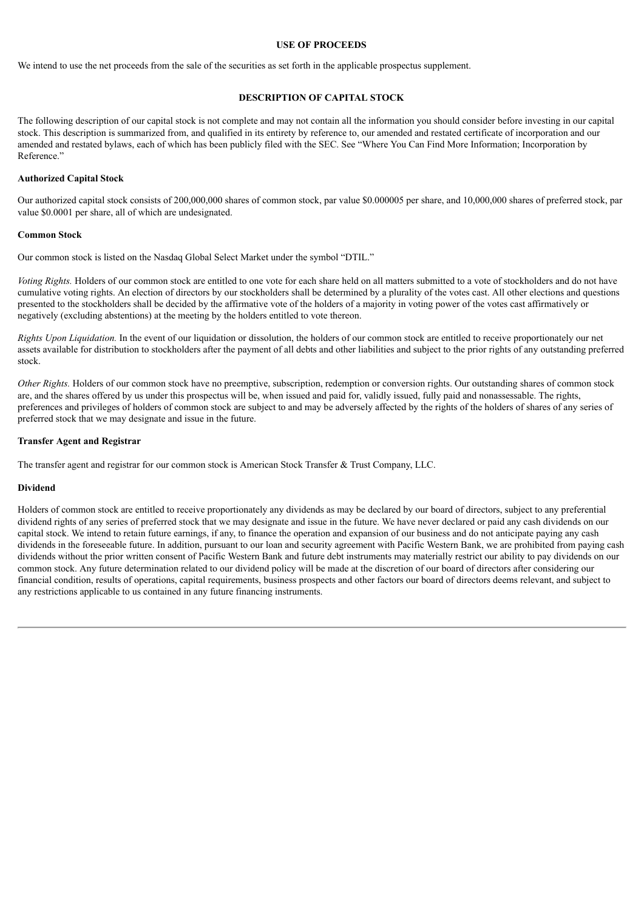## USE OF PROCEEDS

We intend to use the net proceeds from the sale of the securities as set forth in the applicable prospectus supplement.

## DESCRIPTION OF CAPITAL STOCK

The following description of our capital stock is not complete and may not contain all the information you should consider before investing in our capital stock. This description is summarized from, and qualified in its entirety by reference to, our amended and restated certificate of incorporation and our amended and restated bylaws, each of which has been publicly filed with the SEC. See "Where You Can Find More Information; Incorporation by Reference."

### Authorized Capital Stock

Our authorized capital stock consists of 200,000,000 shares of common stock, par value $0.000005 per share, and 10,000,000 shares of preferred stock, par value $0.0001 per share, all of which are undesignated.

### Common Stock

Our common stock is listed on the Nasdaq Global Select Market under the symbol "DTIL."

*Voting Rights.* Holders of our common stock are entitled to one vote for each share held on all matters submitted to a vote of stockholders and do not have cumulative voting rights. An election of directors by our stockholders shall be determined by a plurality of the votes cast. All other elections and questions presented to the stockholders shall be decided by the affirmative vote of the holders of a majority in voting power of the votes cast affirmatively or negatively (excluding abstentions) at the meeting by the holders entitled to vote thereon.

*Rights Upon Liquidation.* In the event of our liquidation or dissolution, the holders of our common stock are entitled to receive proportionately our net assets available for distribution to stockholders after the payment of all debts and other liabilities and subject to the prior rights of any outstanding preferred stock.

*Other Rights.* Holders of our common stock have no preemptive, subscription, redemption or conversion rights. Our outstanding shares of common stock are, and the shares offered by us under this prospectus will be, when issued and paid for, validly issued, fully paid and nonassessable. The rights, preferences and privileges of holders of common stock are subject to and may be adversely affected by the rights of the holders of shares of any series of preferred stock that we may designate and issue in the future.

### Transfer Agent and Registrar

The transfer agent and registrar for our common stock is American Stock Transfer & Trust Company, LLC.

### Dividend

Holders of common stock are entitled to receive proportionately any dividends as may be declared by our board of directors, subject to any preferential dividend rights of any series of preferred stock that we may designate and issue in the future. We have never declared or paid any cash dividends on our capital stock. We intend to retain future earnings, if any, to finance the operation and expansion of our business and do not anticipate paying any cash dividends in the foreseeable future. In addition, pursuant to our loan and security agreement with Pacific Western Bank, we are prohibited from paying cash dividends without the prior written consent of Pacific Western Bank and future debt instruments may materially restrict our ability to pay dividends on our common stock. Any future determination related to our dividend policy will be made at the discretion of our board of directors after considering our financial condition, results of operations, capital requirements, business prospects and other factors our board of directors deems relevant, and subject to any restrictions applicable to us contained in any future financing instruments.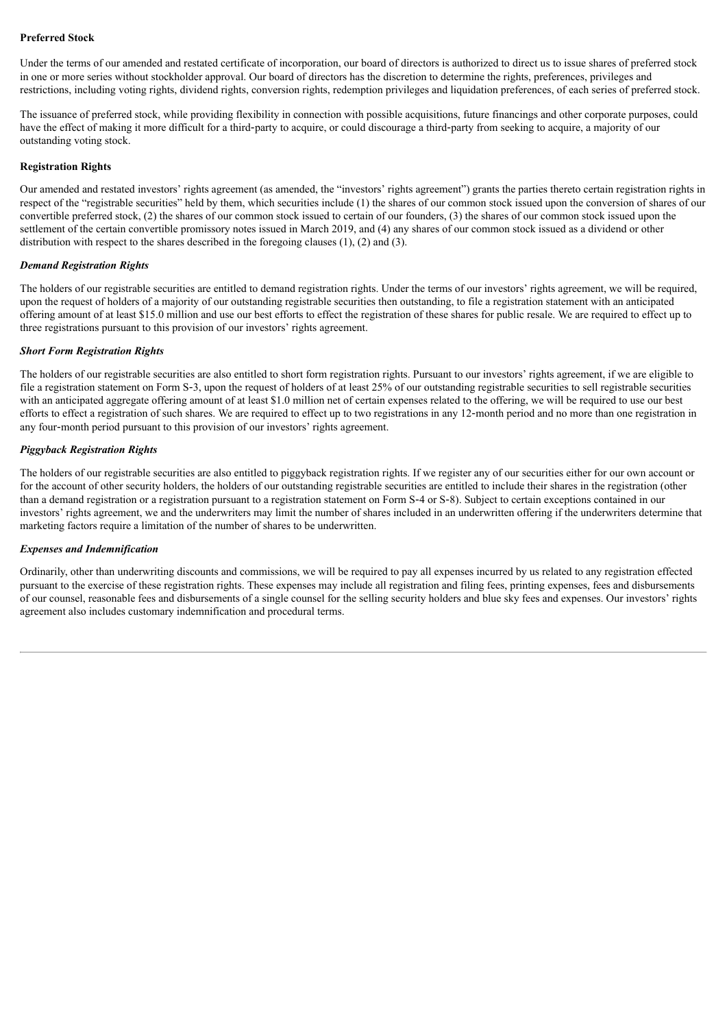**Preferred Stock**

Under the terms of our amended and restated certificate of incorporation, our board of directors is authorized to direct us to issue shares of preferred stock in one or more series without stockholder approval. Our board of directors has the discretion to determine the rights, preferences, privileges and restrictions, including voting rights, dividend rights, conversion rights, redemption privileges and liquidation preferences, of each series of preferred stock.

The issuance of preferred stock, while providing flexibility in connection with possible acquisitions, future financings and other corporate purposes, could have the effect of making it more difficult for a third-party to acquire, or could discourage a third-party from seeking to acquire, a majority of our outstanding voting stock.

**Registration Rights**

Our amended and restated investors' rights agreement (as amended, the "investors' rights agreement") grants the parties thereto certain registration rights in respect of the "registrable securities" held by them, which securities include (1) the shares of our common stock issued upon the conversion of shares of our convertible preferred stock, (2) the shares of our common stock issued to certain of our founders, (3) the shares of our common stock issued upon the settlement of the certain convertible promissory notes issued in March 2019, and (4) any shares of our common stock issued as a dividend or other distribution with respect to the shares described in the foregoing clauses (1), (2) and (3).

***Demand Registration Rights***

The holders of our registrable securities are entitled to demand registration rights. Under the terms of our investors' rights agreement, we will be required, upon the request of holders of a majority of our outstanding registrable securities then outstanding, to file a registration statement with an anticipated offering amount of at least $15.0 million and use our best efforts to effect the registration of these shares for public resale. We are required to effect up to three registrations pursuant to this provision of our investors' rights agreement.

***Short Form Registration Rights***

The holders of our registrable securities are also entitled to short form registration rights. Pursuant to our investors' rights agreement, if we are eligible to file a registration statement on Form S-3, upon the request of holders of at least 25% of our outstanding registrable securities to sell registrable securities with an anticipated aggregate offering amount of at least $1.0 million net of certain expenses related to the offering, we will be required to use our best efforts to effect a registration of such shares. We are required to effect up to two registrations in any 12-month period and no more than one registration in any four-month period pursuant to this provision of our investors' rights agreement.

***Piggyback Registration Rights***

The holders of our registrable securities are also entitled to piggyback registration rights. If we register any of our securities either for our own account or for the account of other security holders, the holders of our outstanding registrable securities are entitled to include their shares in the registration (other than a demand registration or a registration pursuant to a registration statement on Form S-4 or S-8). Subject to certain exceptions contained in our investors' rights agreement, we and the underwriters may limit the number of shares included in an underwritten offering if the underwriters determine that marketing factors require a limitation of the number of shares to be underwritten.

***Expenses and Indemnification***

Ordinarily, other than underwriting discounts and commissions, we will be required to pay all expenses incurred by us related to any registration effected pursuant to the exercise of these registration rights. These expenses may include all registration and filing fees, printing expenses, fees and disbursements of our counsel, reasonable fees and disbursements of a single counsel for the selling security holders and blue sky fees and expenses. Our investors' rights agreement also includes customary indemnification and procedural terms.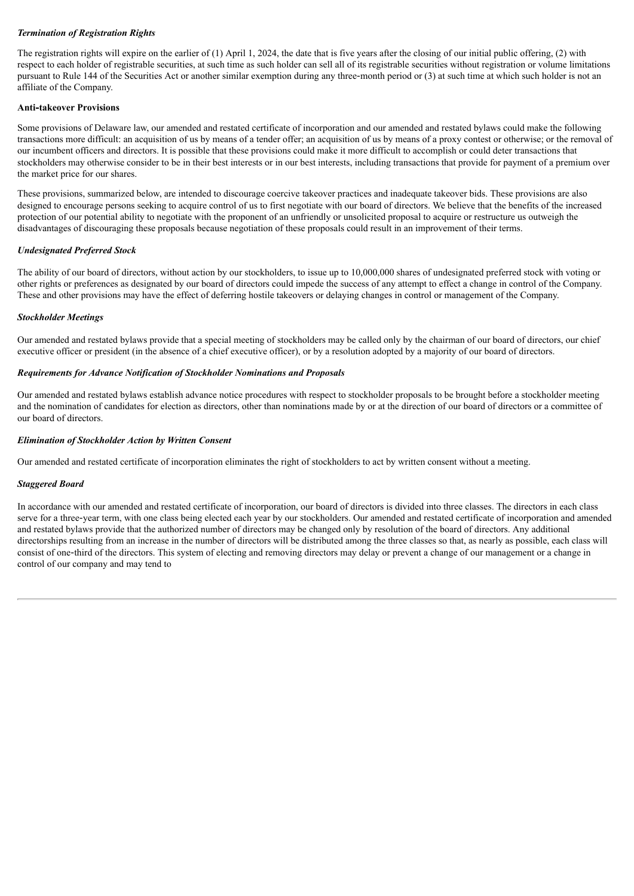*Termination of Registration Rights*

The registration rights will expire on the earlier of (1) April 1, 2024, the date that is five years after the closing of our initial public offering, (2) with respect to each holder of registrable securities, at such time as such holder can sell all of its registrable securities without registration or volume limitations pursuant to Rule 144 of the Securities Act or another similar exemption during any three-month period or (3) at such time at which such holder is not an affiliate of the Company.

**Anti-takeover Provisions**

Some provisions of Delaware law, our amended and restated certificate of incorporation and our amended and restated bylaws could make the following transactions more difficult: an acquisition of us by means of a tender offer; an acquisition of us by means of a proxy contest or otherwise; or the removal of our incumbent officers and directors. It is possible that these provisions could make it more difficult to accomplish or could deter transactions that stockholders may otherwise consider to be in their best interests or in our best interests, including transactions that provide for payment of a premium over the market price for our shares.

These provisions, summarized below, are intended to discourage coercive takeover practices and inadequate takeover bids. These provisions are also designed to encourage persons seeking to acquire control of us to first negotiate with our board of directors. We believe that the benefits of the increased protection of our potential ability to negotiate with the proponent of an unfriendly or unsolicited proposal to acquire or restructure us outweigh the disadvantages of discouraging these proposals because negotiation of these proposals could result in an improvement of their terms.

*Undesignated Preferred Stock*

The ability of our board of directors, without action by our stockholders, to issue up to 10,000,000 shares of undesignated preferred stock with voting or other rights or preferences as designated by our board of directors could impede the success of any attempt to effect a change in control of the Company. These and other provisions may have the effect of deferring hostile takeovers or delaying changes in control or management of the Company.

*Stockholder Meetings*

Our amended and restated bylaws provide that a special meeting of stockholders may be called only by the chairman of our board of directors, our chief executive officer or president (in the absence of a chief executive officer), or by a resolution adopted by a majority of our board of directors.

*Requirements for Advance Notification of Stockholder Nominations and Proposals*

Our amended and restated bylaws establish advance notice procedures with respect to stockholder proposals to be brought before a stockholder meeting and the nomination of candidates for election as directors, other than nominations made by or at the direction of our board of directors or a committee of our board of directors.

*Elimination of Stockholder Action by Written Consent*

Our amended and restated certificate of incorporation eliminates the right of stockholders to act by written consent without a meeting.

*Staggered Board*

In accordance with our amended and restated certificate of incorporation, our board of directors is divided into three classes. The directors in each class serve for a three-year term, with one class being elected each year by our stockholders. Our amended and restated certificate of incorporation and amended and restated bylaws provide that the authorized number of directors may be changed only by resolution of the board of directors. Any additional directorships resulting from an increase in the number of directors will be distributed among the three classes so that, as nearly as possible, each class will consist of one-third of the directors. This system of electing and removing directors may delay or prevent a change of our management or a change in control of our company and may tend to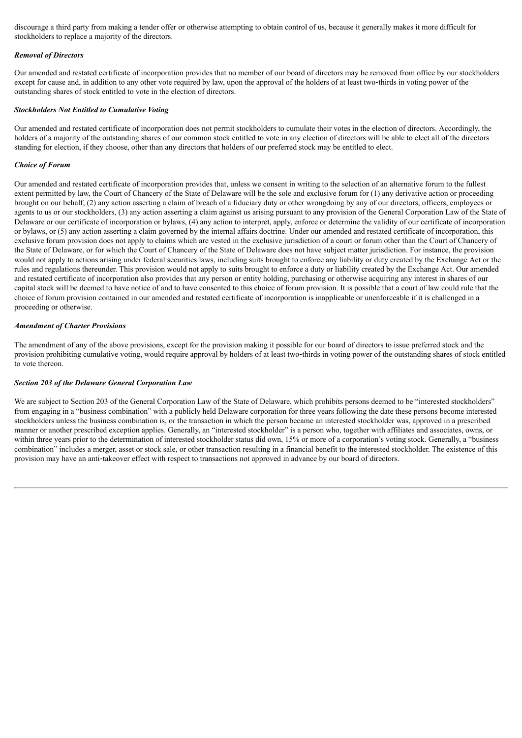discourage a third party from making a tender offer or otherwise attempting to obtain control of us, because it generally makes it more difficult for stockholders to replace a majority of the directors.

***Removal of Directors***

Our amended and restated certificate of incorporation provides that no member of our board of directors may be removed from office by our stockholders except for cause and, in addition to any other vote required by law, upon the approval of the holders of at least two-thirds in voting power of the outstanding shares of stock entitled to vote in the election of directors.

***Stockholders Not Entitled to Cumulative Voting***

Our amended and restated certificate of incorporation does not permit stockholders to cumulate their votes in the election of directors. Accordingly, the holders of a majority of the outstanding shares of our common stock entitled to vote in any election of directors will be able to elect all of the directors standing for election, if they choose, other than any directors that holders of our preferred stock may be entitled to elect.

***Choice of Forum***

Our amended and restated certificate of incorporation provides that, unless we consent in writing to the selection of an alternative forum to the fullest extent permitted by law, the Court of Chancery of the State of Delaware will be the sole and exclusive forum for (1) any derivative action or proceeding brought on our behalf, (2) any action asserting a claim of breach of a fiduciary duty or other wrongdoing by any of our directors, officers, employees or agents to us or our stockholders, (3) any action asserting a claim against us arising pursuant to any provision of the General Corporation Law of the State of Delaware or our certificate of incorporation or bylaws, (4) any action to interpret, apply, enforce or determine the validity of our certificate of incorporation or bylaws, or (5) any action asserting a claim governed by the internal affairs doctrine. Under our amended and restated certificate of incorporation, this exclusive forum provision does not apply to claims which are vested in the exclusive jurisdiction of a court or forum other than the Court of Chancery of the State of Delaware, or for which the Court of Chancery of the State of Delaware does not have subject matter jurisdiction. For instance, the provision would not apply to actions arising under federal securities laws, including suits brought to enforce any liability or duty created by the Exchange Act or the rules and regulations thereunder. This provision would not apply to suits brought to enforce a duty or liability created by the Exchange Act. Our amended and restated certificate of incorporation also provides that any person or entity holding, purchasing or otherwise acquiring any interest in shares of our capital stock will be deemed to have notice of and to have consented to this choice of forum provision. It is possible that a court of law could rule that the choice of forum provision contained in our amended and restated certificate of incorporation is inapplicable or unenforceable if it is challenged in a proceeding or otherwise.

***Amendment of Charter Provisions***

The amendment of any of the above provisions, except for the provision making it possible for our board of directors to issue preferred stock and the provision prohibiting cumulative voting, would require approval by holders of at least two-thirds in voting power of the outstanding shares of stock entitled to vote thereon.

***Section 203 of the Delaware General Corporation Law***

We are subject to Section 203 of the General Corporation Law of the State of Delaware, which prohibits persons deemed to be "interested stockholders" from engaging in a "business combination" with a publicly held Delaware corporation for three years following the date these persons become interested stockholders unless the business combination is, or the transaction in which the person became an interested stockholder was, approved in a prescribed manner or another prescribed exception applies. Generally, an "interested stockholder" is a person who, together with affiliates and associates, owns, or within three years prior to the determination of interested stockholder status did own, 15% or more of a corporation's voting stock. Generally, a "business combination" includes a merger, asset or stock sale, or other transaction resulting in a financial benefit to the interested stockholder. The existence of this provision may have an anti-takeover effect with respect to transactions not approved in advance by our board of directors.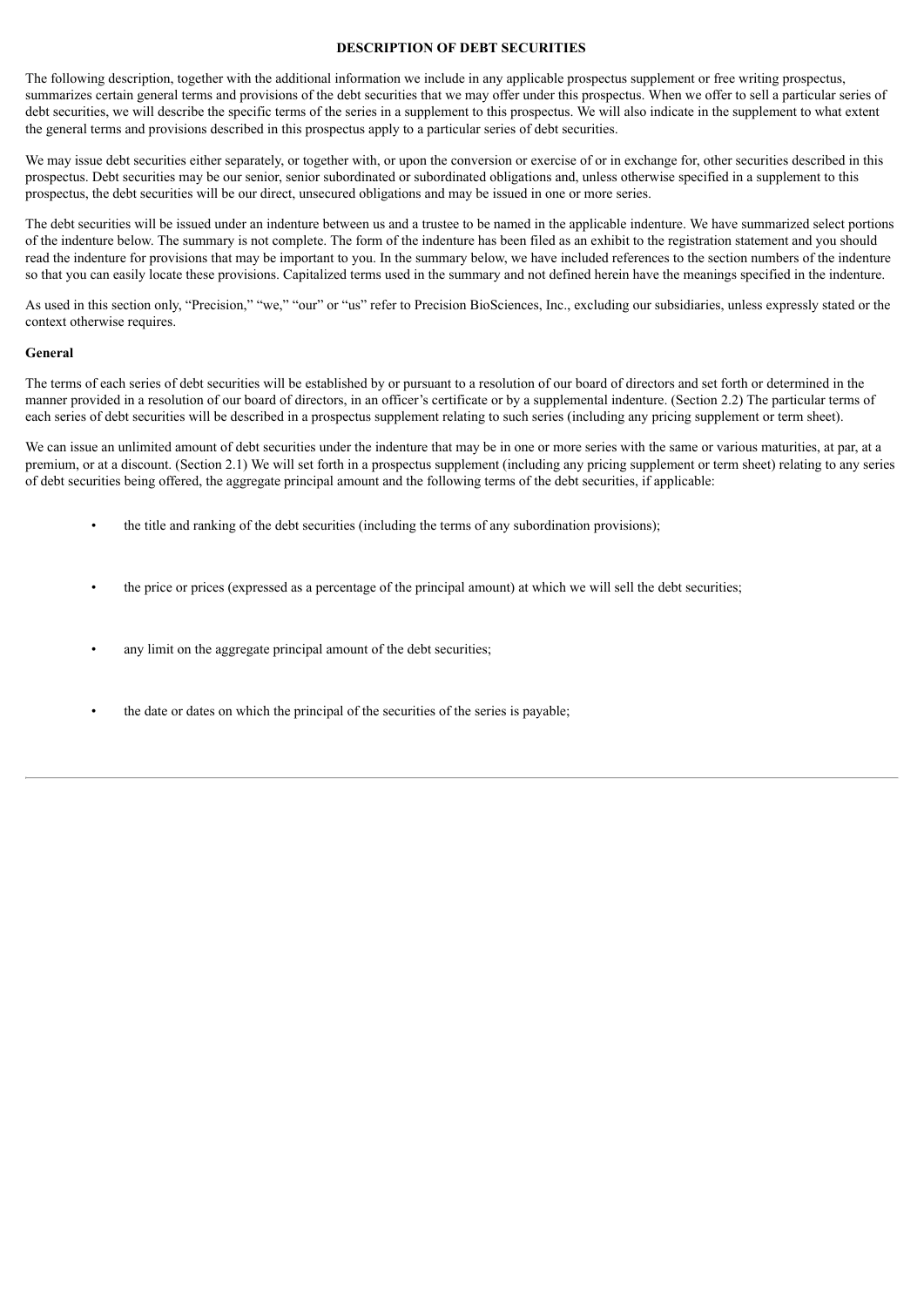## DESCRIPTION OF DEBT SECURITIES

The following description, together with the additional information we include in any applicable prospectus supplement or free writing prospectus, summarizes certain general terms and provisions of the debt securities that we may offer under this prospectus. When we offer to sell a particular series of debt securities, we will describe the specific terms of the series in a supplement to this prospectus. We will also indicate in the supplement to what extent the general terms and provisions described in this prospectus apply to a particular series of debt securities.

We may issue debt securities either separately, or together with, or upon the conversion or exercise of or in exchange for, other securities described in this prospectus. Debt securities may be our senior, senior subordinated or subordinated obligations and, unless otherwise specified in a supplement to this prospectus, the debt securities will be our direct, unsecured obligations and may be issued in one or more series.

The debt securities will be issued under an indenture between us and a trustee to be named in the applicable indenture. We have summarized select portions of the indenture below. The summary is not complete. The form of the indenture has been filed as an exhibit to the registration statement and you should read the indenture for provisions that may be important to you. In the summary below, we have included references to the section numbers of the indenture so that you can easily locate these provisions. Capitalized terms used in the summary and not defined herein have the meanings specified in the indenture.

As used in this section only, "Precision," "we," "our" or "us" refer to Precision BioSciences, Inc., excluding our subsidiaries, unless expressly stated or the context otherwise requires.

**General**

The terms of each series of debt securities will be established by or pursuant to a resolution of our board of directors and set forth or determined in the manner provided in a resolution of our board of directors, in an officer's certificate or by a supplemental indenture. (Section 2.2) The particular terms of each series of debt securities will be described in a prospectus supplement relating to such series (including any pricing supplement or term sheet).

We can issue an unlimited amount of debt securities under the indenture that may be in one or more series with the same or various maturities, at par, at a premium, or at a discount. (Section 2.1) We will set forth in a prospectus supplement (including any pricing supplement or term sheet) relating to any series of debt securities being offered, the aggregate principal amount and the following terms of the debt securities, if applicable:

- the title and ranking of the debt securities (including the terms of any subordination provisions);
- the price or prices (expressed as a percentage of the principal amount) at which we will sell the debt securities;
- any limit on the aggregate principal amount of the debt securities;
- the date or dates on which the principal of the securities of the series is payable;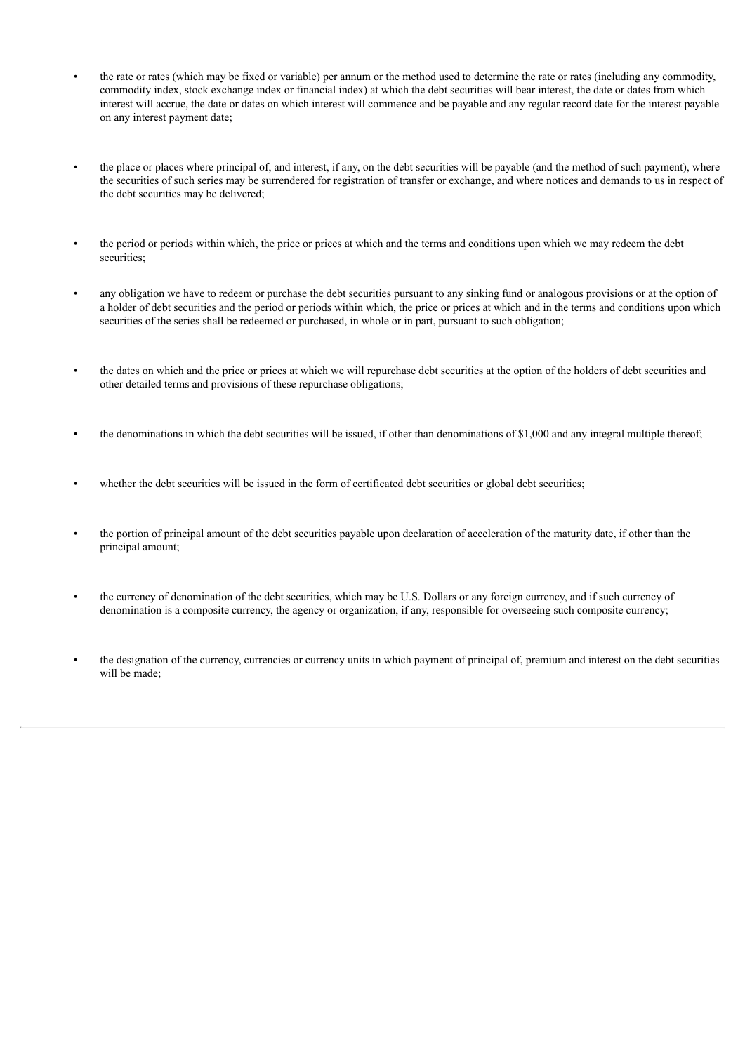- the rate or rates (which may be fixed or variable) per annum or the method used to determine the rate or rates (including any commodity, commodity index, stock exchange index or financial index) at which the debt securities will bear interest, the date or dates from which interest will accrue, the date or dates on which interest will commence and be payable and any regular record date for the interest payable on any interest payment date;

- the place or places where principal of, and interest, if any, on the debt securities will be payable (and the method of such payment), where the securities of such series may be surrendered for registration of transfer or exchange, and where notices and demands to us in respect of the debt securities may be delivered;

- the period or periods within which, the price or prices at which and the terms and conditions upon which we may redeem the debt securities;

- any obligation we have to redeem or purchase the debt securities pursuant to any sinking fund or analogous provisions or at the option of a holder of debt securities and the period or periods within which, the price or prices at which and in the terms and conditions upon which securities of the series shall be redeemed or purchased, in whole or in part, pursuant to such obligation;

- the dates on which and the price or prices at which we will repurchase debt securities at the option of the holders of debt securities and other detailed terms and provisions of these repurchase obligations;

- the denominations in which the debt securities will be issued, if other than denominations of $1,000 and any integral multiple thereof;

- whether the debt securities will be issued in the form of certificated debt securities or global debt securities;

- the portion of principal amount of the debt securities payable upon declaration of acceleration of the maturity date, if other than the principal amount;

- the currency of denomination of the debt securities, which may be U.S. Dollars or any foreign currency, and if such currency of denomination is a composite currency, the agency or organization, if any, responsible for overseeing such composite currency;

- the designation of the currency, currencies or currency units in which payment of principal of, premium and interest on the debt securities will be made;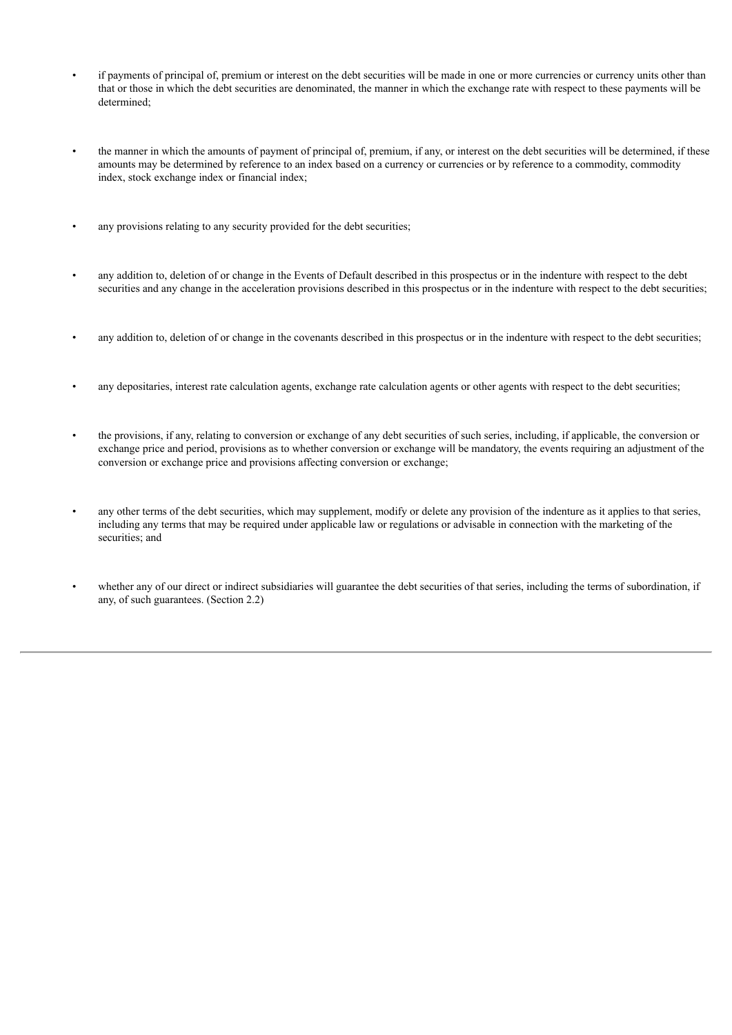- if payments of principal of, premium or interest on the debt securities will be made in one or more currencies or currency units other than that or those in which the debt securities are denominated, the manner in which the exchange rate with respect to these payments will be determined;

- the manner in which the amounts of payment of principal of, premium, if any, or interest on the debt securities will be determined, if these amounts may be determined by reference to an index based on a currency or currencies or by reference to a commodity, commodity index, stock exchange index or financial index;

- any provisions relating to any security provided for the debt securities;

- any addition to, deletion of or change in the Events of Default described in this prospectus or in the indenture with respect to the debt securities and any change in the acceleration provisions described in this prospectus or in the indenture with respect to the debt securities;

- any addition to, deletion of or change in the covenants described in this prospectus or in the indenture with respect to the debt securities;

- any depositaries, interest rate calculation agents, exchange rate calculation agents or other agents with respect to the debt securities;

- the provisions, if any, relating to conversion or exchange of any debt securities of such series, including, if applicable, the conversion or exchange price and period, provisions as to whether conversion or exchange will be mandatory, the events requiring an adjustment of the conversion or exchange price and provisions affecting conversion or exchange;

- any other terms of the debt securities, which may supplement, modify or delete any provision of the indenture as it applies to that series, including any terms that may be required under applicable law or regulations or advisable in connection with the marketing of the securities; and

- whether any of our direct or indirect subsidiaries will guarantee the debt securities of that series, including the terms of subordination, if any, of such guarantees. (Section 2.2)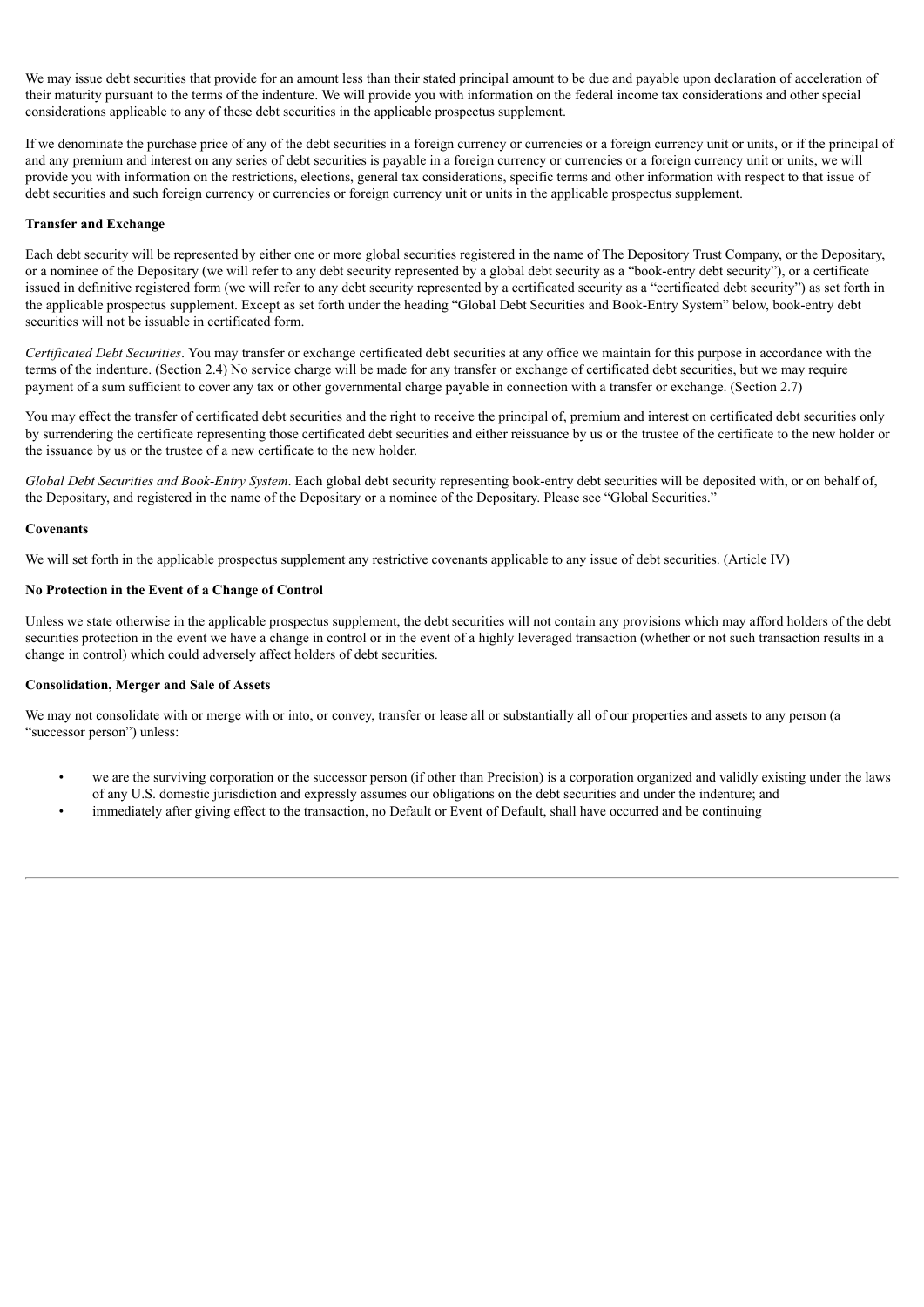We may issue debt securities that provide for an amount less than their stated principal amount to be due and payable upon declaration of acceleration of their maturity pursuant to the terms of the indenture. We will provide you with information on the federal income tax considerations and other special considerations applicable to any of these debt securities in the applicable prospectus supplement.

If we denominate the purchase price of any of the debt securities in a foreign currency or currencies or a foreign currency unit or units, or if the principal of and any premium and interest on any series of debt securities is payable in a foreign currency or currencies or a foreign currency unit or units, we will provide you with information on the restrictions, elections, general tax considerations, specific terms and other information with respect to that issue of debt securities and such foreign currency or currencies or foreign currency unit or units in the applicable prospectus supplement.

**Transfer and Exchange**

Each debt security will be represented by either one or more global securities registered in the name of The Depository Trust Company, or the Depositary, or a nominee of the Depositary (we will refer to any debt security represented by a global debt security as a "book-entry debt security"), or a certificate issued in definitive registered form (we will refer to any debt security represented by a certificated security as a "certificated debt security") as set forth in the applicable prospectus supplement. Except as set forth under the heading "Global Debt Securities and Book-Entry System" below, book-entry debt securities will not be issuable in certificated form.

*Certificated Debt Securities*. You may transfer or exchange certificated debt securities at any office we maintain for this purpose in accordance with the terms of the indenture. (Section 2.4) No service charge will be made for any transfer or exchange of certificated debt securities, but we may require payment of a sum sufficient to cover any tax or other governmental charge payable in connection with a transfer or exchange. (Section 2.7)

You may effect the transfer of certificated debt securities and the right to receive the principal of, premium and interest on certificated debt securities only by surrendering the certificate representing those certificated debt securities and either reissuance by us or the trustee of the certificate to the new holder or the issuance by us or the trustee of a new certificate to the new holder.

*Global Debt Securities and Book-Entry System*. Each global debt security representing book-entry debt securities will be deposited with, or on behalf of, the Depositary, and registered in the name of the Depositary or a nominee of the Depositary. Please see "Global Securities."

**Covenants**

We will set forth in the applicable prospectus supplement any restrictive covenants applicable to any issue of debt securities. (Article IV)

**No Protection in the Event of a Change of Control**

Unless we state otherwise in the applicable prospectus supplement, the debt securities will not contain any provisions which may afford holders of the debt securities protection in the event we have a change in control or in the event of a highly leveraged transaction (whether or not such transaction results in a change in control) which could adversely affect holders of debt securities.

**Consolidation, Merger and Sale of Assets**

We may not consolidate with or merge with or into, or convey, transfer or lease all or substantially all of our properties and assets to any person (a "successor person") unless:

- we are the surviving corporation or the successor person (if other than Precision) is a corporation organized and validly existing under the laws of any U.S. domestic jurisdiction and expressly assumes our obligations on the debt securities and under the indenture; and
- immediately after giving effect to the transaction, no Default or Event of Default, shall have occurred and be continuing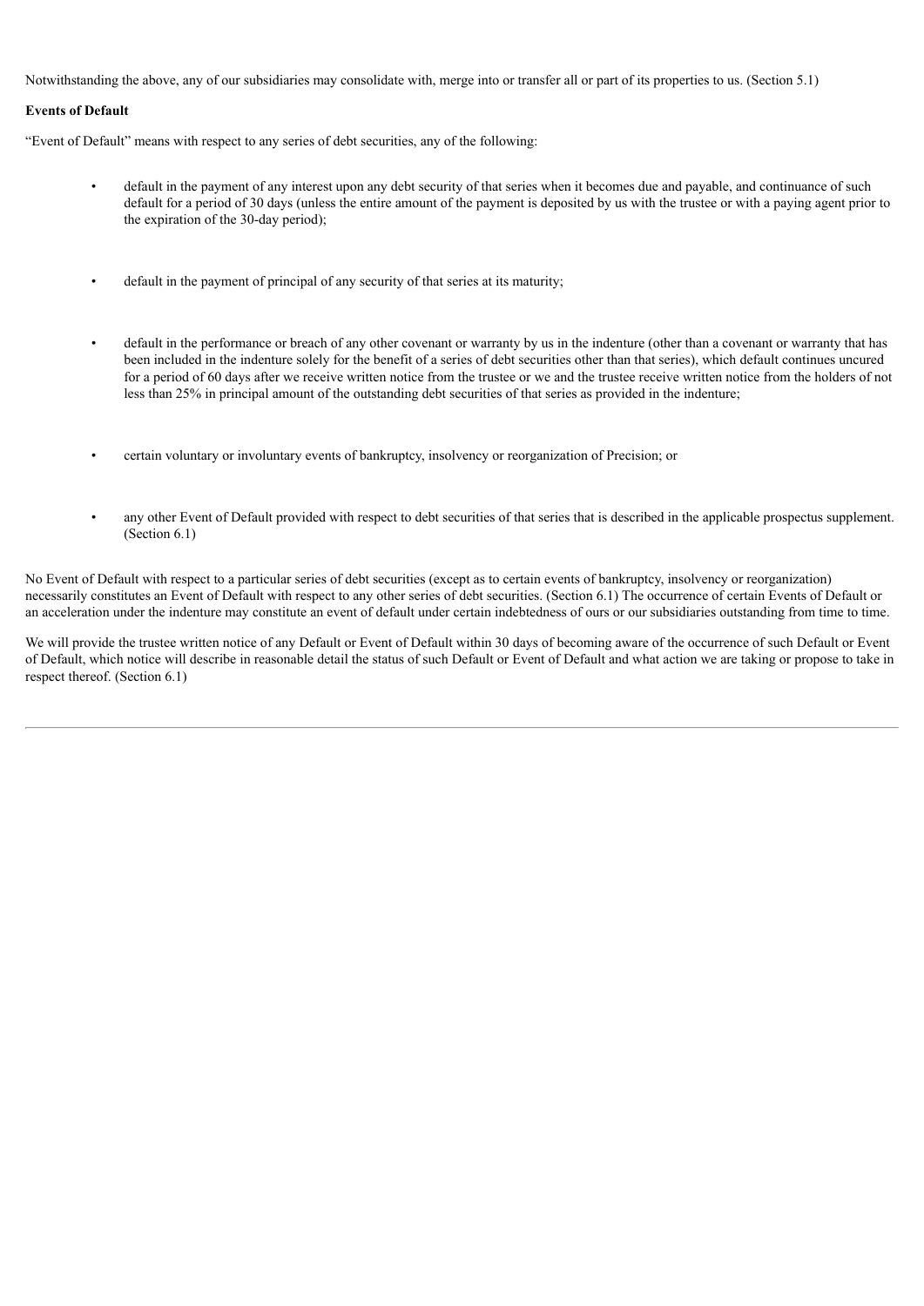Notwithstanding the above, any of our subsidiaries may consolidate with, merge into or transfer all or part of its properties to us. (Section 5.1)

**Events of Default**

"Event of Default" means with respect to any series of debt securities, any of the following:

- default in the payment of any interest upon any debt security of that series when it becomes due and payable, and continuance of such default for a period of 30 days (unless the entire amount of the payment is deposited by us with the trustee or with a paying agent prior to the expiration of the 30-day period);
- default in the payment of principal of any security of that series at its maturity;
- default in the performance or breach of any other covenant or warranty by us in the indenture (other than a covenant or warranty that has been included in the indenture solely for the benefit of a series of debt securities other than that series), which default continues uncured for a period of 60 days after we receive written notice from the trustee or we and the trustee receive written notice from the holders of not less than 25% in principal amount of the outstanding debt securities of that series as provided in the indenture;
- certain voluntary or involuntary events of bankruptcy, insolvency or reorganization of Precision; or
- any other Event of Default provided with respect to debt securities of that series that is described in the applicable prospectus supplement. (Section 6.1)

No Event of Default with respect to a particular series of debt securities (except as to certain events of bankruptcy, insolvency or reorganization) necessarily constitutes an Event of Default with respect to any other series of debt securities. (Section 6.1) The occurrence of certain Events of Default or an acceleration under the indenture may constitute an event of default under certain indebtedness of ours or our subsidiaries outstanding from time to time.

We will provide the trustee written notice of any Default or Event of Default within 30 days of becoming aware of the occurrence of such Default or Event of Default, which notice will describe in reasonable detail the status of such Default or Event of Default and what action we are taking or propose to take in respect thereof. (Section 6.1)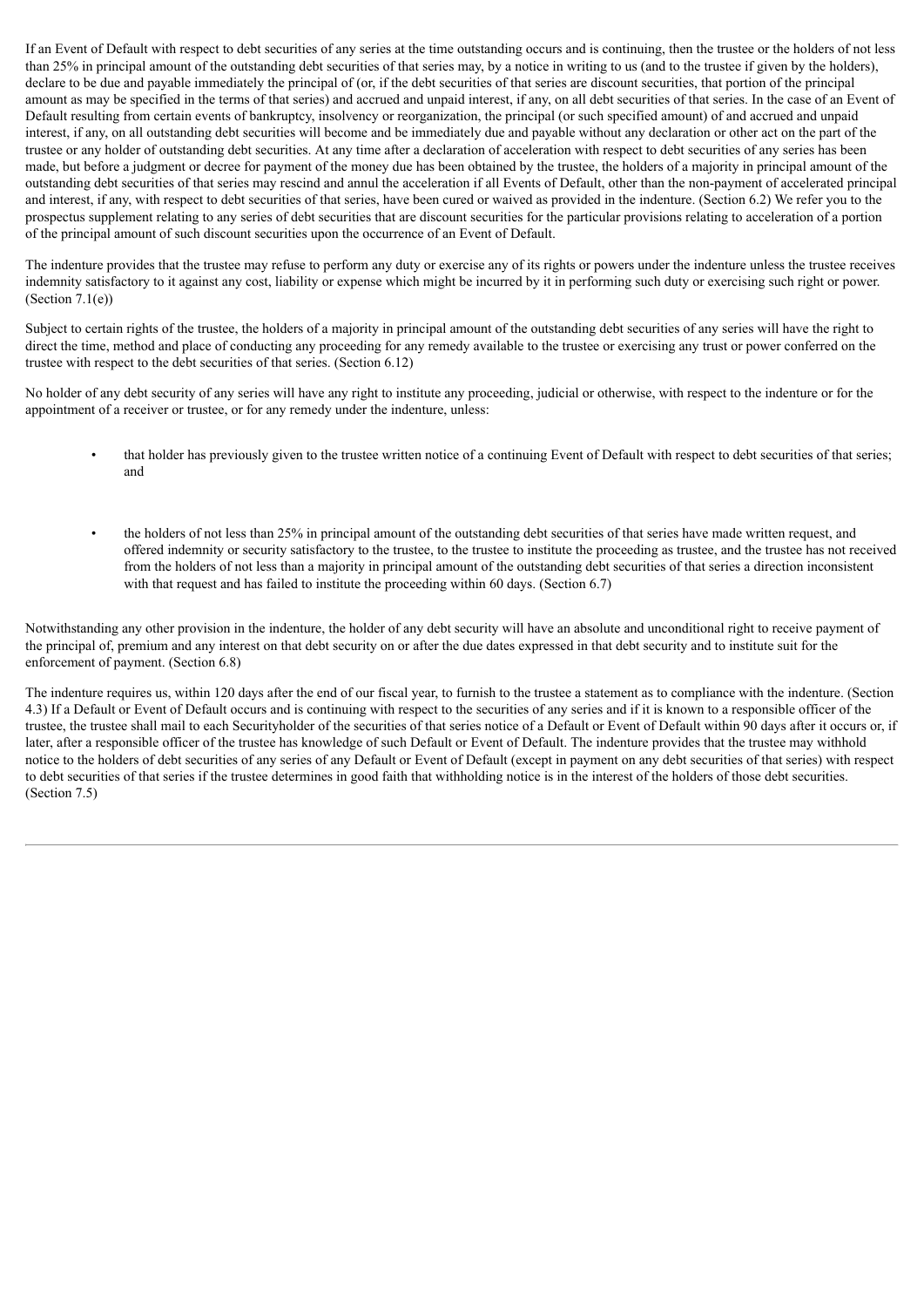If an Event of Default with respect to debt securities of any series at the time outstanding occurs and is continuing, then the trustee or the holders of not less than 25% in principal amount of the outstanding debt securities of that series may, by a notice in writing to us (and to the trustee if given by the holders), declare to be due and payable immediately the principal of (or, if the debt securities of that series are discount securities, that portion of the principal amount as may be specified in the terms of that series) and accrued and unpaid interest, if any, on all debt securities of that series. In the case of an Event of Default resulting from certain events of bankruptcy, insolvency or reorganization, the principal (or such specified amount) of and accrued and unpaid interest, if any, on all outstanding debt securities will become and be immediately due and payable without any declaration or other act on the part of the trustee or any holder of outstanding debt securities. At any time after a declaration of acceleration with respect to debt securities of any series has been made, but before a judgment or decree for payment of the money due has been obtained by the trustee, the holders of a majority in principal amount of the outstanding debt securities of that series may rescind and annul the acceleration if all Events of Default, other than the non-payment of accelerated principal and interest, if any, with respect to debt securities of that series, have been cured or waived as provided in the indenture. (Section 6.2) We refer you to the prospectus supplement relating to any series of debt securities that are discount securities for the particular provisions relating to acceleration of a portion of the principal amount of such discount securities upon the occurrence of an Event of Default.

The indenture provides that the trustee may refuse to perform any duty or exercise any of its rights or powers under the indenture unless the trustee receives indemnity satisfactory to it against any cost, liability or expense which might be incurred by it in performing such duty or exercising such right or power. (Section 7.1(e))

Subject to certain rights of the trustee, the holders of a majority in principal amount of the outstanding debt securities of any series will have the right to direct the time, method and place of conducting any proceeding for any remedy available to the trustee or exercising any trust or power conferred on the trustee with respect to the debt securities of that series. (Section 6.12)

No holder of any debt security of any series will have any right to institute any proceeding, judicial or otherwise, with respect to the indenture or for the appointment of a receiver or trustee, or for any remedy under the indenture, unless:

- that holder has previously given to the trustee written notice of a continuing Event of Default with respect to debt securities of that series; and
- the holders of not less than 25% in principal amount of the outstanding debt securities of that series have made written request, and offered indemnity or security satisfactory to the trustee, to the trustee to institute the proceeding as trustee, and the trustee has not received from the holders of not less than a majority in principal amount of the outstanding debt securities of that series a direction inconsistent with that request and has failed to institute the proceeding within 60 days. (Section 6.7)

Notwithstanding any other provision in the indenture, the holder of any debt security will have an absolute and unconditional right to receive payment of the principal of, premium and any interest on that debt security on or after the due dates expressed in that debt security and to institute suit for the enforcement of payment. (Section 6.8)

The indenture requires us, within 120 days after the end of our fiscal year, to furnish to the trustee a statement as to compliance with the indenture. (Section 4.3) If a Default or Event of Default occurs and is continuing with respect to the securities of any series and if it is known to a responsible officer of the trustee, the trustee shall mail to each Securityholder of the securities of that series notice of a Default or Event of Default within 90 days after it occurs or, if later, after a responsible officer of the trustee has knowledge of such Default or Event of Default. The indenture provides that the trustee may withhold notice to the holders of debt securities of any series of any Default or Event of Default (except in payment on any debt securities of that series) with respect to debt securities of that series if the trustee determines in good faith that withholding notice is in the interest of the holders of those debt securities. (Section 7.5)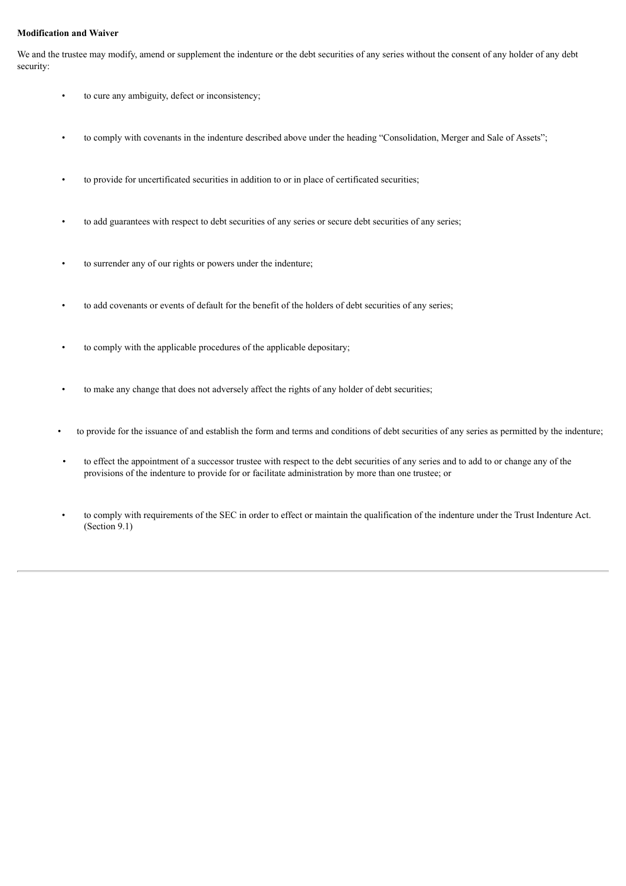**Modification and Waiver**

We and the trustee may modify, amend or supplement the indenture or the debt securities of any series without the consent of any holder of any debt security:

- to cure any ambiguity, defect or inconsistency;
- to comply with covenants in the indenture described above under the heading "Consolidation, Merger and Sale of Assets";
- to provide for uncertificated securities in addition to or in place of certificated securities;
- to add guarantees with respect to debt securities of any series or secure debt securities of any series;
- to surrender any of our rights or powers under the indenture;
- to add covenants or events of default for the benefit of the holders of debt securities of any series;
- to comply with the applicable procedures of the applicable depositary;
- to make any change that does not adversely affect the rights of any holder of debt securities;
- to provide for the issuance of and establish the form and terms and conditions of debt securities of any series as permitted by the indenture;
- to effect the appointment of a successor trustee with respect to the debt securities of any series and to add to or change any of the provisions of the indenture to provide for or facilitate administration by more than one trustee; or
- to comply with requirements of the SEC in order to effect or maintain the qualification of the indenture under the Trust Indenture Act. (Section 9.1)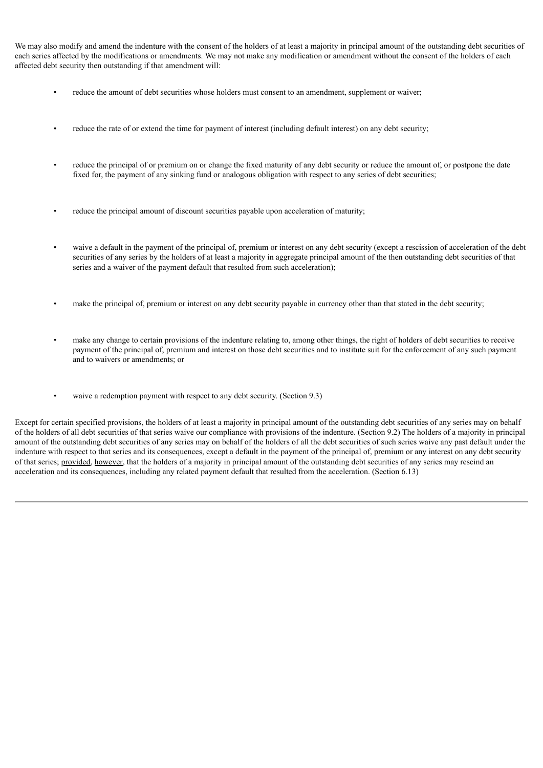We may also modify and amend the indenture with the consent of the holders of at least a majority in principal amount of the outstanding debt securities of each series affected by the modifications or amendments. We may not make any modification or amendment without the consent of the holders of each affected debt security then outstanding if that amendment will:

- reduce the amount of debt securities whose holders must consent to an amendment, supplement or waiver;
- reduce the rate of or extend the time for payment of interest (including default interest) on any debt security;
- reduce the principal of or premium on or change the fixed maturity of any debt security or reduce the amount of, or postpone the date fixed for, the payment of any sinking fund or analogous obligation with respect to any series of debt securities;
- reduce the principal amount of discount securities payable upon acceleration of maturity;
- waive a default in the payment of the principal of, premium or interest on any debt security (except a rescission of acceleration of the debt securities of any series by the holders of at least a majority in aggregate principal amount of the then outstanding debt securities of that series and a waiver of the payment default that resulted from such acceleration);
- make the principal of, premium or interest on any debt security payable in currency other than that stated in the debt security;
- make any change to certain provisions of the indenture relating to, among other things, the right of holders of debt securities to receive payment of the principal of, premium and interest on those debt securities and to institute suit for the enforcement of any such payment and to waivers or amendments; or
- waive a redemption payment with respect to any debt security. (Section 9.3)

Except for certain specified provisions, the holders of at least a majority in principal amount of the outstanding debt securities of any series may on behalf of the holders of all debt securities of that series waive our compliance with provisions of the indenture. (Section 9.2) The holders of a majority in principal amount of the outstanding debt securities of any series may on behalf of the holders of all the debt securities of such series waive any past default under the indenture with respect to that series and its consequences, except a default in the payment of the principal of, premium or any interest on any debt security of that series; provided, however, that the holders of a majority in principal amount of the outstanding debt securities of any series may rescind an acceleration and its consequences, including any related payment default that resulted from the acceleration. (Section 6.13)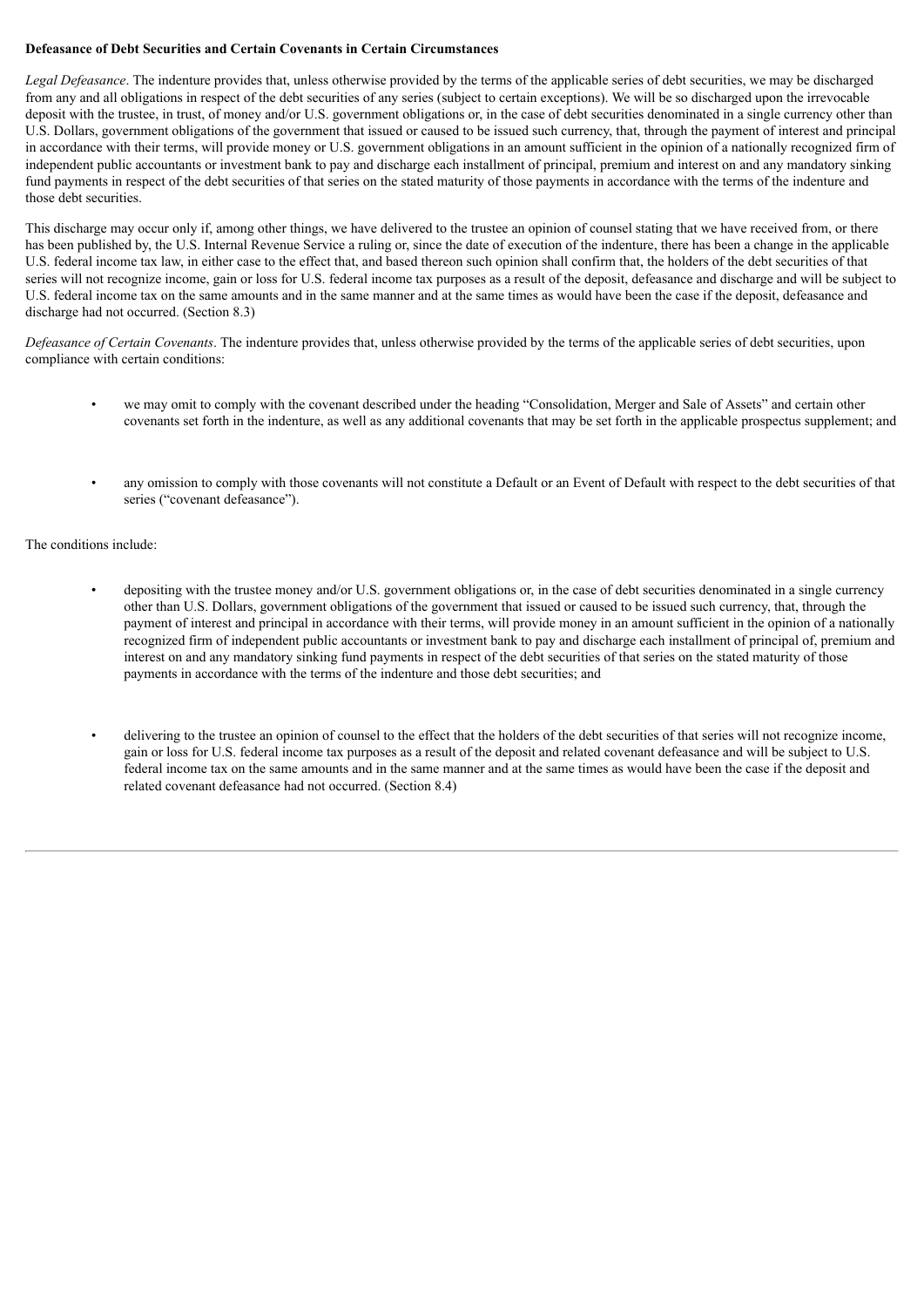**Defeasance of Debt Securities and Certain Covenants in Certain Circumstances**

*Legal Defeasance*. The indenture provides that, unless otherwise provided by the terms of the applicable series of debt securities, we may be discharged from any and all obligations in respect of the debt securities of any series (subject to certain exceptions). We will be so discharged upon the irrevocable deposit with the trustee, in trust, of money and/or U.S. government obligations or, in the case of debt securities denominated in a single currency other than U.S. Dollars, government obligations of the government that issued or caused to be issued such currency, that, through the payment of interest and principal in accordance with their terms, will provide money or U.S. government obligations in an amount sufficient in the opinion of a nationally recognized firm of independent public accountants or investment bank to pay and discharge each installment of principal, premium and interest on and any mandatory sinking fund payments in respect of the debt securities of that series on the stated maturity of those payments in accordance with the terms of the indenture and those debt securities.

This discharge may occur only if, among other things, we have delivered to the trustee an opinion of counsel stating that we have received from, or there has been published by, the U.S. Internal Revenue Service a ruling or, since the date of execution of the indenture, there has been a change in the applicable U.S. federal income tax law, in either case to the effect that, and based thereon such opinion shall confirm that, the holders of the debt securities of that series will not recognize income, gain or loss for U.S. federal income tax purposes as a result of the deposit, defeasance and discharge and will be subject to U.S. federal income tax on the same amounts and in the same manner and at the same times as would have been the case if the deposit, defeasance and discharge had not occurred. (Section 8.3)

*Defeasance of Certain Covenants*. The indenture provides that, unless otherwise provided by the terms of the applicable series of debt securities, upon compliance with certain conditions:

- we may omit to comply with the covenant described under the heading "Consolidation, Merger and Sale of Assets" and certain other covenants set forth in the indenture, as well as any additional covenants that may be set forth in the applicable prospectus supplement; and

- any omission to comply with those covenants will not constitute a Default or an Event of Default with respect to the debt securities of that series ("covenant defeasance").

The conditions include:

- depositing with the trustee money and/or U.S. government obligations or, in the case of debt securities denominated in a single currency other than U.S. Dollars, government obligations of the government that issued or caused to be issued such currency, that, through the payment of interest and principal in accordance with their terms, will provide money in an amount sufficient in the opinion of a nationally recognized firm of independent public accountants or investment bank to pay and discharge each installment of principal of, premium and interest on and any mandatory sinking fund payments in respect of the debt securities of that series on the stated maturity of those payments in accordance with the terms of the indenture and those debt securities; and

- delivering to the trustee an opinion of counsel to the effect that the holders of the debt securities of that series will not recognize income, gain or loss for U.S. federal income tax purposes as a result of the deposit and related covenant defeasance and will be subject to U.S. federal income tax on the same amounts and in the same manner and at the same times as would have been the case if the deposit and related covenant defeasance had not occurred. (Section 8.4)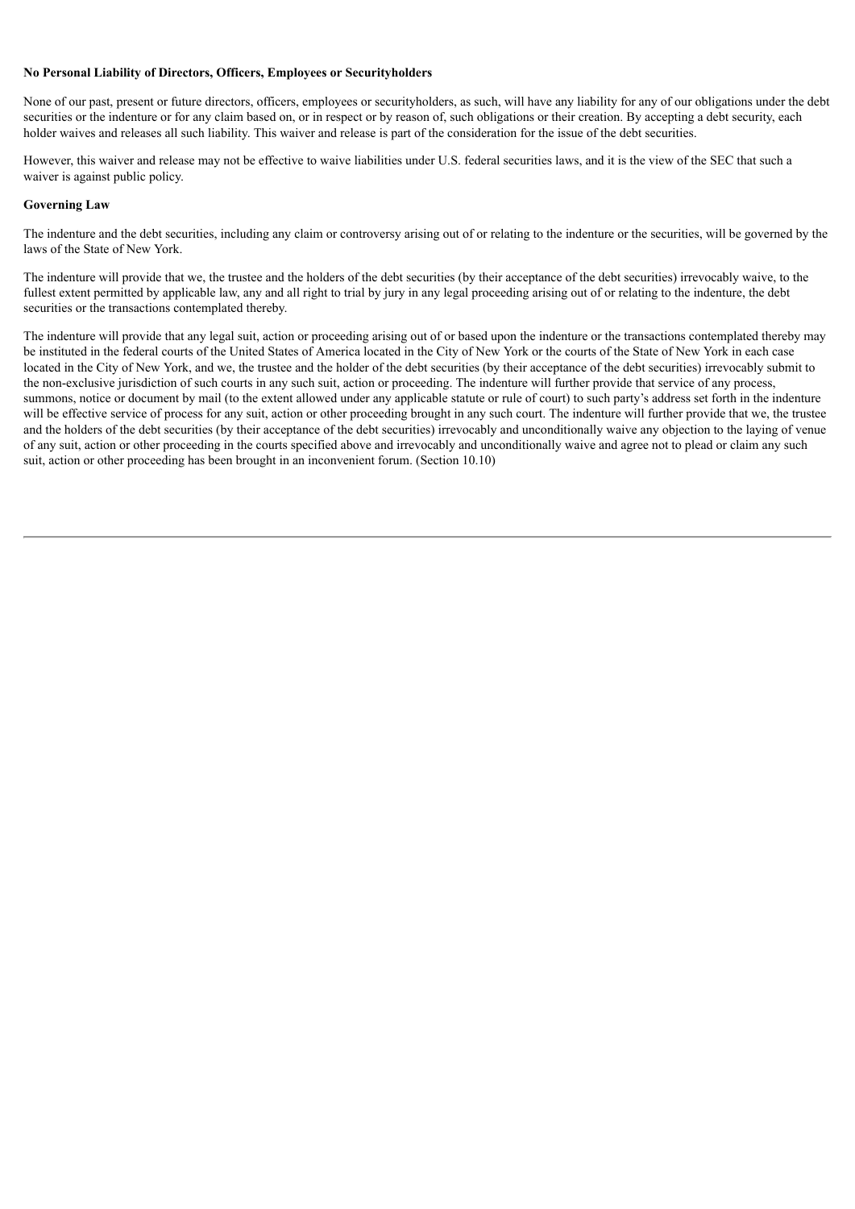**No Personal Liability of Directors, Officers, Employees or Securityholders**

None of our past, present or future directors, officers, employees or securityholders, as such, will have any liability for any of our obligations under the debt securities or the indenture or for any claim based on, or in respect or by reason of, such obligations or their creation. By accepting a debt security, each holder waives and releases all such liability. This waiver and release is part of the consideration for the issue of the debt securities.

However, this waiver and release may not be effective to waive liabilities under U.S. federal securities laws, and it is the view of the SEC that such a waiver is against public policy.

**Governing Law**

The indenture and the debt securities, including any claim or controversy arising out of or relating to the indenture or the securities, will be governed by the laws of the State of New York.

The indenture will provide that we, the trustee and the holders of the debt securities (by their acceptance of the debt securities) irrevocably waive, to the fullest extent permitted by applicable law, any and all right to trial by jury in any legal proceeding arising out of or relating to the indenture, the debt securities or the transactions contemplated thereby.

The indenture will provide that any legal suit, action or proceeding arising out of or based upon the indenture or the transactions contemplated thereby may be instituted in the federal courts of the United States of America located in the City of New York or the courts of the State of New York in each case located in the City of New York, and we, the trustee and the holder of the debt securities (by their acceptance of the debt securities) irrevocably submit to the non-exclusive jurisdiction of such courts in any such suit, action or proceeding. The indenture will further provide that service of any process, summons, notice or document by mail (to the extent allowed under any applicable statute or rule of court) to such party's address set forth in the indenture will be effective service of process for any suit, action or other proceeding brought in any such court. The indenture will further provide that we, the trustee and the holders of the debt securities (by their acceptance of the debt securities) irrevocably and unconditionally waive any objection to the laying of venue of any suit, action or other proceeding in the courts specified above and irrevocably and unconditionally waive and agree not to plead or claim any such suit, action or other proceeding has been brought in an inconvenient forum. (Section 10.10)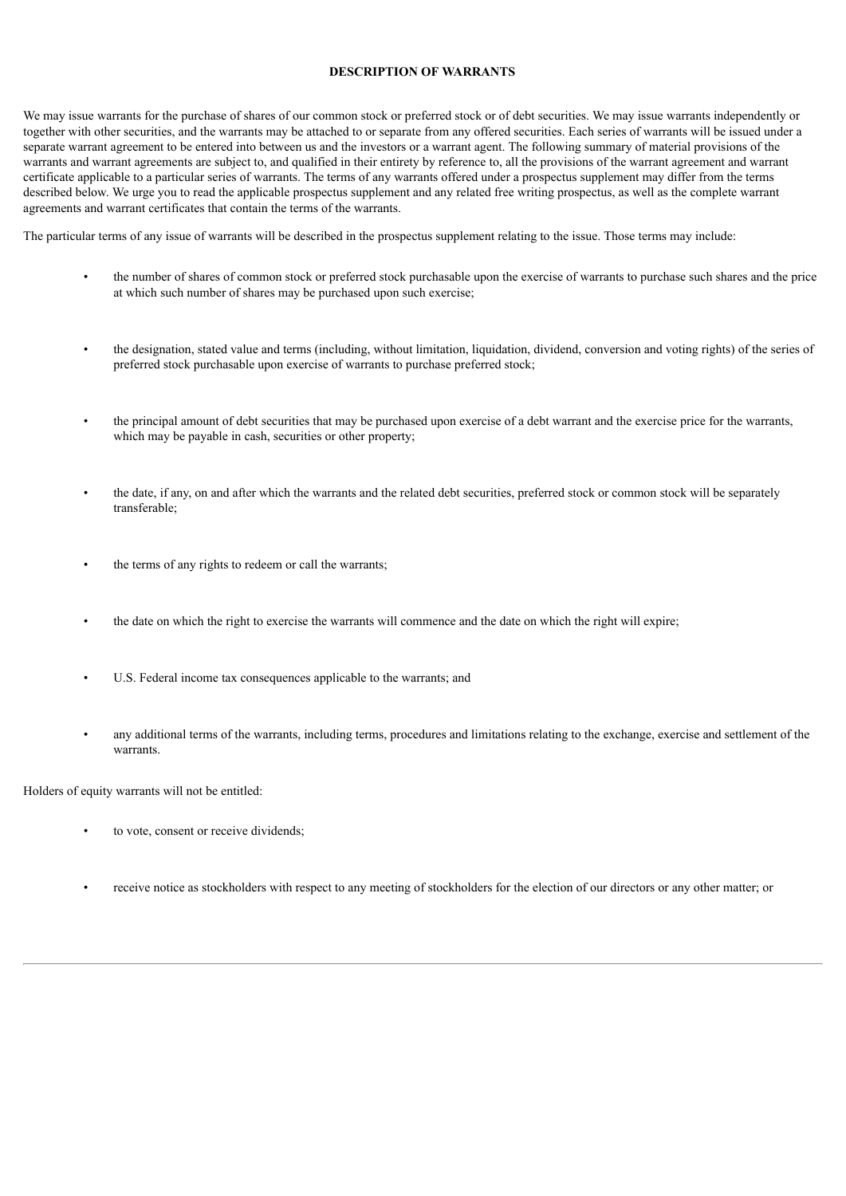## DESCRIPTION OF WARRANTS

We may issue warrants for the purchase of shares of our common stock or preferred stock or of debt securities. We may issue warrants independently or together with other securities, and the warrants may be attached to or separate from any offered securities. Each series of warrants will be issued under a separate warrant agreement to be entered into between us and the investors or a warrant agent. The following summary of material provisions of the warrants and warrant agreements are subject to, and qualified in their entirety by reference to, all the provisions of the warrant agreement and warrant certificate applicable to a particular series of warrants. The terms of any warrants offered under a prospectus supplement may differ from the terms described below. We urge you to read the applicable prospectus supplement and any related free writing prospectus, as well as the complete warrant agreements and warrant certificates that contain the terms of the warrants.

The particular terms of any issue of warrants will be described in the prospectus supplement relating to the issue. Those terms may include:

- the number of shares of common stock or preferred stock purchasable upon the exercise of warrants to purchase such shares and the price at which such number of shares may be purchased upon such exercise;
- the designation, stated value and terms (including, without limitation, liquidation, dividend, conversion and voting rights) of the series of preferred stock purchasable upon exercise of warrants to purchase preferred stock;
- the principal amount of debt securities that may be purchased upon exercise of a debt warrant and the exercise price for the warrants, which may be payable in cash, securities or other property;
- the date, if any, on and after which the warrants and the related debt securities, preferred stock or common stock will be separately transferable;
- the terms of any rights to redeem or call the warrants;
- the date on which the right to exercise the warrants will commence and the date on which the right will expire;
- U.S. Federal income tax consequences applicable to the warrants; and
- any additional terms of the warrants, including terms, procedures and limitations relating to the exchange, exercise and settlement of the warrants.

Holders of equity warrants will not be entitled:

- to vote, consent or receive dividends;
- receive notice as stockholders with respect to any meeting of stockholders for the election of our directors or any other matter; or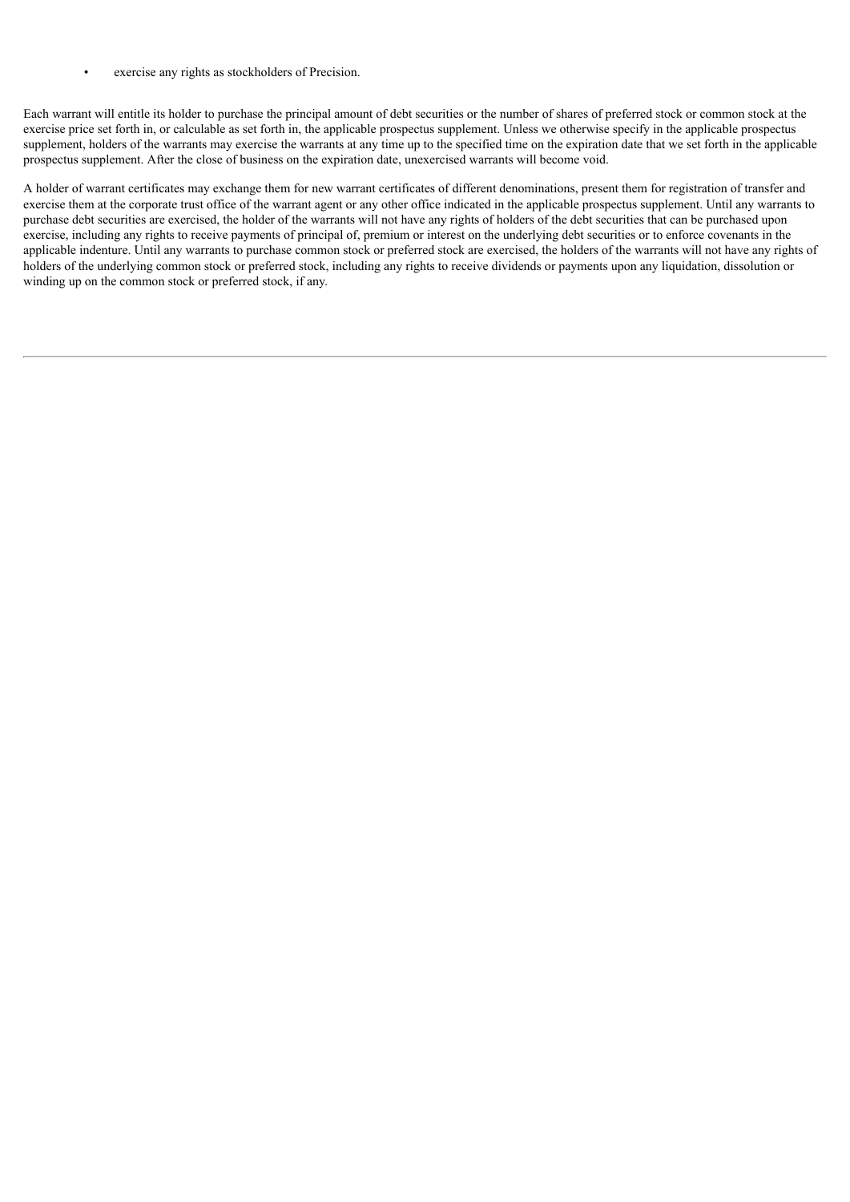- exercise any rights as stockholders of Precision.

Each warrant will entitle its holder to purchase the principal amount of debt securities or the number of shares of preferred stock or common stock at the exercise price set forth in, or calculable as set forth in, the applicable prospectus supplement. Unless we otherwise specify in the applicable prospectus supplement, holders of the warrants may exercise the warrants at any time up to the specified time on the expiration date that we set forth in the applicable prospectus supplement. After the close of business on the expiration date, unexercised warrants will become void.

A holder of warrant certificates may exchange them for new warrant certificates of different denominations, present them for registration of transfer and exercise them at the corporate trust office of the warrant agent or any other office indicated in the applicable prospectus supplement. Until any warrants to purchase debt securities are exercised, the holder of the warrants will not have any rights of holders of the debt securities that can be purchased upon exercise, including any rights to receive payments of principal of, premium or interest on the underlying debt securities or to enforce covenants in the applicable indenture. Until any warrants to purchase common stock or preferred stock are exercised, the holders of the warrants will not have any rights of holders of the underlying common stock or preferred stock, including any rights to receive dividends or payments upon any liquidation, dissolution or winding up on the common stock or preferred stock, if any.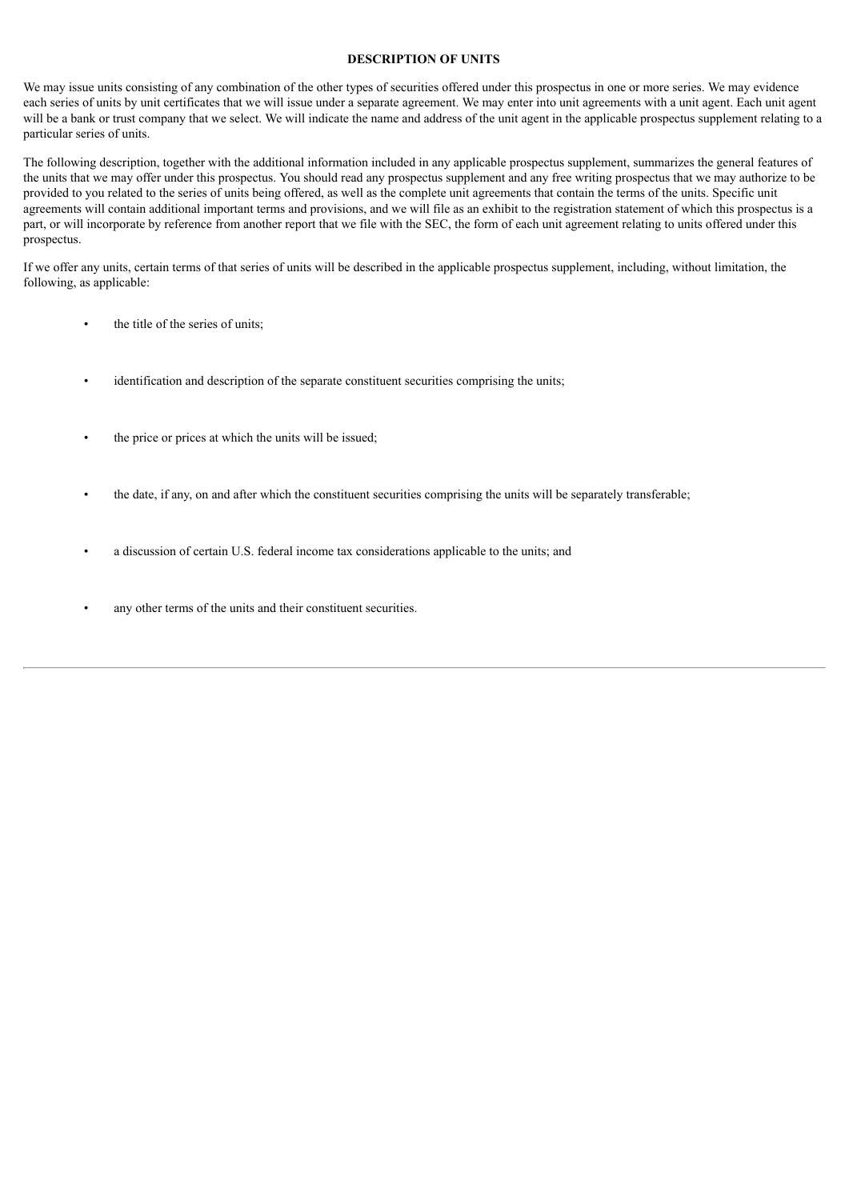## DESCRIPTION OF UNITS

We may issue units consisting of any combination of the other types of securities offered under this prospectus in one or more series. We may evidence each series of units by unit certificates that we will issue under a separate agreement. We may enter into unit agreements with a unit agent. Each unit agent will be a bank or trust company that we select. We will indicate the name and address of the unit agent in the applicable prospectus supplement relating to a particular series of units.

The following description, together with the additional information included in any applicable prospectus supplement, summarizes the general features of the units that we may offer under this prospectus. You should read any prospectus supplement and any free writing prospectus that we may authorize to be provided to you related to the series of units being offered, as well as the complete unit agreements that contain the terms of the units. Specific unit agreements will contain additional important terms and provisions, and we will file as an exhibit to the registration statement of which this prospectus is a part, or will incorporate by reference from another report that we file with the SEC, the form of each unit agreement relating to units offered under this prospectus.

If we offer any units, certain terms of that series of units will be described in the applicable prospectus supplement, including, without limitation, the following, as applicable:

- the title of the series of units;
- identification and description of the separate constituent securities comprising the units;
- the price or prices at which the units will be issued;
- the date, if any, on and after which the constituent securities comprising the units will be separately transferable;
- a discussion of certain U.S. federal income tax considerations applicable to the units; and
- any other terms of the units and their constituent securities.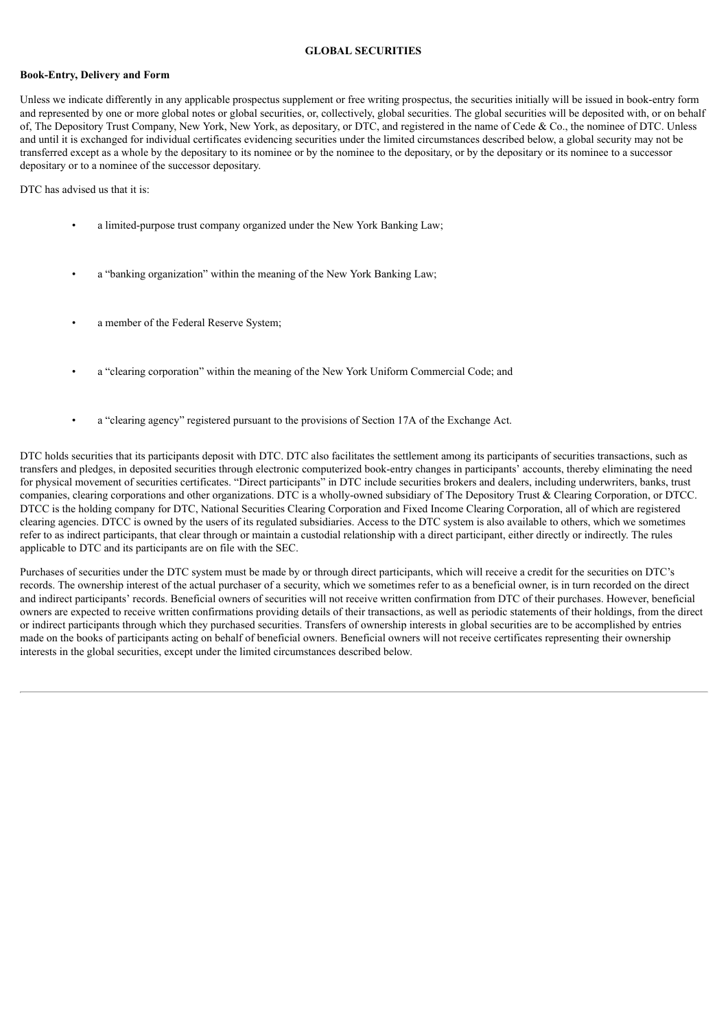## GLOBAL SECURITIES

### Book-Entry, Delivery and Form

Unless we indicate differently in any applicable prospectus supplement or free writing prospectus, the securities initially will be issued in book-entry form and represented by one or more global notes or global securities, or, collectively, global securities. The global securities will be deposited with, or on behalf of, The Depository Trust Company, New York, New York, as depositary, or DTC, and registered in the name of Cede & Co., the nominee of DTC. Unless and until it is exchanged for individual certificates evidencing securities under the limited circumstances described below, a global security may not be transferred except as a whole by the depositary to its nominee or by the nominee to the depositary, or by the depositary or its nominee to a successor depositary or to a nominee of the successor depositary.

DTC has advised us that it is:

- a limited-purpose trust company organized under the New York Banking Law;
- a "banking organization" within the meaning of the New York Banking Law;
- a member of the Federal Reserve System;
- a "clearing corporation" within the meaning of the New York Uniform Commercial Code; and
- a "clearing agency" registered pursuant to the provisions of Section 17A of the Exchange Act.

DTC holds securities that its participants deposit with DTC. DTC also facilitates the settlement among its participants of securities transactions, such as transfers and pledges, in deposited securities through electronic computerized book-entry changes in participants' accounts, thereby eliminating the need for physical movement of securities certificates. "Direct participants" in DTC include securities brokers and dealers, including underwriters, banks, trust companies, clearing corporations and other organizations. DTC is a wholly-owned subsidiary of The Depository Trust & Clearing Corporation, or DTCC. DTCC is the holding company for DTC, National Securities Clearing Corporation and Fixed Income Clearing Corporation, all of which are registered clearing agencies. DTCC is owned by the users of its regulated subsidiaries. Access to the DTC system is also available to others, which we sometimes refer to as indirect participants, that clear through or maintain a custodial relationship with a direct participant, either directly or indirectly. The rules applicable to DTC and its participants are on file with the SEC.

Purchases of securities under the DTC system must be made by or through direct participants, which will receive a credit for the securities on DTC's records. The ownership interest of the actual purchaser of a security, which we sometimes refer to as a beneficial owner, is in turn recorded on the direct and indirect participants' records. Beneficial owners of securities will not receive written confirmation from DTC of their purchases. However, beneficial owners are expected to receive written confirmations providing details of their transactions, as well as periodic statements of their holdings, from the direct or indirect participants through which they purchased securities. Transfers of ownership interests in global securities are to be accomplished by entries made on the books of participants acting on behalf of beneficial owners. Beneficial owners will not receive certificates representing their ownership interests in the global securities, except under the limited circumstances described below.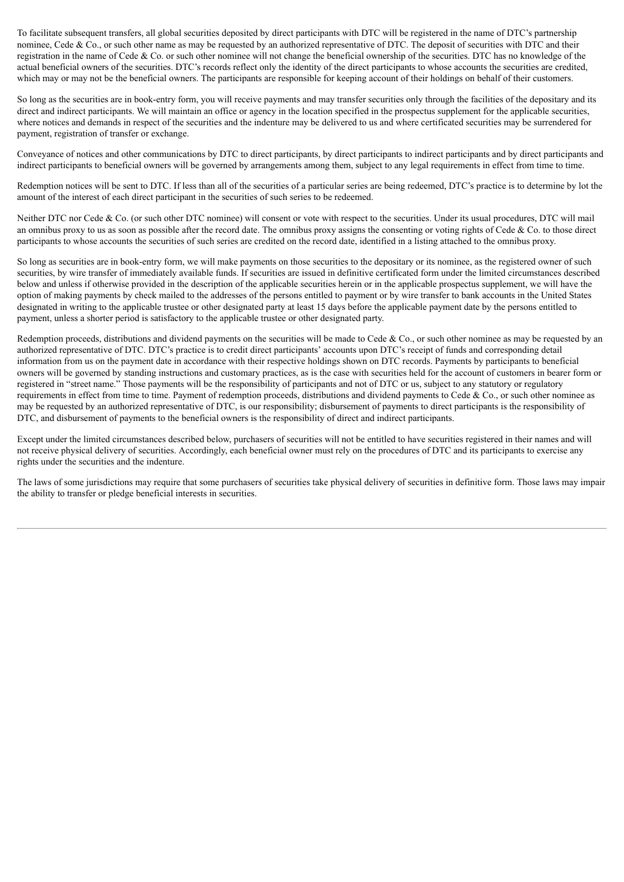To facilitate subsequent transfers, all global securities deposited by direct participants with DTC will be registered in the name of DTC's partnership nominee, Cede & Co., or such other name as may be requested by an authorized representative of DTC. The deposit of securities with DTC and their registration in the name of Cede & Co. or such other nominee will not change the beneficial ownership of the securities. DTC has no knowledge of the actual beneficial owners of the securities. DTC's records reflect only the identity of the direct participants to whose accounts the securities are credited, which may or may not be the beneficial owners. The participants are responsible for keeping account of their holdings on behalf of their customers.

So long as the securities are in book-entry form, you will receive payments and may transfer securities only through the facilities of the depositary and its direct and indirect participants. We will maintain an office or agency in the location specified in the prospectus supplement for the applicable securities, where notices and demands in respect of the securities and the indenture may be delivered to us and where certificated securities may be surrendered for payment, registration of transfer or exchange.

Conveyance of notices and other communications by DTC to direct participants, by direct participants to indirect participants and by direct participants and indirect participants to beneficial owners will be governed by arrangements among them, subject to any legal requirements in effect from time to time.

Redemption notices will be sent to DTC. If less than all of the securities of a particular series are being redeemed, DTC's practice is to determine by lot the amount of the interest of each direct participant in the securities of such series to be redeemed.

Neither DTC nor Cede & Co. (or such other DTC nominee) will consent or vote with respect to the securities. Under its usual procedures, DTC will mail an omnibus proxy to us as soon as possible after the record date. The omnibus proxy assigns the consenting or voting rights of Cede & Co. to those direct participants to whose accounts the securities of such series are credited on the record date, identified in a listing attached to the omnibus proxy.

So long as securities are in book-entry form, we will make payments on those securities to the depositary or its nominee, as the registered owner of such securities, by wire transfer of immediately available funds. If securities are issued in definitive certificated form under the limited circumstances described below and unless if otherwise provided in the description of the applicable securities herein or in the applicable prospectus supplement, we will have the option of making payments by check mailed to the addresses of the persons entitled to payment or by wire transfer to bank accounts in the United States designated in writing to the applicable trustee or other designated party at least 15 days before the applicable payment date by the persons entitled to payment, unless a shorter period is satisfactory to the applicable trustee or other designated party.

Redemption proceeds, distributions and dividend payments on the securities will be made to Cede & Co., or such other nominee as may be requested by an authorized representative of DTC. DTC's practice is to credit direct participants' accounts upon DTC's receipt of funds and corresponding detail information from us on the payment date in accordance with their respective holdings shown on DTC records. Payments by participants to beneficial owners will be governed by standing instructions and customary practices, as is the case with securities held for the account of customers in bearer form or registered in "street name." Those payments will be the responsibility of participants and not of DTC or us, subject to any statutory or regulatory requirements in effect from time to time. Payment of redemption proceeds, distributions and dividend payments to Cede & Co., or such other nominee as may be requested by an authorized representative of DTC, is our responsibility; disbursement of payments to direct participants is the responsibility of DTC, and disbursement of payments to the beneficial owners is the responsibility of direct and indirect participants.

Except under the limited circumstances described below, purchasers of securities will not be entitled to have securities registered in their names and will not receive physical delivery of securities. Accordingly, each beneficial owner must rely on the procedures of DTC and its participants to exercise any rights under the securities and the indenture.

The laws of some jurisdictions may require that some purchasers of securities take physical delivery of securities in definitive form. Those laws may impair the ability to transfer or pledge beneficial interests in securities.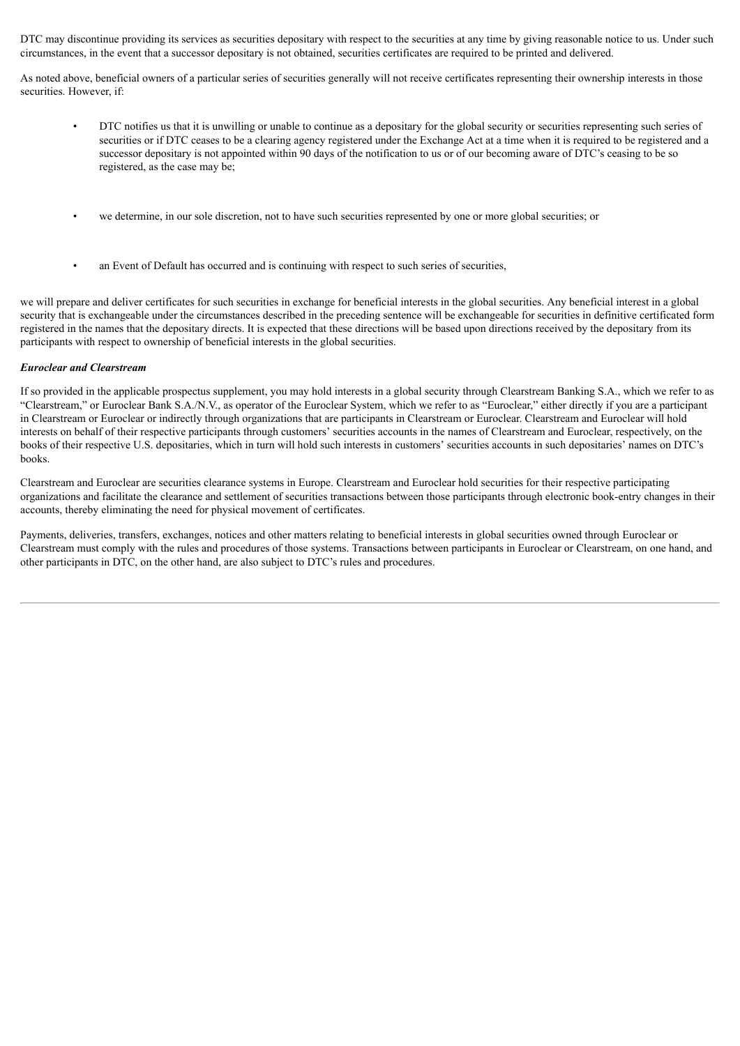DTC may discontinue providing its services as securities depositary with respect to the securities at any time by giving reasonable notice to us. Under such circumstances, in the event that a successor depositary is not obtained, securities certificates are required to be printed and delivered.

As noted above, beneficial owners of a particular series of securities generally will not receive certificates representing their ownership interests in those securities. However, if:

- DTC notifies us that it is unwilling or unable to continue as a depositary for the global security or securities representing such series of securities or if DTC ceases to be a clearing agency registered under the Exchange Act at a time when it is required to be registered and a successor depositary is not appointed within 90 days of the notification to us or of our becoming aware of DTC's ceasing to be so registered, as the case may be;

- we determine, in our sole discretion, not to have such securities represented by one or more global securities; or

- an Event of Default has occurred and is continuing with respect to such series of securities,

we will prepare and deliver certificates for such securities in exchange for beneficial interests in the global securities. Any beneficial interest in a global security that is exchangeable under the circumstances described in the preceding sentence will be exchangeable for securities in definitive certificated form registered in the names that the depositary directs. It is expected that these directions will be based upon directions received by the depositary from its participants with respect to ownership of beneficial interests in the global securities.

***Euroclear and Clearstream***

If so provided in the applicable prospectus supplement, you may hold interests in a global security through Clearstream Banking S.A., which we refer to as "Clearstream," or Euroclear Bank S.A./N.V., as operator of the Euroclear System, which we refer to as "Euroclear," either directly if you are a participant in Clearstream or Euroclear or indirectly through organizations that are participants in Clearstream or Euroclear. Clearstream and Euroclear will hold interests on behalf of their respective participants through customers' securities accounts in the names of Clearstream and Euroclear, respectively, on the books of their respective U.S. depositaries, which in turn will hold such interests in customers' securities accounts in such depositaries' names on DTC's books.

Clearstream and Euroclear are securities clearance systems in Europe. Clearstream and Euroclear hold securities for their respective participating organizations and facilitate the clearance and settlement of securities transactions between those participants through electronic book-entry changes in their accounts, thereby eliminating the need for physical movement of certificates.

Payments, deliveries, transfers, exchanges, notices and other matters relating to beneficial interests in global securities owned through Euroclear or Clearstream must comply with the rules and procedures of those systems. Transactions between participants in Euroclear or Clearstream, on one hand, and other participants in DTC, on the other hand, are also subject to DTC's rules and procedures.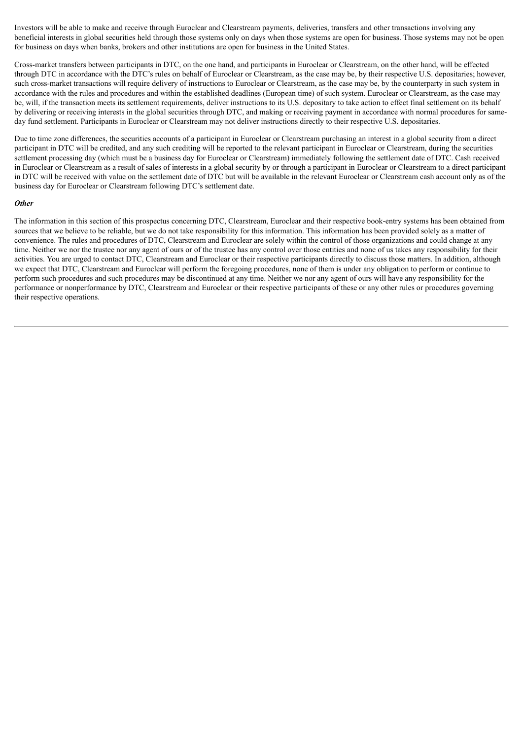Investors will be able to make and receive through Euroclear and Clearstream payments, deliveries, transfers and other transactions involving any beneficial interests in global securities held through those systems only on days when those systems are open for business. Those systems may not be open for business on days when banks, brokers and other institutions are open for business in the United States.

Cross-market transfers between participants in DTC, on the one hand, and participants in Euroclear or Clearstream, on the other hand, will be effected through DTC in accordance with the DTC's rules on behalf of Euroclear or Clearstream, as the case may be, by their respective U.S. depositaries; however, such cross-market transactions will require delivery of instructions to Euroclear or Clearstream, as the case may be, by the counterparty in such system in accordance with the rules and procedures and within the established deadlines (European time) of such system. Euroclear or Clearstream, as the case may be, will, if the transaction meets its settlement requirements, deliver instructions to its U.S. depositary to take action to effect final settlement on its behalf by delivering or receiving interests in the global securities through DTC, and making or receiving payment in accordance with normal procedures for same-day fund settlement. Participants in Euroclear or Clearstream may not deliver instructions directly to their respective U.S. depositaries.

Due to time zone differences, the securities accounts of a participant in Euroclear or Clearstream purchasing an interest in a global security from a direct participant in DTC will be credited, and any such crediting will be reported to the relevant participant in Euroclear or Clearstream, during the securities settlement processing day (which must be a business day for Euroclear or Clearstream) immediately following the settlement date of DTC. Cash received in Euroclear or Clearstream as a result of sales of interests in a global security by or through a participant in Euroclear or Clearstream to a direct participant in DTC will be received with value on the settlement date of DTC but will be available in the relevant Euroclear or Clearstream cash account only as of the business day for Euroclear or Clearstream following DTC's settlement date.

***Other***

The information in this section of this prospectus concerning DTC, Clearstream, Euroclear and their respective book-entry systems has been obtained from sources that we believe to be reliable, but we do not take responsibility for this information. This information has been provided solely as a matter of convenience. The rules and procedures of DTC, Clearstream and Euroclear are solely within the control of those organizations and could change at any time. Neither we nor the trustee nor any agent of ours or of the trustee has any control over those entities and none of us takes any responsibility for their activities. You are urged to contact DTC, Clearstream and Euroclear or their respective participants directly to discuss those matters. In addition, although we expect that DTC, Clearstream and Euroclear will perform the foregoing procedures, none of them is under any obligation to perform or continue to perform such procedures and such procedures may be discontinued at any time. Neither we nor any agent of ours will have any responsibility for the performance or nonperformance by DTC, Clearstream and Euroclear or their respective participants of these or any other rules or procedures governing their respective operations.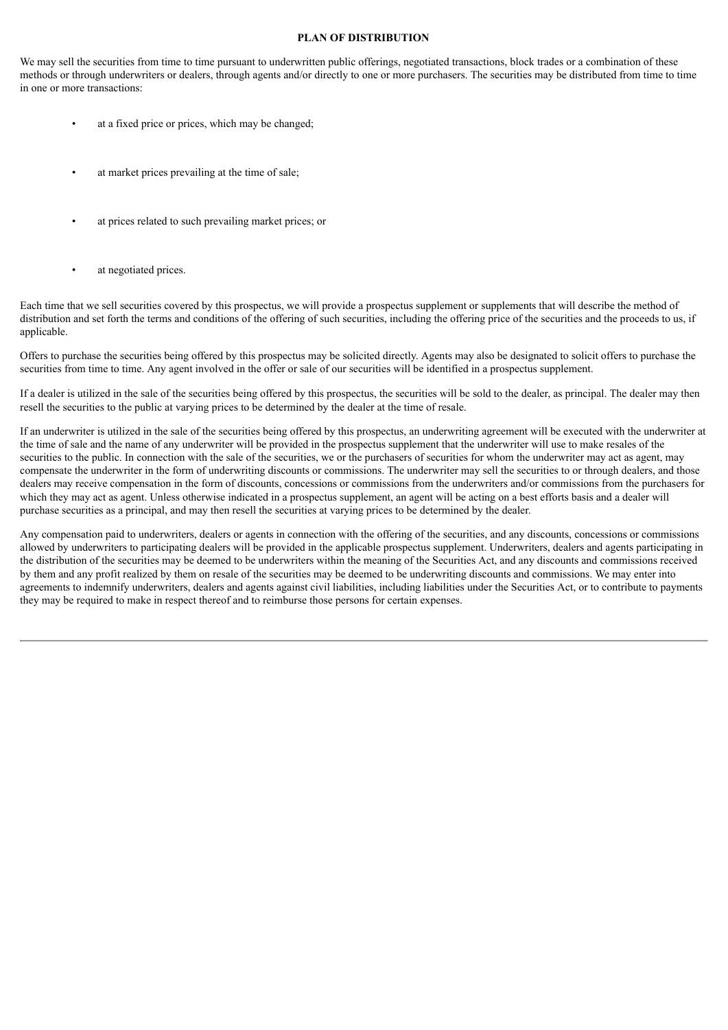# PLAN OF DISTRIBUTION

We may sell the securities from time to time pursuant to underwritten public offerings, negotiated transactions, block trades or a combination of these methods or through underwriters or dealers, through agents and/or directly to one or more purchasers. The securities may be distributed from time to time in one or more transactions:

- at a fixed price or prices, which may be changed;
- at market prices prevailing at the time of sale;
- at prices related to such prevailing market prices; or
- at negotiated prices.

Each time that we sell securities covered by this prospectus, we will provide a prospectus supplement or supplements that will describe the method of distribution and set forth the terms and conditions of the offering of such securities, including the offering price of the securities and the proceeds to us, if applicable.

Offers to purchase the securities being offered by this prospectus may be solicited directly. Agents may also be designated to solicit offers to purchase the securities from time to time. Any agent involved in the offer or sale of our securities will be identified in a prospectus supplement.

If a dealer is utilized in the sale of the securities being offered by this prospectus, the securities will be sold to the dealer, as principal. The dealer may then resell the securities to the public at varying prices to be determined by the dealer at the time of resale.

If an underwriter is utilized in the sale of the securities being offered by this prospectus, an underwriting agreement will be executed with the underwriter at the time of sale and the name of any underwriter will be provided in the prospectus supplement that the underwriter will use to make resales of the securities to the public. In connection with the sale of the securities, we or the purchasers of securities for whom the underwriter may act as agent, may compensate the underwriter in the form of underwriting discounts or commissions. The underwriter may sell the securities to or through dealers, and those dealers may receive compensation in the form of discounts, concessions or commissions from the underwriters and/or commissions from the purchasers for which they may act as agent. Unless otherwise indicated in a prospectus supplement, an agent will be acting on a best efforts basis and a dealer will purchase securities as a principal, and may then resell the securities at varying prices to be determined by the dealer.

Any compensation paid to underwriters, dealers or agents in connection with the offering of the securities, and any discounts, concessions or commissions allowed by underwriters to participating dealers will be provided in the applicable prospectus supplement. Underwriters, dealers and agents participating in the distribution of the securities may be deemed to be underwriters within the meaning of the Securities Act, and any discounts and commissions received by them and any profit realized by them on resale of the securities may be deemed to be underwriting discounts and commissions. We may enter into agreements to indemnify underwriters, dealers and agents against civil liabilities, including liabilities under the Securities Act, or to contribute to payments they may be required to make in respect thereof and to reimburse those persons for certain expenses.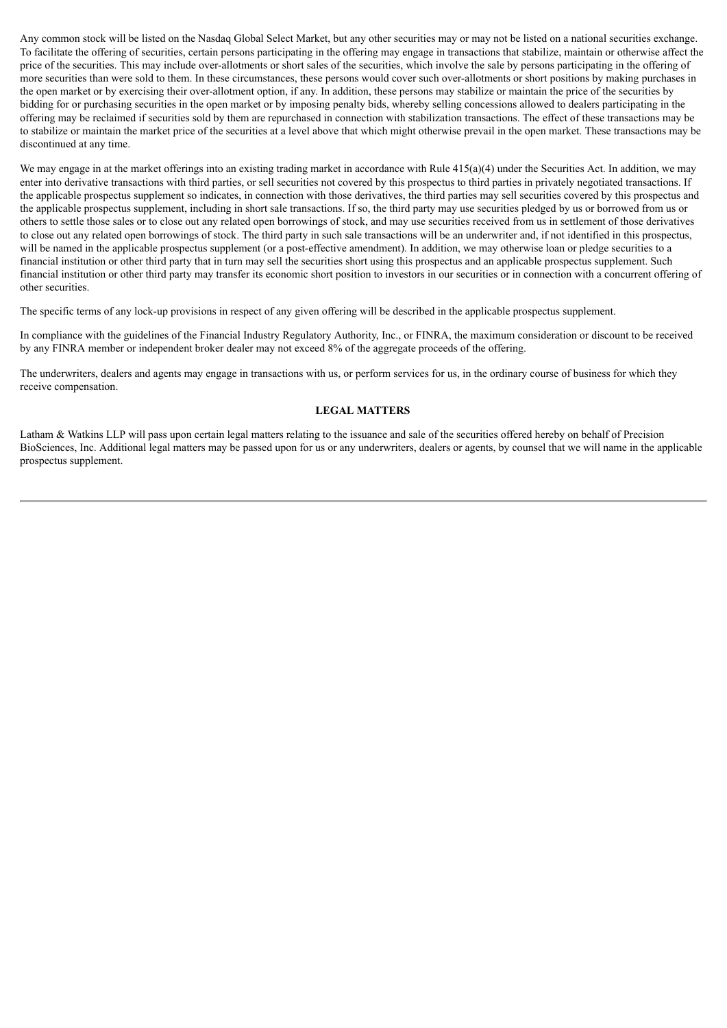Any common stock will be listed on the Nasdaq Global Select Market, but any other securities may or may not be listed on a national securities exchange. To facilitate the offering of securities, certain persons participating in the offering may engage in transactions that stabilize, maintain or otherwise affect the price of the securities. This may include over-allotments or short sales of the securities, which involve the sale by persons participating in the offering of more securities than were sold to them. In these circumstances, these persons would cover such over-allotments or short positions by making purchases in the open market or by exercising their over-allotment option, if any. In addition, these persons may stabilize or maintain the price of the securities by bidding for or purchasing securities in the open market or by imposing penalty bids, whereby selling concessions allowed to dealers participating in the offering may be reclaimed if securities sold by them are repurchased in connection with stabilization transactions. The effect of these transactions may be to stabilize or maintain the market price of the securities at a level above that which might otherwise prevail in the open market. These transactions may be discontinued at any time.

We may engage in at the market offerings into an existing trading market in accordance with Rule 415(a)(4) under the Securities Act. In addition, we may enter into derivative transactions with third parties, or sell securities not covered by this prospectus to third parties in privately negotiated transactions. If the applicable prospectus supplement so indicates, in connection with those derivatives, the third parties may sell securities covered by this prospectus and the applicable prospectus supplement, including in short sale transactions. If so, the third party may use securities pledged by us or borrowed from us or others to settle those sales or to close out any related open borrowings of stock, and may use securities received from us in settlement of those derivatives to close out any related open borrowings of stock. The third party in such sale transactions will be an underwriter and, if not identified in this prospectus, will be named in the applicable prospectus supplement (or a post-effective amendment). In addition, we may otherwise loan or pledge securities to a financial institution or other third party that in turn may sell the securities short using this prospectus and an applicable prospectus supplement. Such financial institution or other third party may transfer its economic short position to investors in our securities or in connection with a concurrent offering of other securities.

The specific terms of any lock-up provisions in respect of any given offering will be described in the applicable prospectus supplement.

In compliance with the guidelines of the Financial Industry Regulatory Authority, Inc., or FINRA, the maximum consideration or discount to be received by any FINRA member or independent broker dealer may not exceed 8% of the aggregate proceeds of the offering.

The underwriters, dealers and agents may engage in transactions with us, or perform services for us, in the ordinary course of business for which they receive compensation.

## LEGAL MATTERS

Latham & Watkins LLP will pass upon certain legal matters relating to the issuance and sale of the securities offered hereby on behalf of Precision BioSciences, Inc. Additional legal matters may be passed upon for us or any underwriters, dealers or agents, by counsel that we will name in the applicable prospectus supplement.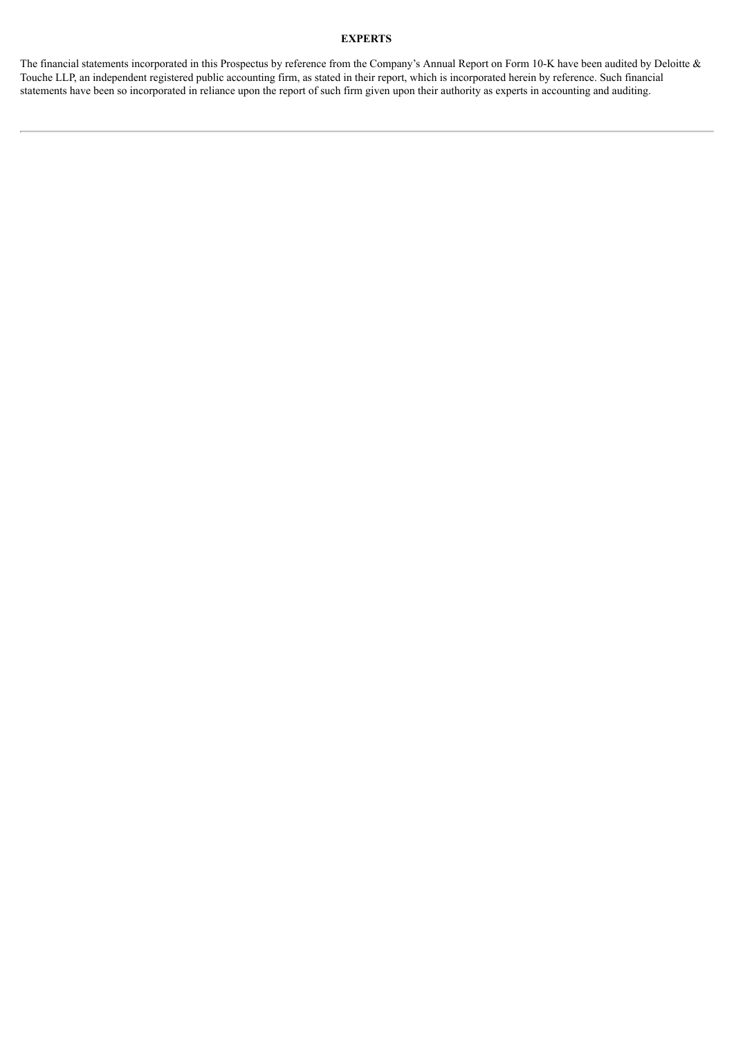## EXPERTS

The financial statements incorporated in this Prospectus by reference from the Company's Annual Report on Form 10-K have been audited by Deloitte & Touche LLP, an independent registered public accounting firm, as stated in their report, which is incorporated herein by reference. Such financial statements have been so incorporated in reliance upon the report of such firm given upon their authority as experts in accounting and auditing.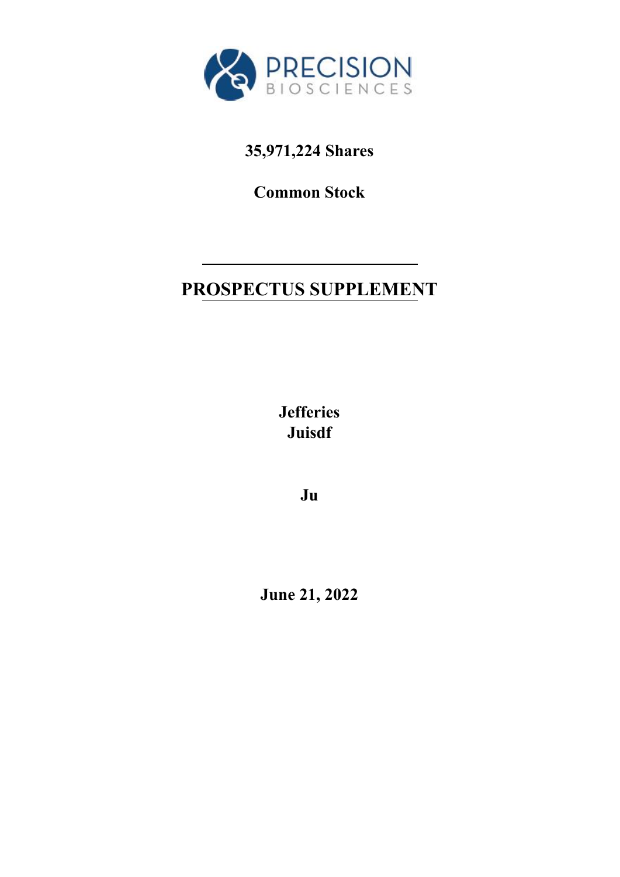PRECISION BIOSCIENCES

**35,971,224 Shares**

**Common Stock**

---

# PROSPECTUS SUPPLEMENT

---

**Jefferies**
**Juisdf**

**Ju**

**June 21, 2022**